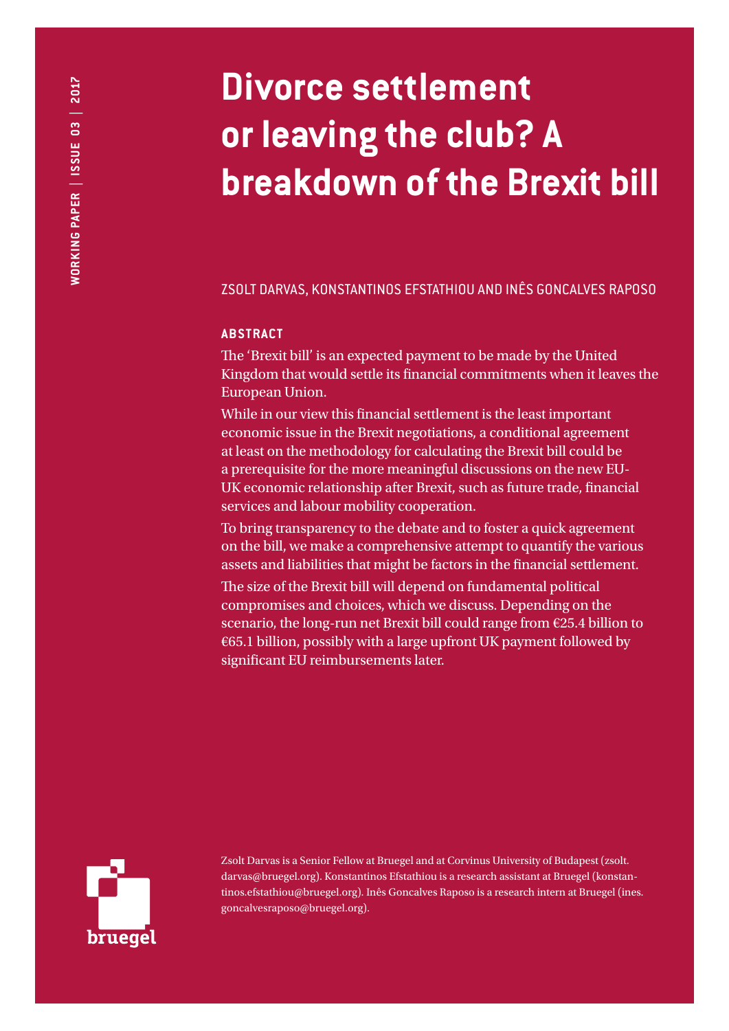WORKING PAPER | ISSUE 03 | 2017

# Divorce settlement or leaving the club? A breakdown of the Brexit bill

ZSOLT DARVAS, KONSTANTINOS EFSTATHIOU AND INÊS GONCALVES RAPOSO

**ABSTRACT**

The 'Brexit bill' is an expected payment to be made by the United Kingdom that would settle its financial commitments when it leaves the European Union.

While in our view this financial settlement is the least important economic issue in the Brexit negotiations, a conditional agreement at least on the methodology for calculating the Brexit bill could be a prerequisite for the more meaningful discussions on the new EU-UK economic relationship after Brexit, such as future trade, financial services and labour mobility cooperation.

To bring transparency to the debate and to foster a quick agreement on the bill, we make a comprehensive attempt to quantify the various assets and liabilities that might be factors in the financial settlement.

The size of the Brexit bill will depend on fundamental political compromises and choices, which we discuss. Depending on the scenario, the long-run net Brexit bill could range from €25.4 billion to €65.1 billion, possibly with a large upfront UK payment followed by significant EU reimbursements later.

Zsolt Darvas is a Senior Fellow at Bruegel and at Corvinus University of Budapest (zsolt.darvas@bruegel.org). Konstantinos Efstathiou is a research assistant at Bruegel (konstantinos.efstathiou@bruegel.org). Inês Goncalves Raposo is a research intern at Bruegel (ines.goncalvesraposo@bruegel.org).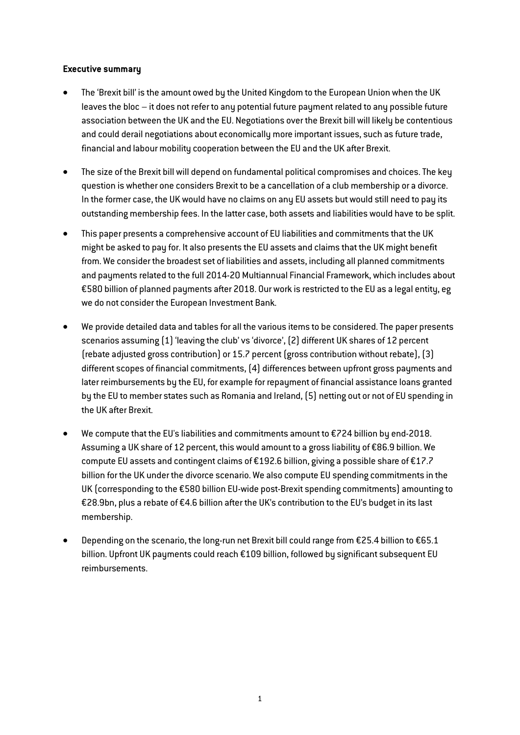**Executive summary**

- The 'Brexit bill' is the amount owed by the United Kingdom to the European Union when the UK leaves the bloc – it does not refer to any potential future payment related to any possible future association between the UK and the EU. Negotiations over the Brexit bill will likely be contentious and could derail negotiations about economically more important issues, such as future trade, financial and labour mobility cooperation between the EU and the UK after Brexit.
- The size of the Brexit bill will depend on fundamental political compromises and choices. The key question is whether one considers Brexit to be a cancellation of a club membership or a divorce. In the former case, the UK would have no claims on any EU assets but would still need to pay its outstanding membership fees. In the latter case, both assets and liabilities would have to be split.
- This paper presents a comprehensive account of EU liabilities and commitments that the UK might be asked to pay for. It also presents the EU assets and claims that the UK might benefit from. We consider the broadest set of liabilities and assets, including all planned commitments and payments related to the full 2014-20 Multiannual Financial Framework, which includes about €580 billion of planned payments after 2018. Our work is restricted to the EU as a legal entity, eg we do not consider the European Investment Bank.
- We provide detailed data and tables for all the various items to be considered. The paper presents scenarios assuming (1) 'leaving the club' vs 'divorce', (2) different UK shares of 12 percent (rebate adjusted gross contribution) or 15.7 percent (gross contribution without rebate), (3) different scopes of financial commitments, (4) differences between upfront gross payments and later reimbursements by the EU, for example for repayment of financial assistance loans granted by the EU to member states such as Romania and Ireland, (5) netting out or not of EU spending in the UK after Brexit.
- We compute that the EU's liabilities and commitments amount to €724 billion by end-2018. Assuming a UK share of 12 percent, this would amount to a gross liability of €86.9 billion. We compute EU assets and contingent claims of €192.6 billion, giving a possible share of €17.7 billion for the UK under the divorce scenario. We also compute EU spending commitments in the UK (corresponding to the €580 billion EU-wide post-Brexit spending commitments) amounting to €28.9bn, plus a rebate of €4.6 billion after the UK's contribution to the EU's budget in its last membership.
- Depending on the scenario, the long-run net Brexit bill could range from €25.4 billion to €65.1 billion. Upfront UK payments could reach €109 billion, followed by significant subsequent EU reimbursements.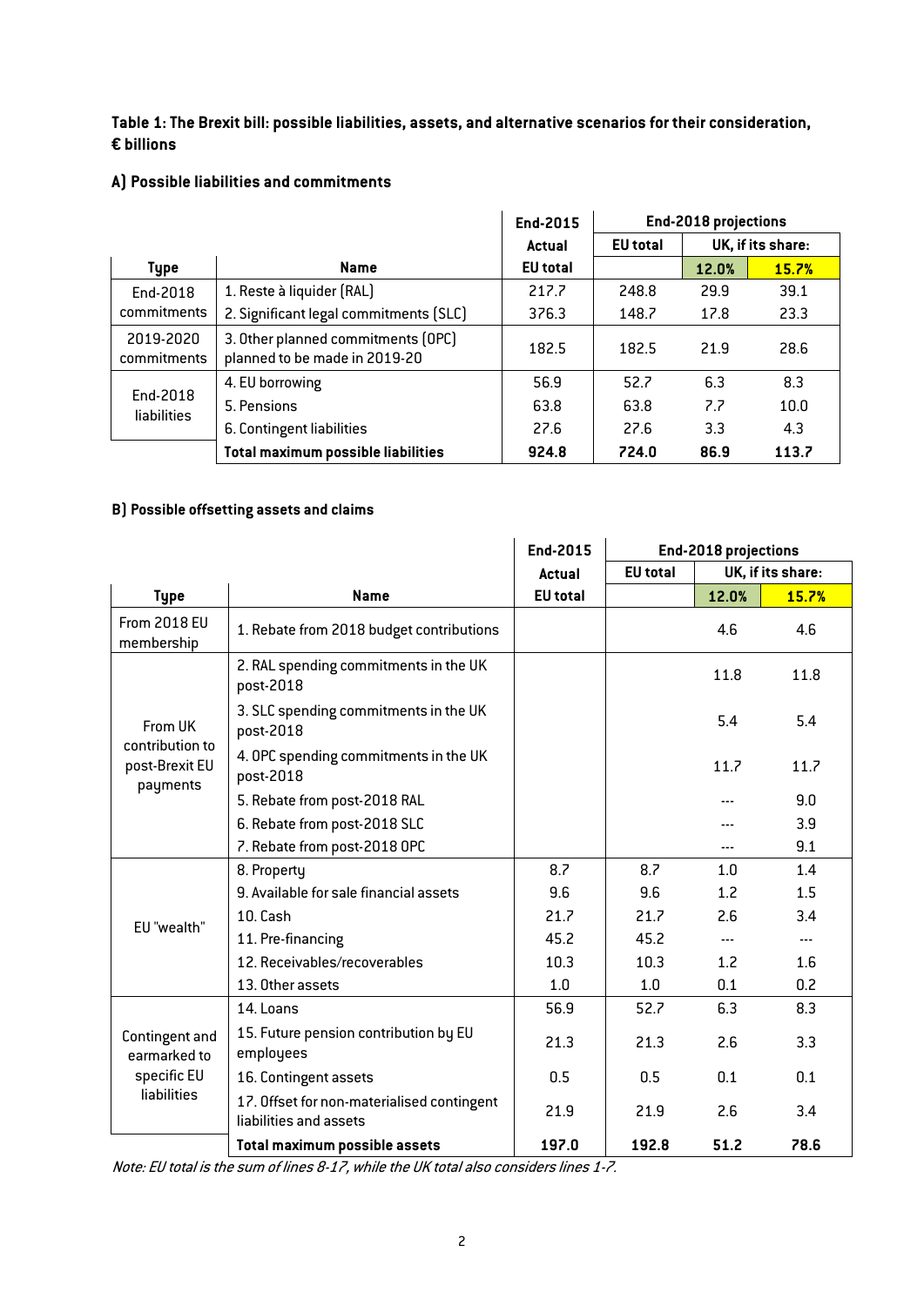**Table 1: The Brexit bill: possible liabilities, assets, and alternative scenarios for their consideration, € billions**

**A) Possible liabilities and commitments**

| | | End-2015 | End-2018 projections | | |
|---|---|---|---|---|---|
| | | Actual | EU total | UK, if its share: | |
| **Type** | **Name** | **EU total** | | **12.0%** | **15.7%** |
| End-2018 commitments | 1. Reste à liquider (RAL) | 217.7 | 248.8 | 29.9 | 39.1 |
| | 2. Significant legal commitments (SLC) | 376.3 | 148.7 | 17.8 | 23.3 |
| 2019-2020 commitments | 3. Other planned commitments (OPC) planned to be made in 2019-20 | 182.5 | 182.5 | 21.9 | 28.6 |
| End-2018 liabilities | 4. EU borrowing | 56.9 | 52.7 | 6.3 | 8.3 |
| | 5. Pensions | 63.8 | 63.8 | 7.7 | 10.0 |
| | 6. Contingent liabilities | 27.6 | 27.6 | 3.3 | 4.3 |
| | **Total maximum possible liabilities** | **924.8** | **724.0** | **86.9** | **113.7** |

**B) Possible offsetting assets and claims**

| | | End-2015 | End-2018 projections | | |
|---|---|---|---|---|---|
| | | Actual | EU total | UK, if its share: | |
| **Type** | **Name** | **EU total** | | **12.0%** | **15.7%** |
| From 2018 EU membership | 1. Rebate from 2018 budget contributions | | | 4.6 | 4.6 |
| From UK contribution to post-Brexit EU payments | 2. RAL spending commitments in the UK post-2018 | | | 11.8 | 11.8 |
| | 3. SLC spending commitments in the UK post-2018 | | | 5.4 | 5.4 |
| | 4. OPC spending commitments in the UK post-2018 | | | 11.7 | 11.7 |
| | 5. Rebate from post-2018 RAL | | | --- | 9.0 |
| | 6. Rebate from post-2018 SLC | | | --- | 3.9 |
| | 7. Rebate from post-2018 OPC | | | --- | 9.1 |
| EU "wealth" | 8. Property | 8.7 | 8.7 | 1.0 | 1.4 |
| | 9. Available for sale financial assets | 9.6 | 9.6 | 1.2 | 1.5 |
| | 10. Cash | 21.7 | 21.7 | 2.6 | 3.4 |
| | 11. Pre-financing | 45.2 | 45.2 | --- | --- |
| | 12. Receivables/recoverables | 10.3 | 10.3 | 1.2 | 1.6 |
| | 13. Other assets | 1.0 | 1.0 | 0.1 | 0.2 |
| Contingent and earmarked to specific EU liabilities | 14. Loans | 56.9 | 52.7 | 6.3 | 8.3 |
| | 15. Future pension contribution by EU employees | 21.3 | 21.3 | 2.6 | 3.3 |
| | 16. Contingent assets | 0.5 | 0.5 | 0.1 | 0.1 |
| | 17. Offset for non-materialised contingent liabilities and assets | 21.9 | 21.9 | 2.6 | 3.4 |
| | **Total maximum possible assets** | **197.0** | **192.8** | **51.2** | **78.6** |

*Note: EU total is the sum of lines 8-17, while the UK total also considers lines 1-7.*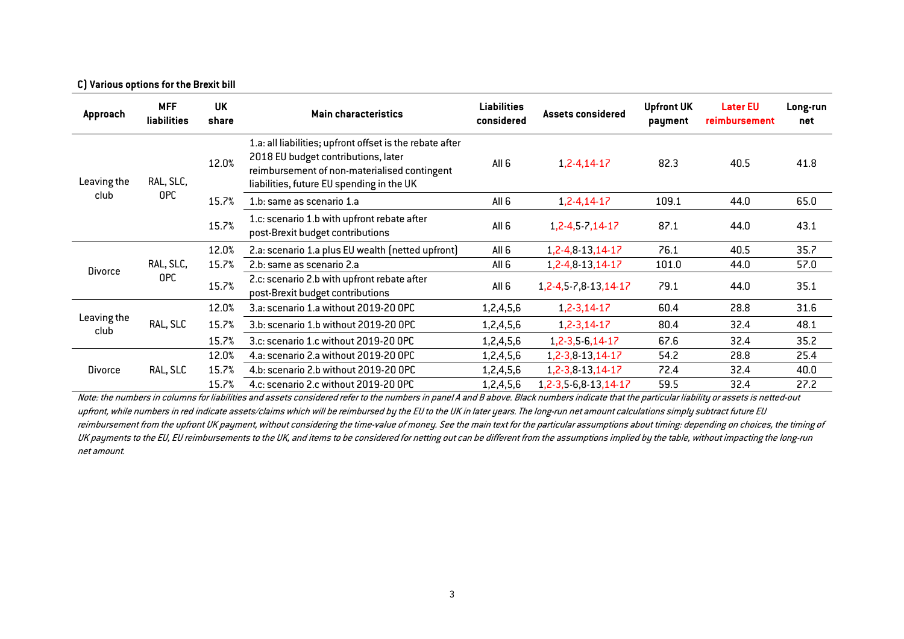**C) Various options for the Brexit bill**

| Approach | MFF liabilities | UK share | Main characteristics | Liabilities considered | Assets considered | Upfront UK payment | Later EU reimbursement | Long-run net |
|---|---|---|---|---|---|---|---|---|
| Leaving the club | RAL, SLC, OPC | 12.0% | 1.a: all liabilities; upfront offset is the rebate after 2018 EU budget contributions, later reimbursement of non-materialised contingent liabilities, future EU spending in the UK | All 6 | 1,2-4,14-17 | 82.3 | 40.5 | 41.8 |
| | | 15.7% | 1.b: same as scenario 1.a | All 6 | 1,2-4,14-17 | 109.1 | 44.0 | 65.0 |
| | | 15.7% | 1.c: scenario 1.b with upfront rebate after post-Brexit budget contributions | All 6 | 1,2-4,5-7,14-17 | 87.1 | 44.0 | 43.1 |
| Divorce | RAL, SLC, OPC | 12.0% | 2.a: scenario 1.a plus EU wealth (netted upfront) | All 6 | 1,2-4,8-13,14-17 | 76.1 | 40.5 | 35.7 |
| | | 15.7% | 2.b: same as scenario 2.a | All 6 | 1,2-4,8-13,14-17 | 101.0 | 44.0 | 57.0 |
| | | 15.7% | 2.c: scenario 2.b with upfront rebate after post-Brexit budget contributions | All 6 | 1,2-4,5-7,8-13,14-17 | 79.1 | 44.0 | 35.1 |
| Leaving the club | RAL, SLC | 12.0% | 3.a: scenario 1.a without 2019-20 OPC | 1,2,4,5,6 | 1,2-3,14-17 | 60.4 | 28.8 | 31.6 |
| | | 15.7% | 3.b: scenario 1.b without 2019-20 OPC | 1,2,4,5,6 | 1,2-3,14-17 | 80.4 | 32.4 | 48.1 |
| | | 15.7% | 3.c: scenario 1.c without 2019-20 OPC | 1,2,4,5,6 | 1,2-3,5-6,14-17 | 67.6 | 32.4 | 35.2 |
| Divorce | RAL, SLC | 12.0% | 4.a: scenario 2.a without 2019-20 OPC | 1,2,4,5,6 | 1,2-3,8-13,14-17 | 54.2 | 28.8 | 25.4 |
| | | 15.7% | 4.b: scenario 2.b without 2019-20 OPC | 1,2,4,5,6 | 1,2-3,8-13,14-17 | 72.4 | 32.4 | 40.0 |
| | | 15.7% | 4.c: scenario 2.c without 2019-20 OPC | 1,2,4,5,6 | 1,2-3,5-6,8-13,14-17 | 59.5 | 32.4 | 27.2 |

*Note: the numbers in columns for liabilities and assets considered refer to the numbers in panel A and B above. Black numbers indicate that the particular liability or assets is netted-out upfront, while numbers in red indicate assets/claims which will be reimbursed by the EU to the UK in later years. The long-run net amount calculations simply subtract future EU reimbursement from the upfront UK payment, without considering the time-value of money. See the main text for the particular assumptions about timing: depending on choices, the timing of UK payments to the EU, EU reimbursements to the UK, and items to be considered for netting out can be different from the assumptions implied by the table, without impacting the long-run net amount.*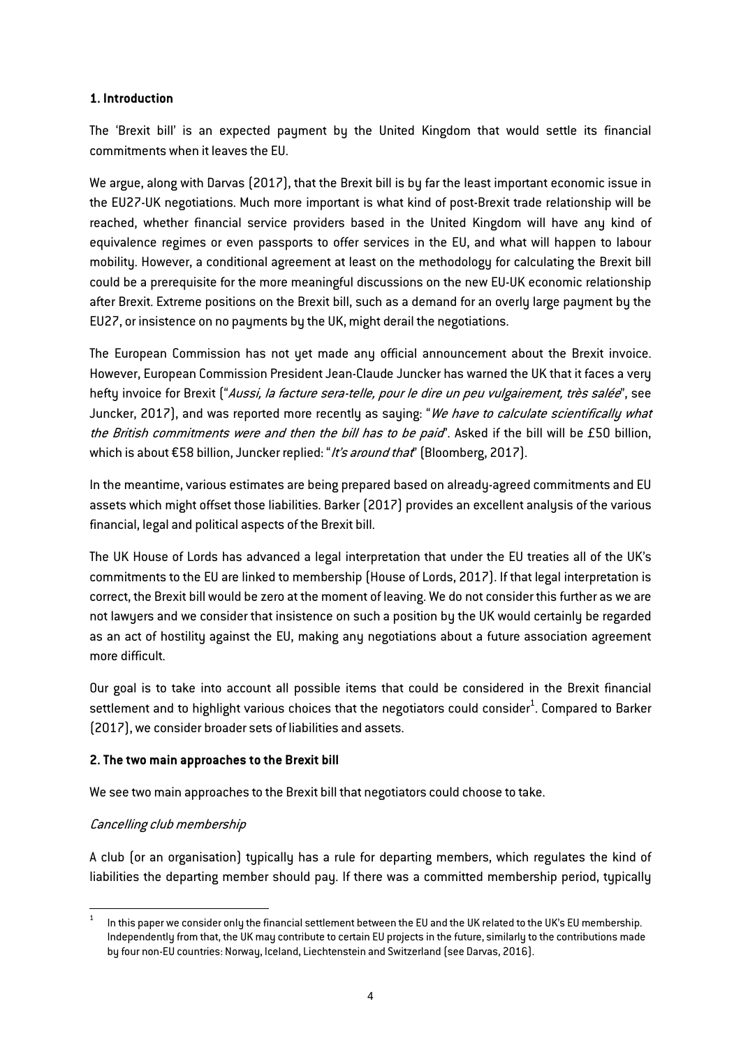## 1. Introduction

The 'Brexit bill' is an expected payment by the United Kingdom that would settle its financial commitments when it leaves the EU.

We argue, along with Darvas (2017), that the Brexit bill is by far the least important economic issue in the EU27-UK negotiations. Much more important is what kind of post-Brexit trade relationship will be reached, whether financial service providers based in the United Kingdom will have any kind of equivalence regimes or even passports to offer services in the EU, and what will happen to labour mobility. However, a conditional agreement at least on the methodology for calculating the Brexit bill could be a prerequisite for the more meaningful discussions on the new EU-UK economic relationship after Brexit. Extreme positions on the Brexit bill, such as a demand for an overly large payment by the EU27, or insistence on no payments by the UK, might derail the negotiations.

The European Commission has not yet made any official announcement about the Brexit invoice. However, European Commission President Jean-Claude Juncker has warned the UK that it faces a very hefty invoice for Brexit ("*Aussi, la facture sera-telle, pour le dire un peu vulgairement, très salée*", see Juncker, 2017), and was reported more recently as saying: "*We have to calculate scientifically what the British commitments were and then the bill has to be paid*". Asked if the bill will be £50 billion, which is about €58 billion, Juncker replied: "*It's around that*" (Bloomberg, 2017).

In the meantime, various estimates are being prepared based on already-agreed commitments and EU assets which might offset those liabilities. Barker (2017) provides an excellent analysis of the various financial, legal and political aspects of the Brexit bill.

The UK House of Lords has advanced a legal interpretation that under the EU treaties all of the UK's commitments to the EU are linked to membership (House of Lords, 2017). If that legal interpretation is correct, the Brexit bill would be zero at the moment of leaving. We do not consider this further as we are not lawyers and we consider that insistence on such a position by the UK would certainly be regarded as an act of hostility against the EU, making any negotiations about a future association agreement more difficult.

Our goal is to take into account all possible items that could be considered in the Brexit financial settlement and to highlight various choices that the negotiators could consider[1]. Compared to Barker (2017), we consider broader sets of liabilities and assets.

## 2. The two main approaches to the Brexit bill

We see two main approaches to the Brexit bill that negotiators could choose to take.

### *Cancelling club membership*

A club (or an organisation) typically has a rule for departing members, which regulates the kind of liabilities the departing member should pay. If there was a committed membership period, typically

[1] In this paper we consider only the financial settlement between the EU and the UK related to the UK's EU membership. Independently from that, the UK may contribute to certain EU projects in the future, similarly to the contributions made by four non-EU countries: Norway, Iceland, Liechtenstein and Switzerland (see Darvas, 2016).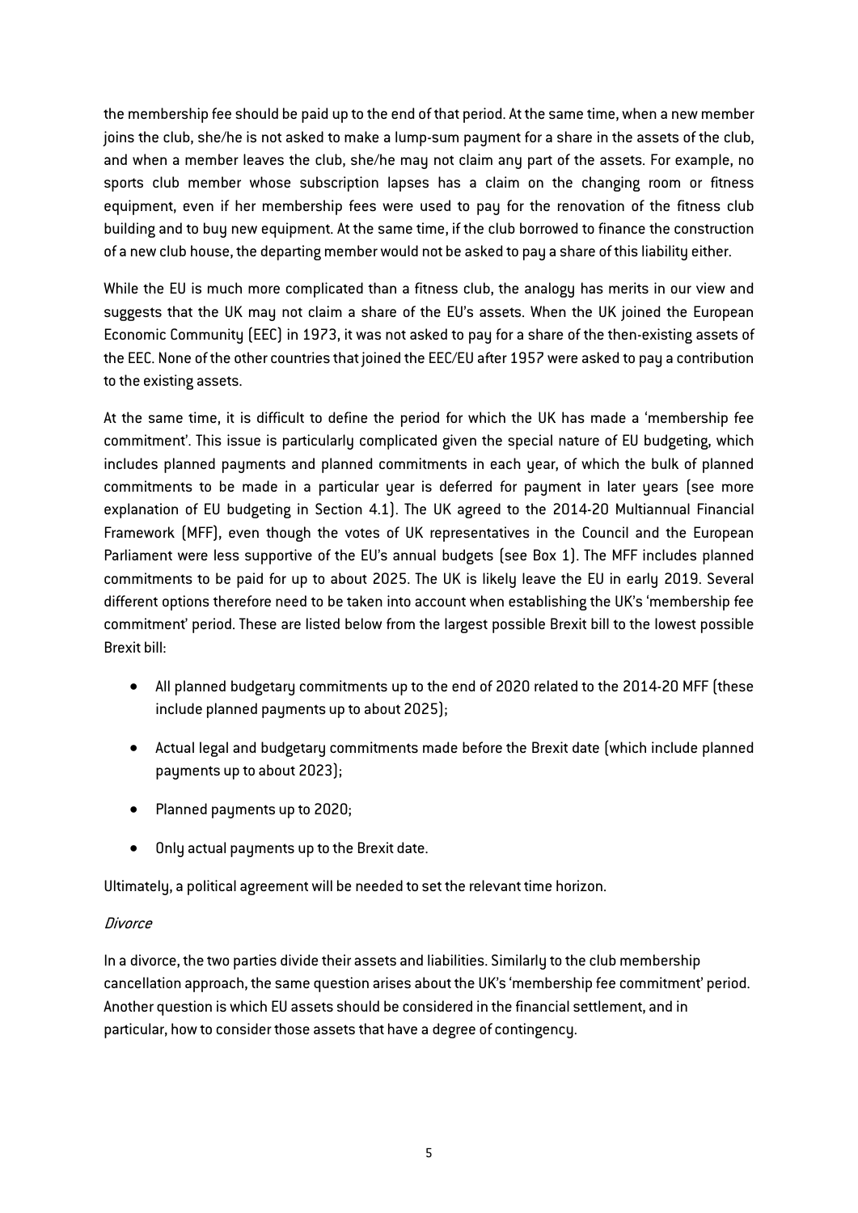the membership fee should be paid up to the end of that period. At the same time, when a new member joins the club, she/he is not asked to make a lump-sum payment for a share in the assets of the club, and when a member leaves the club, she/he may not claim any part of the assets. For example, no sports club member whose subscription lapses has a claim on the changing room or fitness equipment, even if her membership fees were used to pay for the renovation of the fitness club building and to buy new equipment. At the same time, if the club borrowed to finance the construction of a new club house, the departing member would not be asked to pay a share of this liability either.

While the EU is much more complicated than a fitness club, the analogy has merits in our view and suggests that the UK may not claim a share of the EU's assets. When the UK joined the European Economic Community (EEC) in 1973, it was not asked to pay for a share of the then-existing assets of the EEC. None of the other countries that joined the EEC/EU after 1957 were asked to pay a contribution to the existing assets.

At the same time, it is difficult to define the period for which the UK has made a 'membership fee commitment'. This issue is particularly complicated given the special nature of EU budgeting, which includes planned payments and planned commitments in each year, of which the bulk of planned commitments to be made in a particular year is deferred for payment in later years (see more explanation of EU budgeting in Section 4.1). The UK agreed to the 2014-20 Multiannual Financial Framework (MFF), even though the votes of UK representatives in the Council and the European Parliament were less supportive of the EU's annual budgets (see Box 1). The MFF includes planned commitments to be paid for up to about 2025. The UK is likely leave the EU in early 2019. Several different options therefore need to be taken into account when establishing the UK's 'membership fee commitment' period. These are listed below from the largest possible Brexit bill to the lowest possible Brexit bill:

- All planned budgetary commitments up to the end of 2020 related to the 2014-20 MFF (these include planned payments up to about 2025);
- Actual legal and budgetary commitments made before the Brexit date (which include planned payments up to about 2023);
- Planned payments up to 2020;
- Only actual payments up to the Brexit date.

Ultimately, a political agreement will be needed to set the relevant time horizon.

*Divorce*

In a divorce, the two parties divide their assets and liabilities. Similarly to the club membership cancellation approach, the same question arises about the UK's 'membership fee commitment' period. Another question is which EU assets should be considered in the financial settlement, and in particular, how to consider those assets that have a degree of contingency.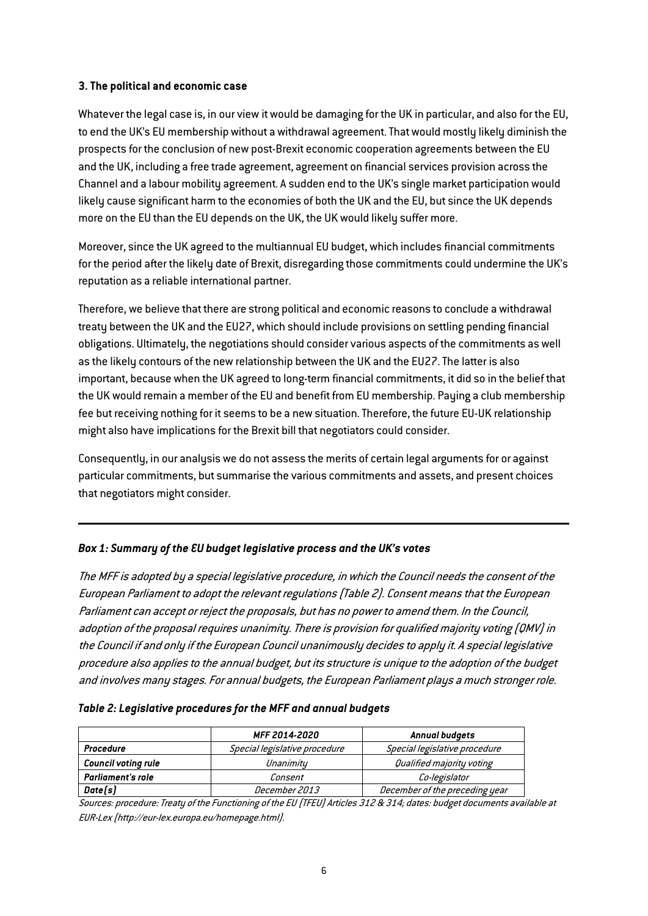### 3. The political and economic case

Whatever the legal case is, in our view it would be damaging for the UK in particular, and also for the EU, to end the UK's EU membership without a withdrawal agreement. That would mostly likely diminish the prospects for the conclusion of new post-Brexit economic cooperation agreements between the EU and the UK, including a free trade agreement, agreement on financial services provision across the Channel and a labour mobility agreement. A sudden end to the UK's single market participation would likely cause significant harm to the economies of both the UK and the EU, but since the UK depends more on the EU than the EU depends on the UK, the UK would likely suffer more.

Moreover, since the UK agreed to the multiannual EU budget, which includes financial commitments for the period after the likely date of Brexit, disregarding those commitments could undermine the UK's reputation as a reliable international partner.

Therefore, we believe that there are strong political and economic reasons to conclude a withdrawal treaty between the UK and the EU27, which should include provisions on settling pending financial obligations. Ultimately, the negotiations should consider various aspects of the commitments as well as the likely contours of the new relationship between the UK and the EU27. The latter is also important, because when the UK agreed to long-term financial commitments, it did so in the belief that the UK would remain a member of the EU and benefit from EU membership. Paying a club membership fee but receiving nothing for it seems to be a new situation. Therefore, the future EU-UK relationship might also have implications for the Brexit bill that negotiators could consider.

Consequently, in our analysis we do not assess the merits of certain legal arguments for or against particular commitments, but summarise the various commitments and assets, and present choices that negotiators might consider.

---

***Box 1: Summary of the EU budget legislative process and the UK's votes***

*The MFF is adopted by a special legislative procedure, in which the Council needs the consent of the European Parliament to adopt the relevant regulations (Table 2). Consent means that the European Parliament can accept or reject the proposals, but has no power to amend them. In the Council, adoption of the proposal requires unanimity. There is provision for qualified majority voting (QMV) in the Council if and only if the European Council unanimously decides to apply it. A special legislative procedure also applies to the annual budget, but its structure is unique to the adoption of the budget and involves many stages. For annual budgets, the European Parliament plays a much stronger role.*

***Table 2: Legislative procedures for the MFF and annual budgets***

| | ***MFF 2014-2020*** | ***Annual budgets*** |
|---|---|---|
| ***Procedure*** | *Special legislative procedure* | *Special legislative procedure* |
| ***Council voting rule*** | *Unanimity* | *Qualified majority voting* |
| ***Parliament's role*** | *Consent* | *Co-legislator* |
| ***Date(s)*** | *December 2013* | *December of the preceding year* |

*Sources: procedure: Treaty of the Functioning of the EU (TFEU) Articles 312 & 314; dates: budget documents available at EUR-Lex (http://eur-lex.europa.eu/homepage.html).*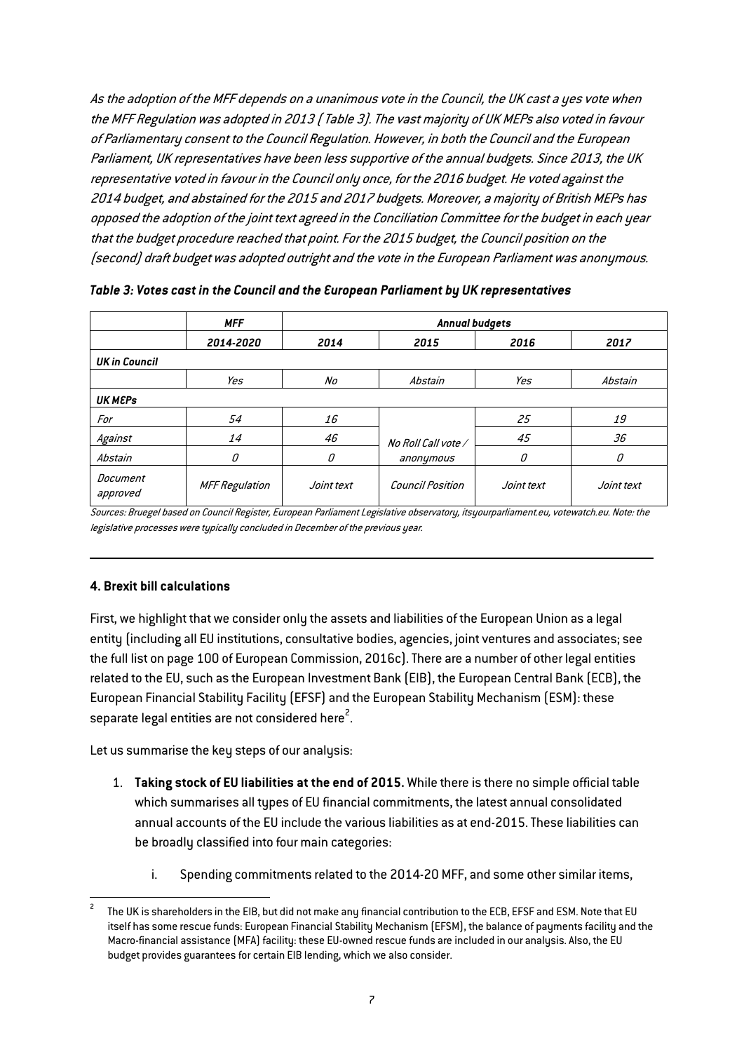*As the adoption of the MFF depends on a unanimous vote in the Council, the UK cast a yes vote when the MFF Regulation was adopted in 2013 ( Table 3). The vast majority of UK MEPs also voted in favour of Parliamentary consent to the Council Regulation. However, in both the Council and the European Parliament, UK representatives have been less supportive of the annual budgets. Since 2013, the UK representative voted in favour in the Council only once, for the 2016 budget. He voted against the 2014 budget, and abstained for the 2015 and 2017 budgets. Moreover, a majority of British MEPs has opposed the adoption of the joint text agreed in the Conciliation Committee for the budget in each year that the budget procedure reached that point. For the 2015 budget, the Council position on the (second) draft budget was adopted outright and the vote in the European Parliament was anonymous.*

***Table 3: Votes cast in the Council and the European Parliament by UK representatives***

| | *MFF* | *Annual budgets* | | | |
|---|---|---|---|---|---|
| | *2014-2020* | *2014* | *2015* | *2016* | *2017* |
| ***UK in Council*** | | | | | |
| | *Yes* | *No* | *Abstain* | *Yes* | *Abstain* |
| ***UK MEPs*** | | | | | |
| *For* | *54* | *16* | *No Roll Call vote / anonymous* | *25* | *19* |
| *Against* | *14* | *46* | | *45* | *36* |
| *Abstain* | *0* | *0* | | *0* | *0* |
| *Document approved* | *MFF Regulation* | *Joint text* | *Council Position* | *Joint text* | *Joint text* |

*Sources: Bruegel based on Council Register, European Parliament Legislative observatory, itsyourparliament.eu, votewatch.eu. Note: the legislative processes were typically concluded in December of the previous year.*

---

#### 4. Brexit bill calculations

First, we highlight that we consider only the assets and liabilities of the European Union as a legal entity (including all EU institutions, consultative bodies, agencies, joint ventures and associates; see the full list on page 100 of European Commission, 2016c). There are a number of other legal entities related to the EU, such as the European Investment Bank (EIB), the European Central Bank (ECB), the European Financial Stability Facility (EFSF) and the European Stability Mechanism (ESM): these separate legal entities are not considered here[2].

Let us summarise the key steps of our analysis:

1. **Taking stock of EU liabilities at the end of 2015.** While there is there no simple official table which summarises all types of EU financial commitments, the latest annual consolidated annual accounts of the EU include the various liabilities as at end-2015. These liabilities can be broadly classified into four main categories:

    i. Spending commitments related to the 2014-20 MFF, and some other similar items,

[2] The UK is shareholders in the EIB, but did not make any financial contribution to the ECB, EFSF and ESM. Note that EU itself has some rescue funds: European Financial Stability Mechanism (EFSM), the balance of payments facility and the Macro-financial assistance (MFA) facility: these EU-owned rescue funds are included in our analysis. Also, the EU budget provides guarantees for certain EIB lending, which we also consider.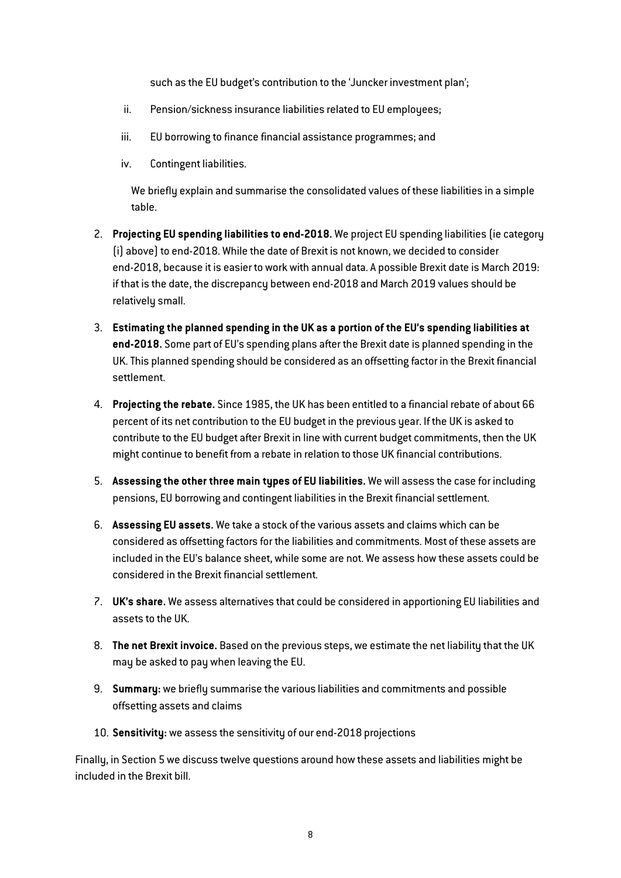such as the EU budget's contribution to the 'Juncker investment plan';

ii. Pension/sickness insurance liabilities related to EU employees;

iii. EU borrowing to finance financial assistance programmes; and

iv. Contingent liabilities.

We briefly explain and summarise the consolidated values of these liabilities in a simple table.

2. **Projecting EU spending liabilities to end-2018.** We project EU spending liabilities (ie category (i) above) to end-2018. While the date of Brexit is not known, we decided to consider end-2018, because it is easier to work with annual data. A possible Brexit date is March 2019: if that is the date, the discrepancy between end-2018 and March 2019 values should be relatively small.
3. **Estimating the planned spending in the UK as a portion of the EU's spending liabilities at end-2018.** Some part of EU's spending plans after the Brexit date is planned spending in the UK. This planned spending should be considered as an offsetting factor in the Brexit financial settlement.
4. **Projecting the rebate.** Since 1985, the UK has been entitled to a financial rebate of about 66 percent of its net contribution to the EU budget in the previous year. If the UK is asked to contribute to the EU budget after Brexit in line with current budget commitments, then the UK might continue to benefit from a rebate in relation to those UK financial contributions.
5. **Assessing the other three main types of EU liabilities.** We will assess the case for including pensions, EU borrowing and contingent liabilities in the Brexit financial settlement.
6. **Assessing EU assets.** We take a stock of the various assets and claims which can be considered as offsetting factors for the liabilities and commitments. Most of these assets are included in the EU's balance sheet, while some are not. We assess how these assets could be considered in the Brexit financial settlement.
7. **UK's share.** We assess alternatives that could be considered in apportioning EU liabilities and assets to the UK.
8. **The net Brexit invoice.** Based on the previous steps, we estimate the net liability that the UK may be asked to pay when leaving the EU.
9. **Summary:** we briefly summarise the various liabilities and commitments and possible offsetting assets and claims
10. **Sensitivity:** we assess the sensitivity of our end-2018 projections

Finally, in Section 5 we discuss twelve questions around how these assets and liabilities might be included in the Brexit bill.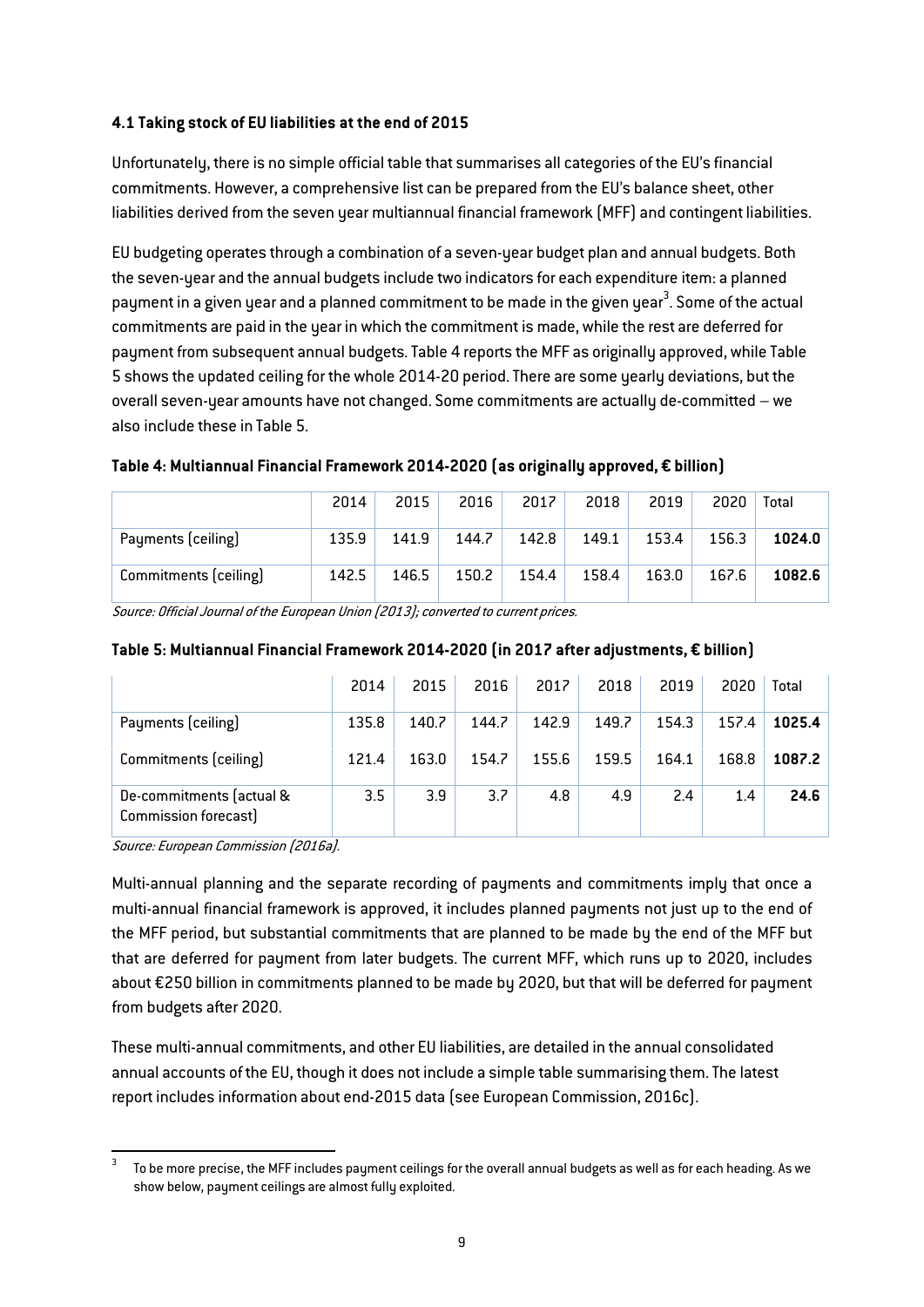### 4.1 Taking stock of EU liabilities at the end of 2015

Unfortunately, there is no simple official table that summarises all categories of the EU's financial commitments. However, a comprehensive list can be prepared from the EU's balance sheet, other liabilities derived from the seven year multiannual financial framework (MFF) and contingent liabilities.

EU budgeting operates through a combination of a seven-year budget plan and annual budgets. Both the seven-year and the annual budgets include two indicators for each expenditure item: a planned payment in a given year and a planned commitment to be made in the given year[3]. Some of the actual commitments are paid in the year in which the commitment is made, while the rest are deferred for payment from subsequent annual budgets. Table 4 reports the MFF as originally approved, while Table 5 shows the updated ceiling for the whole 2014-20 period. There are some yearly deviations, but the overall seven-year amounts have not changed. Some commitments are actually de-committed – we also include these in Table 5.

**Table 4: Multiannual Financial Framework 2014-2020 (as originally approved, € billion)**

| | 2014 | 2015 | 2016 | 2017 | 2018 | 2019 | 2020 | Total |
|---|---|---|---|---|---|---|---|---|
| Payments (ceiling) | 135.9 | 141.9 | 144.7 | 142.8 | 149.1 | 153.4 | 156.3 | **1024.0** |
| Commitments (ceiling) | 142.5 | 146.5 | 150.2 | 154.4 | 158.4 | 163.0 | 167.6 | **1082.6** |

*Source: Official Journal of the European Union (2013); converted to current prices.*

**Table 5: Multiannual Financial Framework 2014-2020 (in 2017 after adjustments, € billion)**

| | 2014 | 2015 | 2016 | 2017 | 2018 | 2019 | 2020 | Total |
|---|---|---|---|---|---|---|---|---|
| Payments (ceiling) | 135.8 | 140.7 | 144.7 | 142.9 | 149.7 | 154.3 | 157.4 | **1025.4** |
| Commitments (ceiling) | 121.4 | 163.0 | 154.7 | 155.6 | 159.5 | 164.1 | 168.8 | **1087.2** |
| De-commitments (actual & Commission forecast) | 3.5 | 3.9 | 3.7 | 4.8 | 4.9 | 2.4 | 1.4 | **24.6** |

*Source: European Commission (2016a).*

Multi-annual planning and the separate recording of payments and commitments imply that once a multi-annual financial framework is approved, it includes planned payments not just up to the end of the MFF period, but substantial commitments that are planned to be made by the end of the MFF but that are deferred for payment from later budgets. The current MFF, which runs up to 2020, includes about €250 billion in commitments planned to be made by 2020, but that will be deferred for payment from budgets after 2020.

These multi-annual commitments, and other EU liabilities, are detailed in the annual consolidated annual accounts of the EU, though it does not include a simple table summarising them. The latest report includes information about end-2015 data (see European Commission, 2016c).

---

[3] To be more precise, the MFF includes payment ceilings for the overall annual budgets as well as for each heading. As we show below, payment ceilings are almost fully exploited.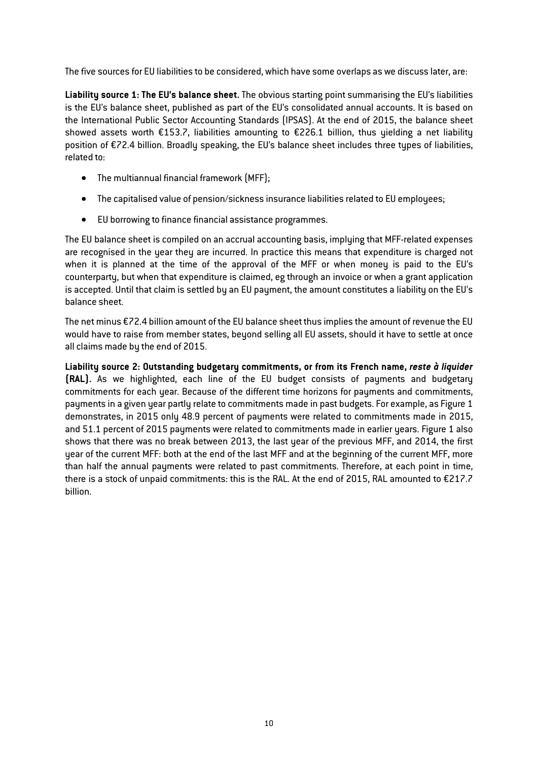The five sources for EU liabilities to be considered, which have some overlaps as we discuss later, are:

**Liability source 1: The EU's balance sheet.** The obvious starting point summarising the EU's liabilities is the EU's balance sheet, published as part of the EU's consolidated annual accounts. It is based on the International Public Sector Accounting Standards (IPSAS). At the end of 2015, the balance sheet showed assets worth €153.7, liabilities amounting to €226.1 billion, thus yielding a net liability position of €72.4 billion. Broadly speaking, the EU's balance sheet includes three types of liabilities, related to:

- The multiannual financial framework (MFF);
- The capitalised value of pension/sickness insurance liabilities related to EU employees;
- EU borrowing to finance financial assistance programmes.

The EU balance sheet is compiled on an accrual accounting basis, implying that MFF-related expenses are recognised in the year they are incurred. In practice this means that expenditure is charged not when it is planned at the time of the approval of the MFF or when money is paid to the EU's counterparty, but when that expenditure is claimed, eg through an invoice or when a grant application is accepted. Until that claim is settled by an EU payment, the amount constitutes a liability on the EU's balance sheet.

The net minus €72.4 billion amount of the EU balance sheet thus implies the amount of revenue the EU would have to raise from member states, beyond selling all EU assets, should it have to settle at once all claims made by the end of 2015.

**Liability source 2: Outstanding budgetary commitments, or from its French name, *reste à liquider* (RAL).** As we highlighted, each line of the EU budget consists of payments and budgetary commitments for each year. Because of the different time horizons for payments and commitments, payments in a given year partly relate to commitments made in past budgets. For example, as Figure 1 demonstrates, in 2015 only 48.9 percent of payments were related to commitments made in 2015, and 51.1 percent of 2015 payments were related to commitments made in earlier years. Figure 1 also shows that there was no break between 2013, the last year of the previous MFF, and 2014, the first year of the current MFF: both at the end of the last MFF and at the beginning of the current MFF, more than half the annual payments were related to past commitments. Therefore, at each point in time, there is a stock of unpaid commitments: this is the RAL. At the end of 2015, RAL amounted to €217.7 billion.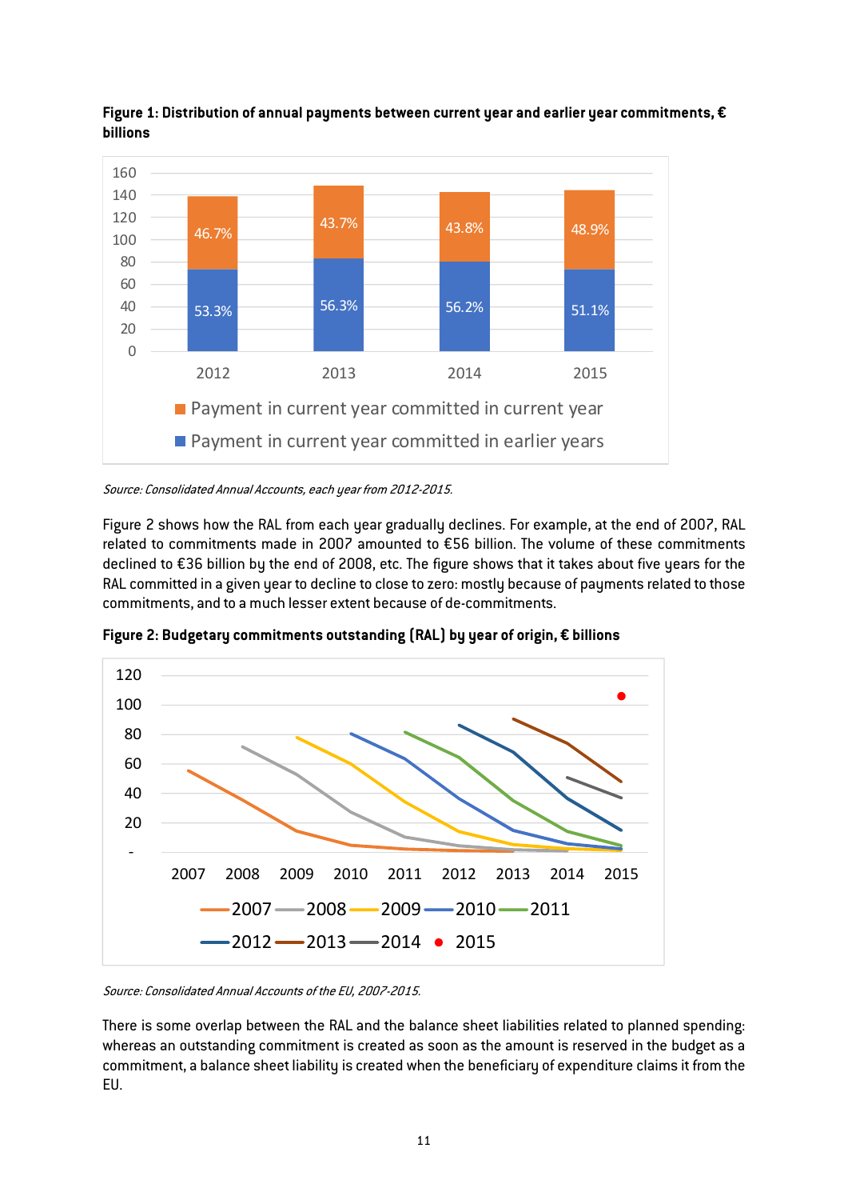**Figure 1: Distribution of annual payments between current year and earlier year commitments, € billions**

| | 2012 | 2013 | 2014 | 2015 |
|---|---|---|---|---|
| Payment in current year committed in current year | 46.7% | 43.7% | 43.8% | 48.9% |
| Payment in current year committed in earlier years | 53.3% | 56.3% | 56.2% | 51.1% |

*Source: Consolidated Annual Accounts, each year from 2012-2015.*

Figure 2 shows how the RAL from each year gradually declines. For example, at the end of 2007, RAL related to commitments made in 2007 amounted to €56 billion. The volume of these commitments declined to €36 billion by the end of 2008, etc. The figure shows that it takes about five years for the RAL committed in a given year to decline to close to zero: mostly because of payments related to those commitments, and to a much lesser extent because of de-commitments.

**Figure 2: Budgetary commitments outstanding (RAL) by year of origin, € billions**

*Source: Consolidated Annual Accounts of the EU, 2007-2015.*

There is some overlap between the RAL and the balance sheet liabilities related to planned spending: whereas an outstanding commitment is created as soon as the amount is reserved in the budget as a commitment, a balance sheet liability is created when the beneficiary of expenditure claims it from the EU.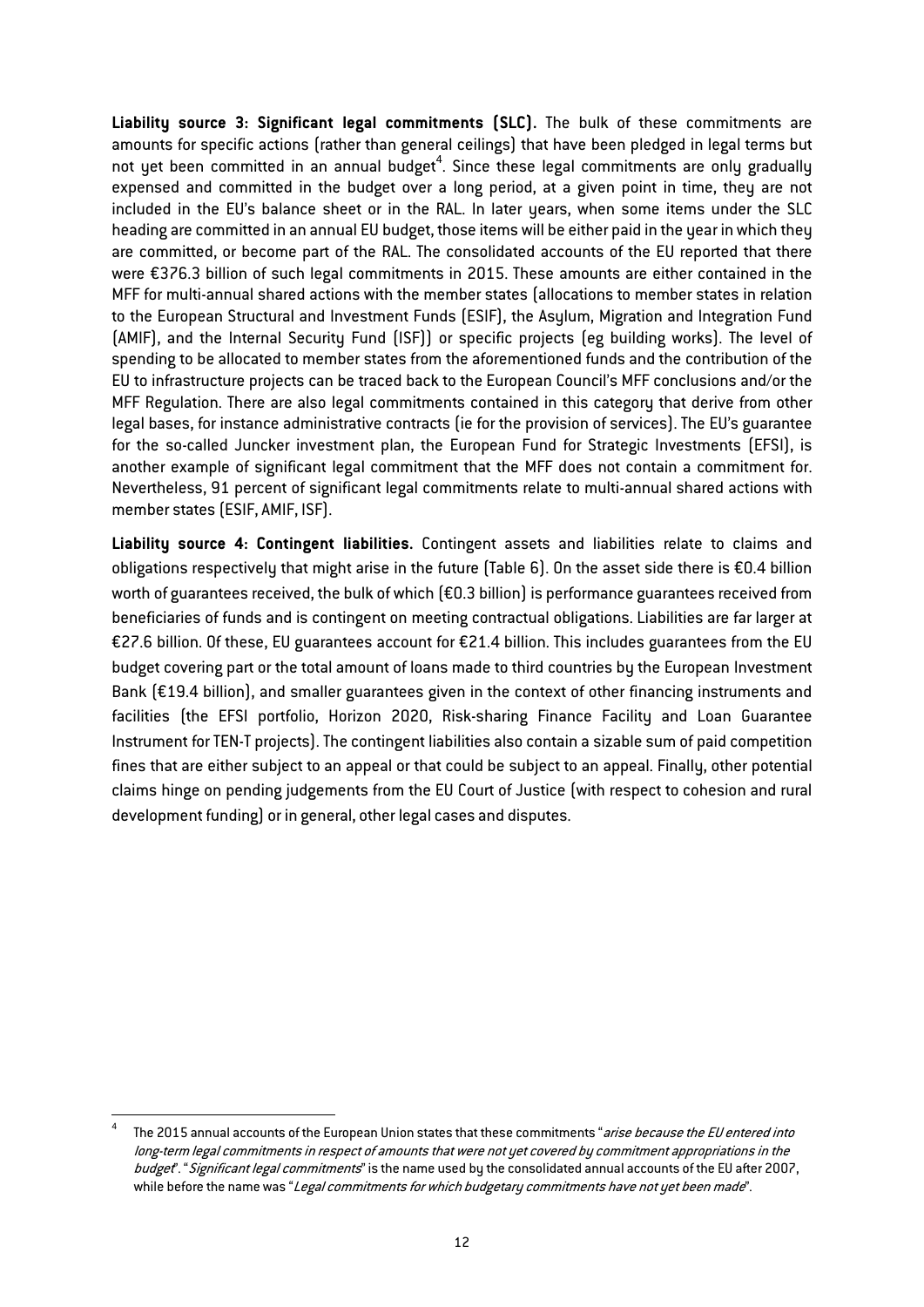**Liability source 3: Significant legal commitments (SLC).** The bulk of these commitments are amounts for specific actions (rather than general ceilings) that have been pledged in legal terms but not yet been committed in an annual budget[4]. Since these legal commitments are only gradually expensed and committed in the budget over a long period, at a given point in time, they are not included in the EU's balance sheet or in the RAL. In later years, when some items under the SLC heading are committed in an annual EU budget, those items will be either paid in the year in which they are committed, or become part of the RAL. The consolidated accounts of the EU reported that there were €376.3 billion of such legal commitments in 2015. These amounts are either contained in the MFF for multi-annual shared actions with the member states (allocations to member states in relation to the European Structural and Investment Funds (ESIF), the Asylum, Migration and Integration Fund (AMIF), and the Internal Security Fund (ISF)) or specific projects (eg building works). The level of spending to be allocated to member states from the aforementioned funds and the contribution of the EU to infrastructure projects can be traced back to the European Council's MFF conclusions and/or the MFF Regulation. There are also legal commitments contained in this category that derive from other legal bases, for instance administrative contracts (ie for the provision of services). The EU's guarantee for the so-called Juncker investment plan, the European Fund for Strategic Investments (EFSI), is another example of significant legal commitment that the MFF does not contain a commitment for. Nevertheless, 91 percent of significant legal commitments relate to multi-annual shared actions with member states (ESIF, AMIF, ISF).

**Liability source 4: Contingent liabilities.** Contingent assets and liabilities relate to claims and obligations respectively that might arise in the future (Table 6). On the asset side there is €0.4 billion worth of guarantees received, the bulk of which (€0.3 billion) is performance guarantees received from beneficiaries of funds and is contingent on meeting contractual obligations. Liabilities are far larger at €27.6 billion. Of these, EU guarantees account for €21.4 billion. This includes guarantees from the EU budget covering part or the total amount of loans made to third countries by the European Investment Bank (€19.4 billion), and smaller guarantees given in the context of other financing instruments and facilities (the EFSI portfolio, Horizon 2020, Risk-sharing Finance Facility and Loan Guarantee Instrument for TEN-T projects). The contingent liabilities also contain a sizable sum of paid competition fines that are either subject to an appeal or that could be subject to an appeal. Finally, other potential claims hinge on pending judgements from the EU Court of Justice (with respect to cohesion and rural development funding) or in general, other legal cases and disputes.

---

[4] The 2015 annual accounts of the European Union states that these commitments "*arise because the EU entered into long-term legal commitments in respect of amounts that were not yet covered by commitment appropriations in the budget*". "*Significant legal commitments*" is the name used by the consolidated annual accounts of the EU after 2007, while before the name was "*Legal commitments for which budgetary commitments have not yet been made*".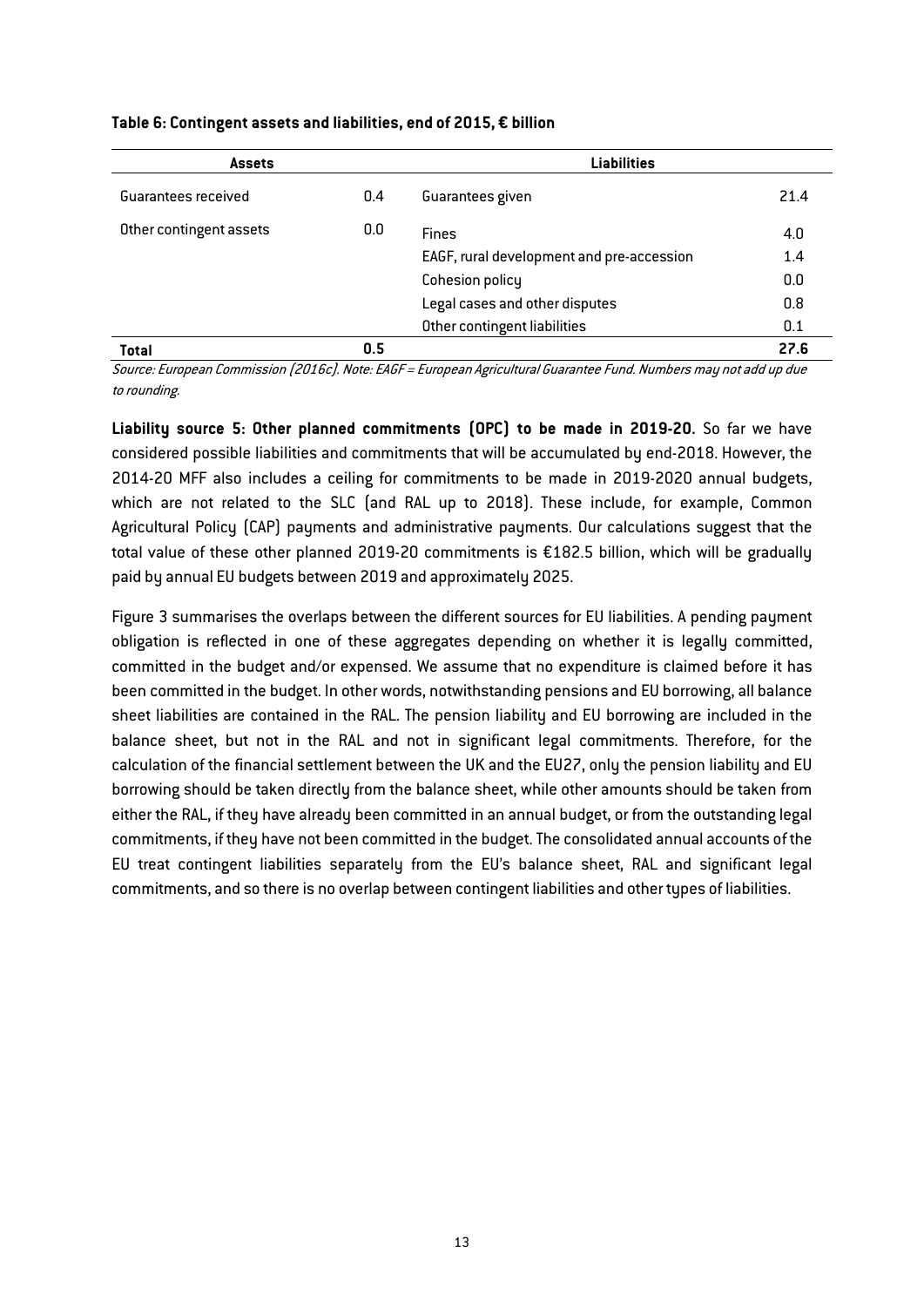**Table 6: Contingent assets and liabilities, end of 2015, € billion**

| Assets | | Liabilities | |
|---|---|---|---|
| Guarantees received | 0.4 | Guarantees given | 21.4 |
| Other contingent assets | 0.0 | Fines | 4.0 |
| | | EAGF, rural development and pre-accession | 1.4 |
| | | Cohesion policy | 0.0 |
| | | Legal cases and other disputes | 0.8 |
| | | Other contingent liabilities | 0.1 |
| **Total** | **0.5** | | **27.6** |

*Source: European Commission (2016c). Note: EAGF = European Agricultural Guarantee Fund. Numbers may not add up due to rounding.*

**Liability source 5: Other planned commitments (OPC) to be made in 2019-20.** So far we have considered possible liabilities and commitments that will be accumulated by end-2018. However, the 2014-20 MFF also includes a ceiling for commitments to be made in 2019-2020 annual budgets, which are not related to the SLC (and RAL up to 2018). These include, for example, Common Agricultural Policy (CAP) payments and administrative payments. Our calculations suggest that the total value of these other planned 2019-20 commitments is €182.5 billion, which will be gradually paid by annual EU budgets between 2019 and approximately 2025.

Figure 3 summarises the overlaps between the different sources for EU liabilities. A pending payment obligation is reflected in one of these aggregates depending on whether it is legally committed, committed in the budget and/or expensed. We assume that no expenditure is claimed before it has been committed in the budget. In other words, notwithstanding pensions and EU borrowing, all balance sheet liabilities are contained in the RAL. The pension liability and EU borrowing are included in the balance sheet, but not in the RAL and not in significant legal commitments. Therefore, for the calculation of the financial settlement between the UK and the EU27, only the pension liability and EU borrowing should be taken directly from the balance sheet, while other amounts should be taken from either the RAL, if they have already been committed in an annual budget, or from the outstanding legal commitments, if they have not been committed in the budget. The consolidated annual accounts of the EU treat contingent liabilities separately from the EU's balance sheet, RAL and significant legal commitments, and so there is no overlap between contingent liabilities and other types of liabilities.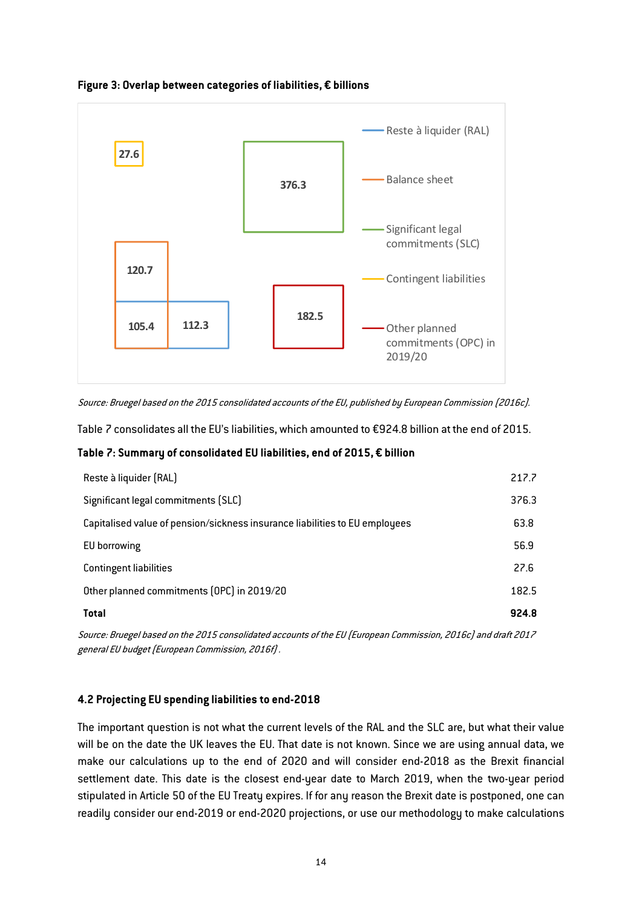**Figure 3: Overlap between categories of liabilities, € billions**

Source: Bruegel based on the 2015 consolidated accounts of the EU, published by European Commission (2016c).

Table 7 consolidates all the EU's liabilities, which amounted to €924.8 billion at the end of 2015.

**Table 7: Summary of consolidated EU liabilities, end of 2015, € billion**

| | |
|---|---|
| Reste à liquider (RAL) | 217.7 |
| Significant legal commitments (SLC) | 376.3 |
| Capitalised value of pension/sickness insurance liabilities to EU employees | 63.8 |
| EU borrowing | 56.9 |
| Contingent liabilities | 27.6 |
| Other planned commitments (OPC) in 2019/20 | 182.5 |
| **Total** | **924.8** |

*Source: Bruegel based on the 2015 consolidated accounts of the EU (European Commission, 2016c) and draft 2017 general EU budget (European Commission, 2016f).*

### 4.2 Projecting EU spending liabilities to end-2018

The important question is not what the current levels of the RAL and the SLC are, but what their value will be on the date the UK leaves the EU. That date is not known. Since we are using annual data, we make our calculations up to the end of 2020 and will consider end-2018 as the Brexit financial settlement date. This date is the closest end-year date to March 2019, when the two-year period stipulated in Article 50 of the EU Treaty expires. If for any reason the Brexit date is postponed, one can readily consider our end-2019 or end-2020 projections, or use our methodology to make calculations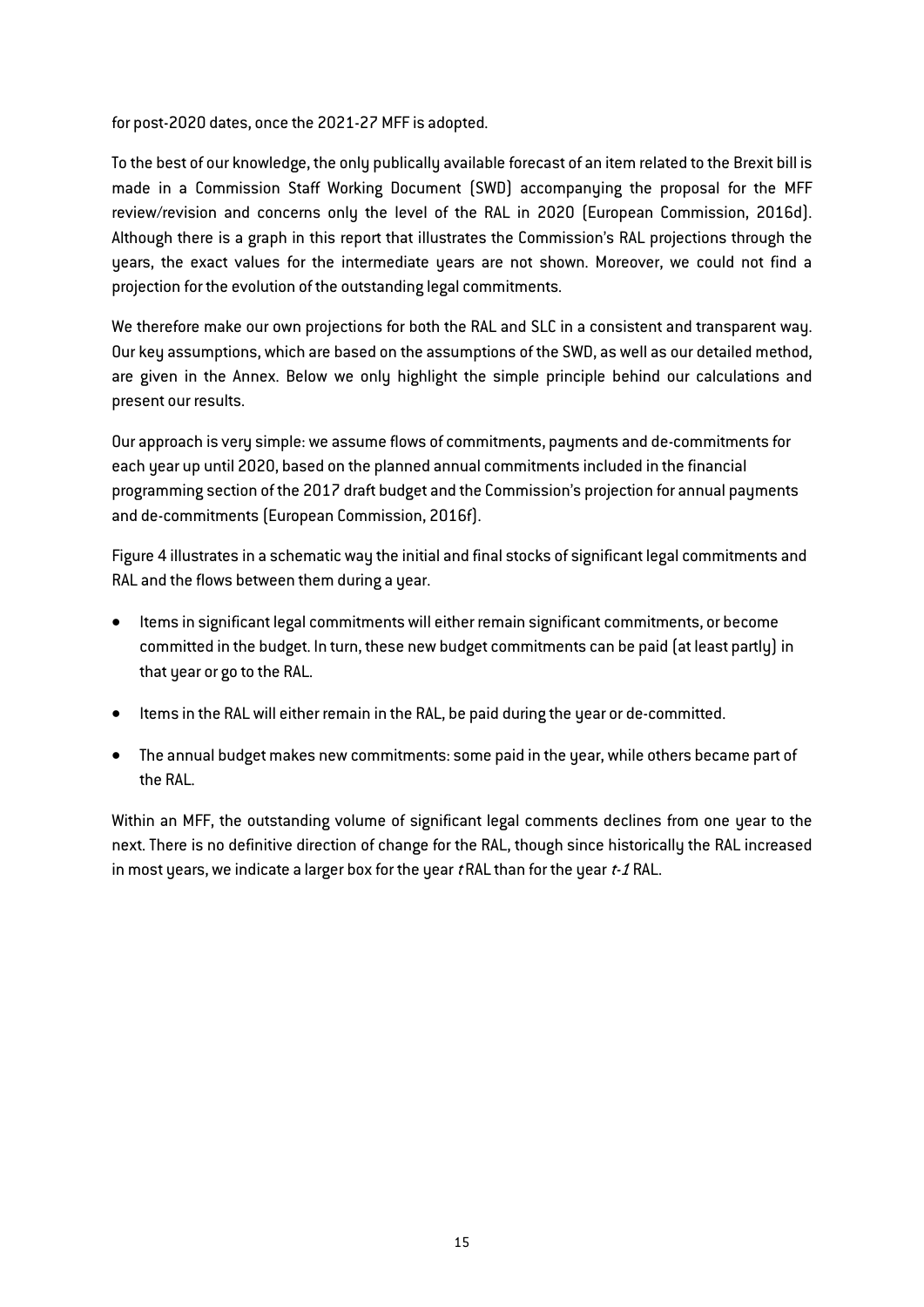for post-2020 dates, once the 2021-27 MFF is adopted.

To the best of our knowledge, the only publically available forecast of an item related to the Brexit bill is made in a Commission Staff Working Document (SWD) accompanying the proposal for the MFF review/revision and concerns only the level of the RAL in 2020 (European Commission, 2016d). Although there is a graph in this report that illustrates the Commission's RAL projections through the years, the exact values for the intermediate years are not shown. Moreover, we could not find a projection for the evolution of the outstanding legal commitments.

We therefore make our own projections for both the RAL and SLC in a consistent and transparent way. Our key assumptions, which are based on the assumptions of the SWD, as well as our detailed method, are given in the Annex. Below we only highlight the simple principle behind our calculations and present our results.

Our approach is very simple: we assume flows of commitments, payments and de-commitments for each year up until 2020, based on the planned annual commitments included in the financial programming section of the 2017 draft budget and the Commission's projection for annual payments and de-commitments (European Commission, 2016f).

Figure 4 illustrates in a schematic way the initial and final stocks of significant legal commitments and RAL and the flows between them during a year.

- Items in significant legal commitments will either remain significant commitments, or become committed in the budget. In turn, these new budget commitments can be paid (at least partly) in that year or go to the RAL.
- Items in the RAL will either remain in the RAL, be paid during the year or de-committed.
- The annual budget makes new commitments: some paid in the year, while others became part of the RAL.

Within an MFF, the outstanding volume of significant legal comments declines from one year to the next. There is no definitive direction of change for the RAL, though since historically the RAL increased in most years, we indicate a larger box for the year *t* RAL than for the year *t-1* RAL.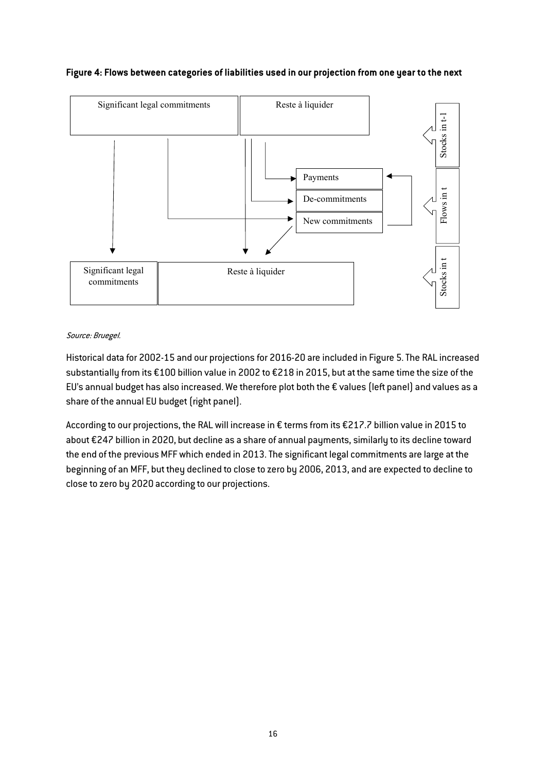**Figure 4: Flows between categories of liabilities used in our projection from one year to the next**

Significant legal commitments

Reste à liquider

Stocks in t-1

Payments

De-commitments

New commitments

Flows in t

Significant legal commitments

Reste à liquider

Stocks in t

*Source: Bruegel.*

Historical data for 2002-15 and our projections for 2016-20 are included in Figure 5. The RAL increased substantially from its €100 billion value in 2002 to €218 in 2015, but at the same time the size of the EU's annual budget has also increased. We therefore plot both the € values (left panel) and values as a share of the annual EU budget (right panel).

According to our projections, the RAL will increase in € terms from its €217.7 billion value in 2015 to about €247 billion in 2020, but decline as a share of annual payments, similarly to its decline toward the end of the previous MFF which ended in 2013. The significant legal commitments are large at the beginning of an MFF, but they declined to close to zero by 2006, 2013, and are expected to decline to close to zero by 2020 according to our projections.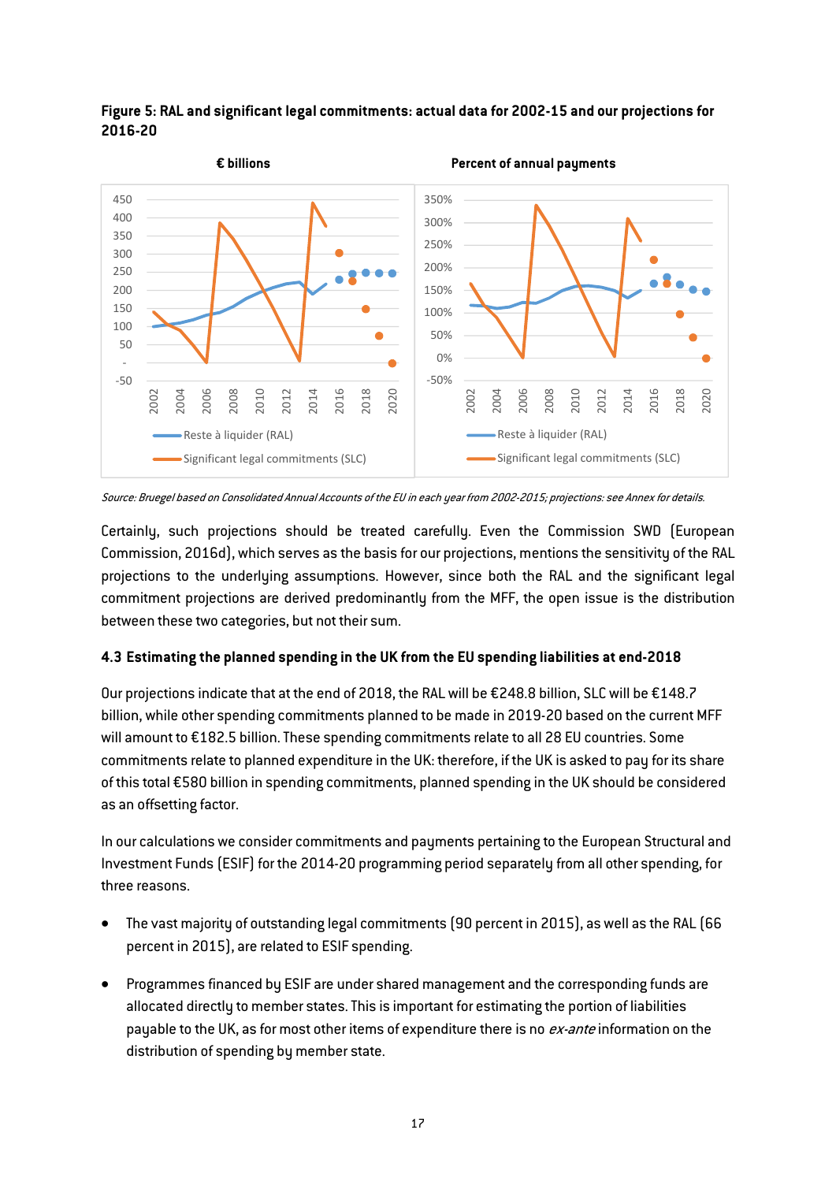**Figure 5: RAL and significant legal commitments: actual data for 2002-15 and our projections for 2016-20**

Source: Bruegel based on Consolidated Annual Accounts of the EU in each year from 2002-2015; projections: see Annex for details.

Certainly, such projections should be treated carefully. Even the Commission SWD (European Commission, 2016d), which serves as the basis for our projections, mentions the sensitivity of the RAL projections to the underlying assumptions. However, since both the RAL and the significant legal commitment projections are derived predominantly from the MFF, the open issue is the distribution between these two categories, but not their sum.

### 4.3 Estimating the planned spending in the UK from the EU spending liabilities at end-2018

Our projections indicate that at the end of 2018, the RAL will be €248.8 billion, SLC will be €148.7 billion, while other spending commitments planned to be made in 2019-20 based on the current MFF will amount to €182.5 billion. These spending commitments relate to all 28 EU countries. Some commitments relate to planned expenditure in the UK: therefore, if the UK is asked to pay for its share of this total €580 billion in spending commitments, planned spending in the UK should be considered as an offsetting factor.

In our calculations we consider commitments and payments pertaining to the European Structural and Investment Funds (ESIF) for the 2014-20 programming period separately from all other spending, for three reasons.

- The vast majority of outstanding legal commitments (90 percent in 2015), as well as the RAL (66 percent in 2015), are related to ESIF spending.
- Programmes financed by ESIF are under shared management and the corresponding funds are allocated directly to member states. This is important for estimating the portion of liabilities payable to the UK, as for most other items of expenditure there is no *ex-ante* information on the distribution of spending by member state.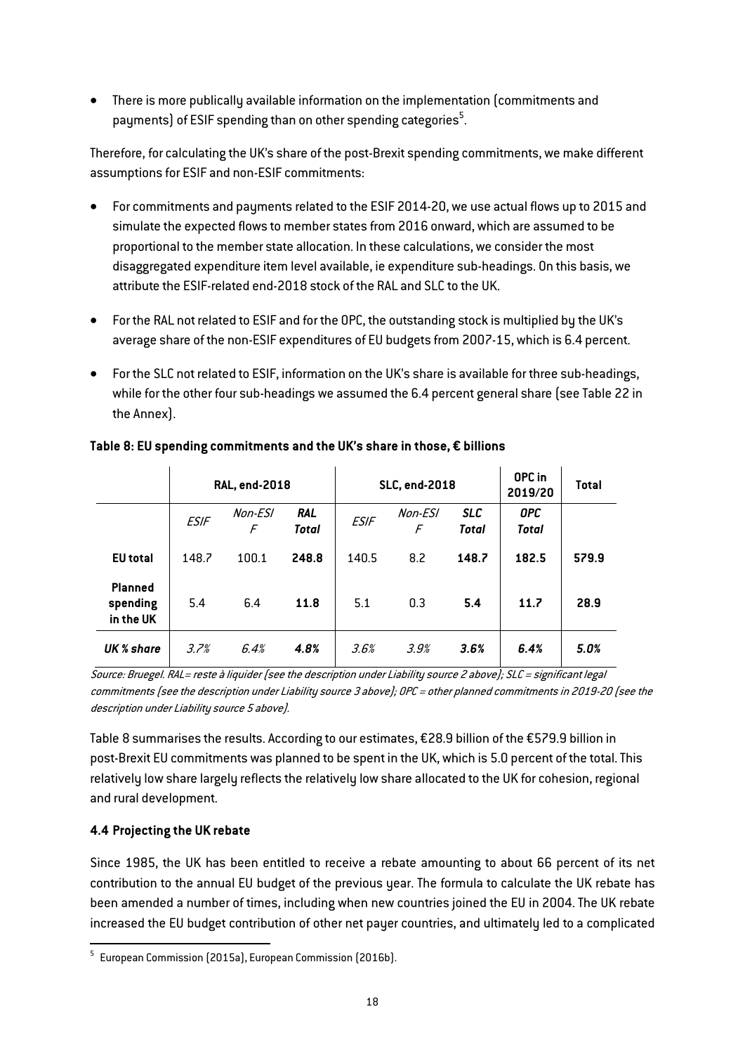- There is more publically available information on the implementation (commitments and payments) of ESIF spending than on other spending categories[5].

Therefore, for calculating the UK's share of the post-Brexit spending commitments, we make different assumptions for ESIF and non-ESIF commitments:

- For commitments and payments related to the ESIF 2014-20, we use actual flows up to 2015 and simulate the expected flows to member states from 2016 onward, which are assumed to be proportional to the member state allocation. In these calculations, we consider the most disaggregated expenditure item level available, ie expenditure sub-headings. On this basis, we attribute the ESIF-related end-2018 stock of the RAL and SLC to the UK.
- For the RAL not related to ESIF and for the OPC, the outstanding stock is multiplied by the UK's average share of the non-ESIF expenditures of EU budgets from 2007-15, which is 6.4 percent.
- For the SLC not related to ESIF, information on the UK's share is available for three sub-headings, while for the other four sub-headings we assumed the 6.4 percent general share (see Table 22 in the Annex).

**Table 8: EU spending commitments and the UK's share in those, € billions**

| | RAL, end-2018 | | | SLC, end-2018 | | | OPC in 2019/20 | Total |
|---|---|---|---|---|---|---|---|---|
| | *ESIF* | *Non-ESIF* | ***RAL Total*** | *ESIF* | *Non-ESIF* | ***SLC Total*** | ***OPC Total*** | |
| **EU total** | 148.7 | 100.1 | **248.8** | 140.5 | 8.2 | **148.7** | **182.5** | **579.9** |
| **Planned spending in the UK** | 5.4 | 6.4 | **11.8** | 5.1 | 0.3 | **5.4** | **11.7** | **28.9** |
| ***UK % share*** | *3.7%* | *6.4%* | ***4.8%*** | *3.6%* | *3.9%* | ***3.6%*** | ***6.4%*** | ***5.0%*** |

*Source: Bruegel. RAL= reste à liquider (see the description under Liability source 2 above); SLC = significant legal commitments (see the description under Liability source 3 above); OPC = other planned commitments in 2019-20 (see the description under Liability source 5 above).*

Table 8 summarises the results. According to our estimates, €28.9 billion of the €579.9 billion in post-Brexit EU commitments was planned to be spent in the UK, which is 5.0 percent of the total. This relatively low share largely reflects the relatively low share allocated to the UK for cohesion, regional and rural development.

### 4.4 Projecting the UK rebate

Since 1985, the UK has been entitled to receive a rebate amounting to about 66 percent of its net contribution to the annual EU budget of the previous year. The formula to calculate the UK rebate has been amended a number of times, including when new countries joined the EU in 2004. The UK rebate increased the EU budget contribution of other net payer countries, and ultimately led to a complicated

[5] European Commission (2015a), European Commission (2016b).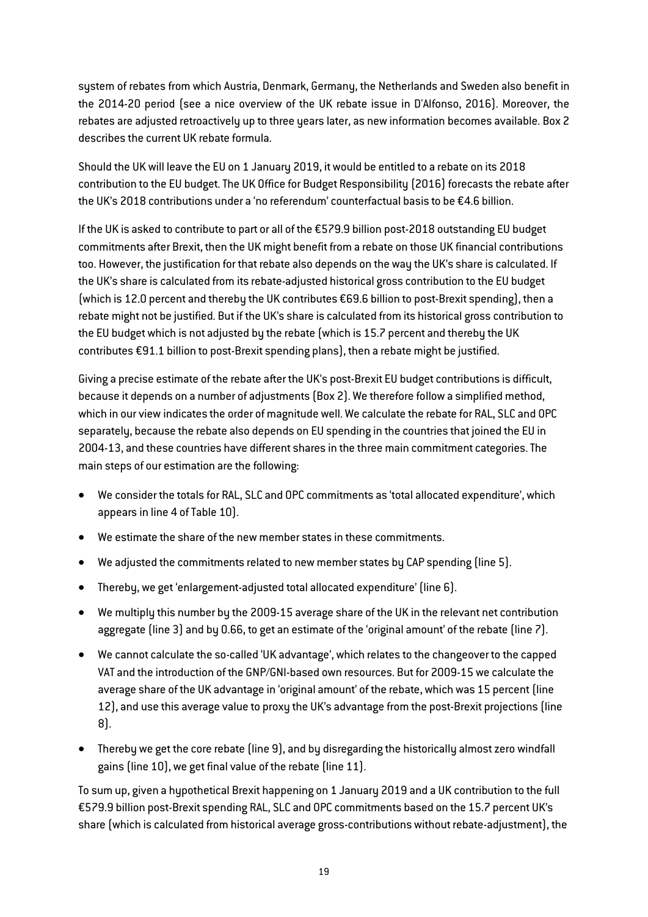system of rebates from which Austria, Denmark, Germany, the Netherlands and Sweden also benefit in the 2014-20 period (see a nice overview of the UK rebate issue in D'Alfonso, 2016). Moreover, the rebates are adjusted retroactively up to three years later, as new information becomes available. Box 2 describes the current UK rebate formula.

Should the UK will leave the EU on 1 January 2019, it would be entitled to a rebate on its 2018 contribution to the EU budget. The UK Office for Budget Responsibility (2016) forecasts the rebate after the UK's 2018 contributions under a 'no referendum' counterfactual basis to be €4.6 billion.

If the UK is asked to contribute to part or all of the €579.9 billion post-2018 outstanding EU budget commitments after Brexit, then the UK might benefit from a rebate on those UK financial contributions too. However, the justification for that rebate also depends on the way the UK's share is calculated. If the UK's share is calculated from its rebate-adjusted historical gross contribution to the EU budget (which is 12.0 percent and thereby the UK contributes €69.6 billion to post-Brexit spending), then a rebate might not be justified. But if the UK's share is calculated from its historical gross contribution to the EU budget which is not adjusted by the rebate (which is 15.7 percent and thereby the UK contributes €91.1 billion to post-Brexit spending plans), then a rebate might be justified.

Giving a precise estimate of the rebate after the UK's post-Brexit EU budget contributions is difficult, because it depends on a number of adjustments (Box 2). We therefore follow a simplified method, which in our view indicates the order of magnitude well. We calculate the rebate for RAL, SLC and OPC separately, because the rebate also depends on EU spending in the countries that joined the EU in 2004-13, and these countries have different shares in the three main commitment categories. The main steps of our estimation are the following:

- We consider the totals for RAL, SLC and OPC commitments as 'total allocated expenditure', which appears in line 4 of Table 10).
- We estimate the share of the new member states in these commitments.
- We adjusted the commitments related to new member states by CAP spending (line 5).
- Thereby, we get 'enlargement-adjusted total allocated expenditure' (line 6).
- We multiply this number by the 2009-15 average share of the UK in the relevant net contribution aggregate (line 3) and by 0.66, to get an estimate of the 'original amount' of the rebate (line 7).
- We cannot calculate the so-called 'UK advantage', which relates to the changeover to the capped VAT and the introduction of the GNP/GNI-based own resources. But for 2009-15 we calculate the average share of the UK advantage in 'original amount' of the rebate, which was 15 percent (line 12), and use this average value to proxy the UK's advantage from the post-Brexit projections (line 8).
- Thereby we get the core rebate (line 9), and by disregarding the historically almost zero windfall gains (line 10), we get final value of the rebate (line 11).

To sum up, given a hypothetical Brexit happening on 1 January 2019 and a UK contribution to the full €579.9 billion post-Brexit spending RAL, SLC and OPC commitments based on the 15.7 percent UK's share (which is calculated from historical average gross-contributions without rebate-adjustment), the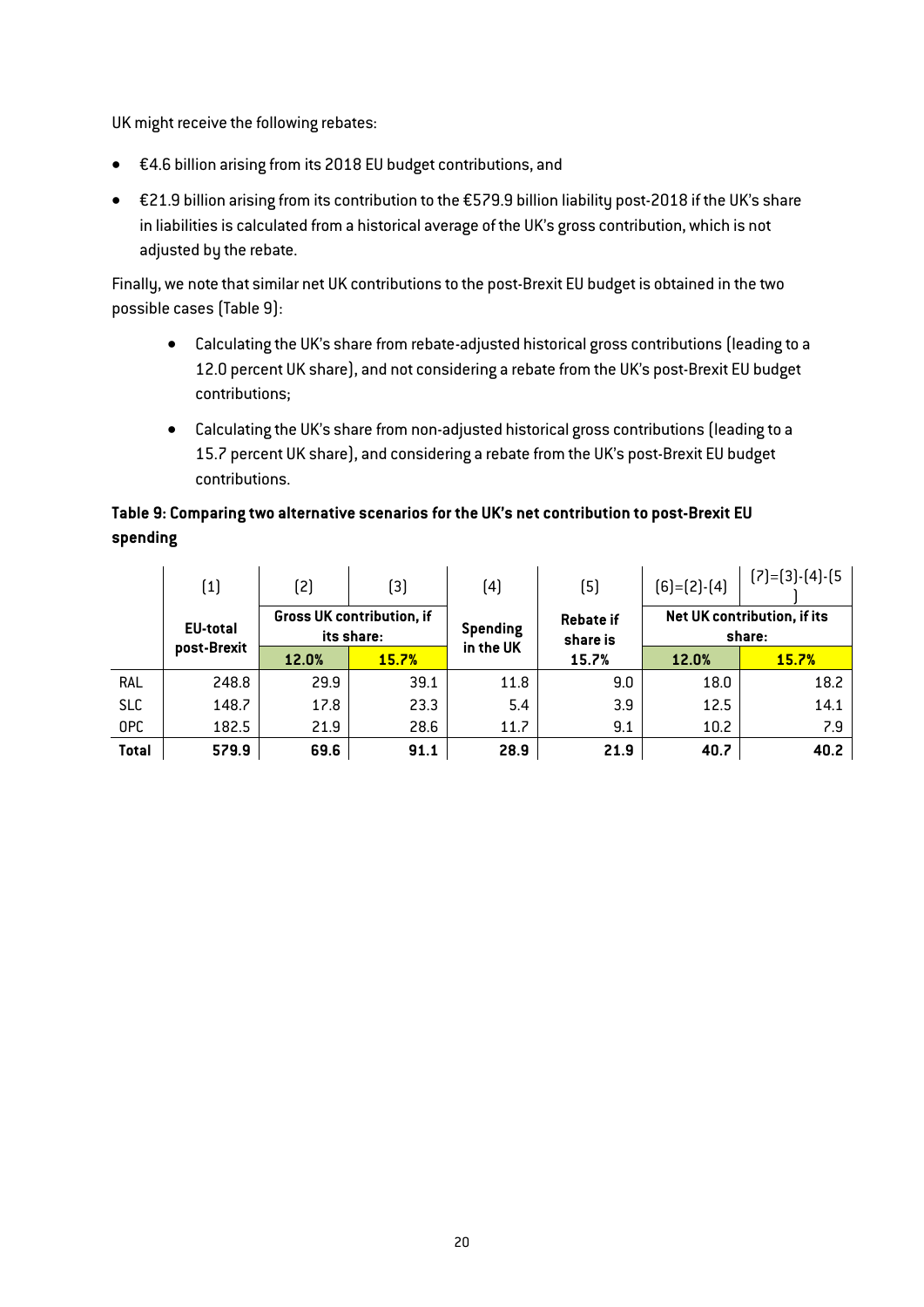UK might receive the following rebates:

- €4.6 billion arising from its 2018 EU budget contributions, and
- €21.9 billion arising from its contribution to the €579.9 billion liability post-2018 if the UK's share in liabilities is calculated from a historical average of the UK's gross contribution, which is not adjusted by the rebate.

Finally, we note that similar net UK contributions to the post-Brexit EU budget is obtained in the two possible cases (Table 9):

- Calculating the UK's share from rebate-adjusted historical gross contributions (leading to a 12.0 percent UK share), and not considering a rebate from the UK's post-Brexit EU budget contributions;
- Calculating the UK's share from non-adjusted historical gross contributions (leading to a 15.7 percent UK share), and considering a rebate from the UK's post-Brexit EU budget contributions.

**Table 9: Comparing two alternative scenarios for the UK's net contribution to post-Brexit EU spending**

| | (1) | (2) | (3) | (4) | (5) | (6)=(2)-(4) | (7)=(3)-(4)-(5) |
|---|---|---|---|---|---|---|---|
| | EU-total post-Brexit | Gross UK contribution, if its share: | | Spending in the UK | Rebate if share is 15.7% | Net UK contribution, if its share: | |
| | | 12.0% | 15.7% | | | 12.0% | 15.7% |
| RAL | 248.8 | 29.9 | 39.1 | 11.8 | 9.0 | 18.0 | 18.2 |
| SLC | 148.7 | 17.8 | 23.3 | 5.4 | 3.9 | 12.5 | 14.1 |
| OPC | 182.5 | 21.9 | 28.6 | 11.7 | 9.1 | 10.2 | 7.9 |
| **Total** | **579.9** | **69.6** | **91.1** | **28.9** | **21.9** | **40.7** | **40.2** |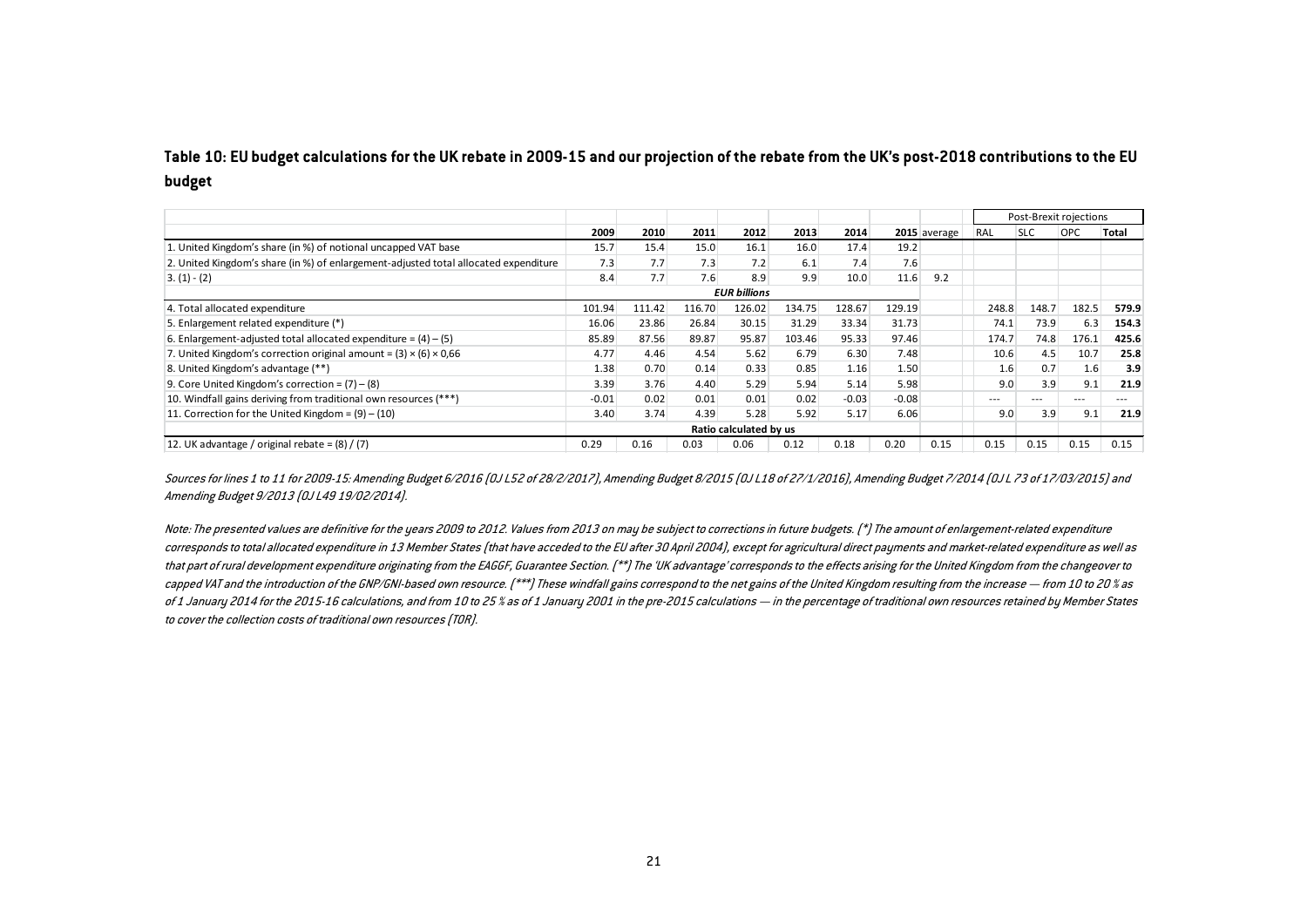**Table 10: EU budget calculations for the UK rebate in 2009-15 and our projection of the rebate from the UK's post-2018 contributions to the EU budget**

| | 2009 | 2010 | 2011 | 2012 | 2013 | 2014 | 2015 | average | Post-Brexit rojections RAL | SLC | OPC | Total |
|---|---|---|---|---|---|---|---|---|---|---|---|---|
| 1. United Kingdom's share (in %) of notional uncapped VAT base | 15.7 | 15.4 | 15.0 | 16.1 | 16.0 | 17.4 | 19.2 | | | | | |
| 2. United Kingdom's share (in %) of enlargement-adjusted total allocated expenditure | 7.3 | 7.7 | 7.3 | 7.2 | 6.1 | 7.4 | 7.6 | | | | | |
| 3. (1) - (2) | 8.4 | 7.7 | 7.6 | 8.9 | 9.9 | 10.0 | 11.6 | 9.2 | | | | |
| | | | | *EUR billions* | | | | | | | | |
| 4. Total allocated expenditure | 101.94 | 111.42 | 116.70 | 126.02 | 134.75 | 128.67 | 129.19 | | 248.8 | 148.7 | 182.5 | **579.9** |
| 5. Enlargement related expenditure (*) | 16.06 | 23.86 | 26.84 | 30.15 | 31.29 | 33.34 | 31.73 | | 74.1 | 73.9 | 6.3 | **154.3** |
| 6. Enlargement-adjusted total allocated expenditure = (4) – (5) | 85.89 | 87.56 | 89.87 | 95.87 | 103.46 | 95.33 | 97.46 | | 174.7 | 74.8 | 176.1 | **425.6** |
| 7. United Kingdom's correction original amount = (3) × (6) × 0,66 | 4.77 | 4.46 | 4.54 | 5.62 | 6.79 | 6.30 | 7.48 | | 10.6 | 4.5 | 10.7 | **25.8** |
| 8. United Kingdom's advantage (**) | 1.38 | 0.70 | 0.14 | 0.33 | 0.85 | 1.16 | 1.50 | | 1.6 | 0.7 | 1.6 | **3.9** |
| 9. Core United Kingdom's correction = (7) – (8) | 3.39 | 3.76 | 4.40 | 5.29 | 5.94 | 5.14 | 5.98 | | 9.0 | 3.9 | 9.1 | **21.9** |
| 10. Windfall gains deriving from traditional own resources (***) | -0.01 | 0.02 | 0.01 | 0.01 | 0.02 | -0.03 | -0.08 | | --- | --- | --- | --- |
| 11. Correction for the United Kingdom = (9) – (10) | 3.40 | 3.74 | 4.39 | 5.28 | 5.92 | 5.17 | 6.06 | | 9.0 | 3.9 | 9.1 | **21.9** |
| | | | | Ratio calculated by us | | | | | | | | |
| 12. UK advantage / original rebate = (8) / (7) | 0.29 | 0.16 | 0.03 | 0.06 | 0.12 | 0.18 | 0.20 | 0.15 | 0.15 | 0.15 | 0.15 | 0.15 |

*Sources for lines 1 to 11 for 2009-15: Amending Budget 6/2016 (OJ L52 of 28/2/2017), Amending Budget 8/2015 (OJ L18 of 27/1/2016), Amending Budget 7/2014 (OJ L 73 of 17/03/2015) and Amending Budget 9/2013 (OJ L49 19/02/2014).*

*Note: The presented values are definitive for the years 2009 to 2012. Values from 2013 on may be subject to corrections in future budgets. (*) The amount of enlargement-related expenditure corresponds to total allocated expenditure in 13 Member States (that have acceded to the EU after 30 April 2004), except for agricultural direct payments and market-related expenditure as well as that part of rural development expenditure originating from the EAGGF, Guarantee Section. (**) The 'UK advantage' corresponds to the effects arising for the United Kingdom from the changeover to capped VAT and the introduction of the GNP/GNI-based own resource. (***) These windfall gains correspond to the net gains of the United Kingdom resulting from the increase — from 10 to 20 % as of 1 January 2014 for the 2015-16 calculations, and from 10 to 25 % as of 1 January 2001 in the pre-2015 calculations — in the percentage of traditional own resources retained by Member States to cover the collection costs of traditional own resources (TOR).*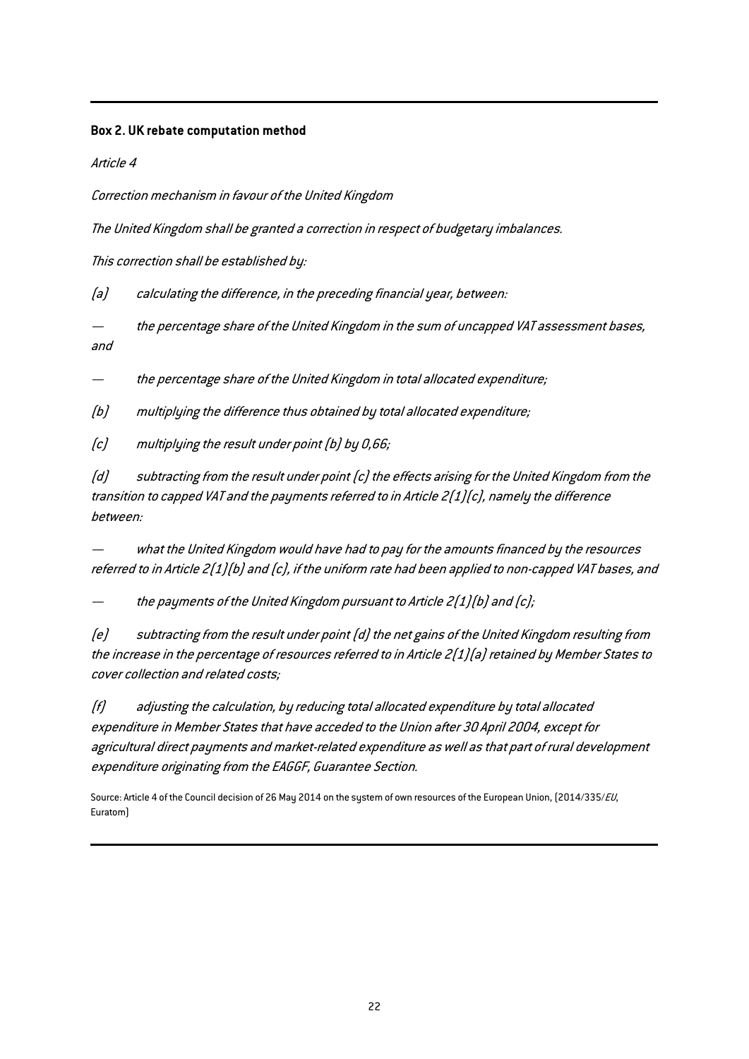**Box 2. UK rebate computation method**

*Article 4*

*Correction mechanism in favour of the United Kingdom*

*The United Kingdom shall be granted a correction in respect of budgetary imbalances.*

*This correction shall be established by:*

*(a) calculating the difference, in the preceding financial year, between:*

*— the percentage share of the United Kingdom in the sum of uncapped VAT assessment bases, and*

*— the percentage share of the United Kingdom in total allocated expenditure;*

*(b) multiplying the difference thus obtained by total allocated expenditure;*

*(c) multiplying the result under point (b) by 0,66;*

*(d) subtracting from the result under point (c) the effects arising for the United Kingdom from the transition to capped VAT and the payments referred to in Article 2(1)(c), namely the difference between:*

*— what the United Kingdom would have had to pay for the amounts financed by the resources referred to in Article 2(1)(b) and (c), if the uniform rate had been applied to non-capped VAT bases, and*

*— the payments of the United Kingdom pursuant to Article 2(1)(b) and (c);*

*(e) subtracting from the result under point (d) the net gains of the United Kingdom resulting from the increase in the percentage of resources referred to in Article 2(1)(a) retained by Member States to cover collection and related costs;*

*(f) adjusting the calculation, by reducing total allocated expenditure by total allocated expenditure in Member States that have acceded to the Union after 30 April 2004, except for agricultural direct payments and market-related expenditure as well as that part of rural development expenditure originating from the EAGGF, Guarantee Section.*

Source: Article 4 of the Council decision of 26 May 2014 on the system of own resources of the European Union, (2014/335/*EU*, Euratom)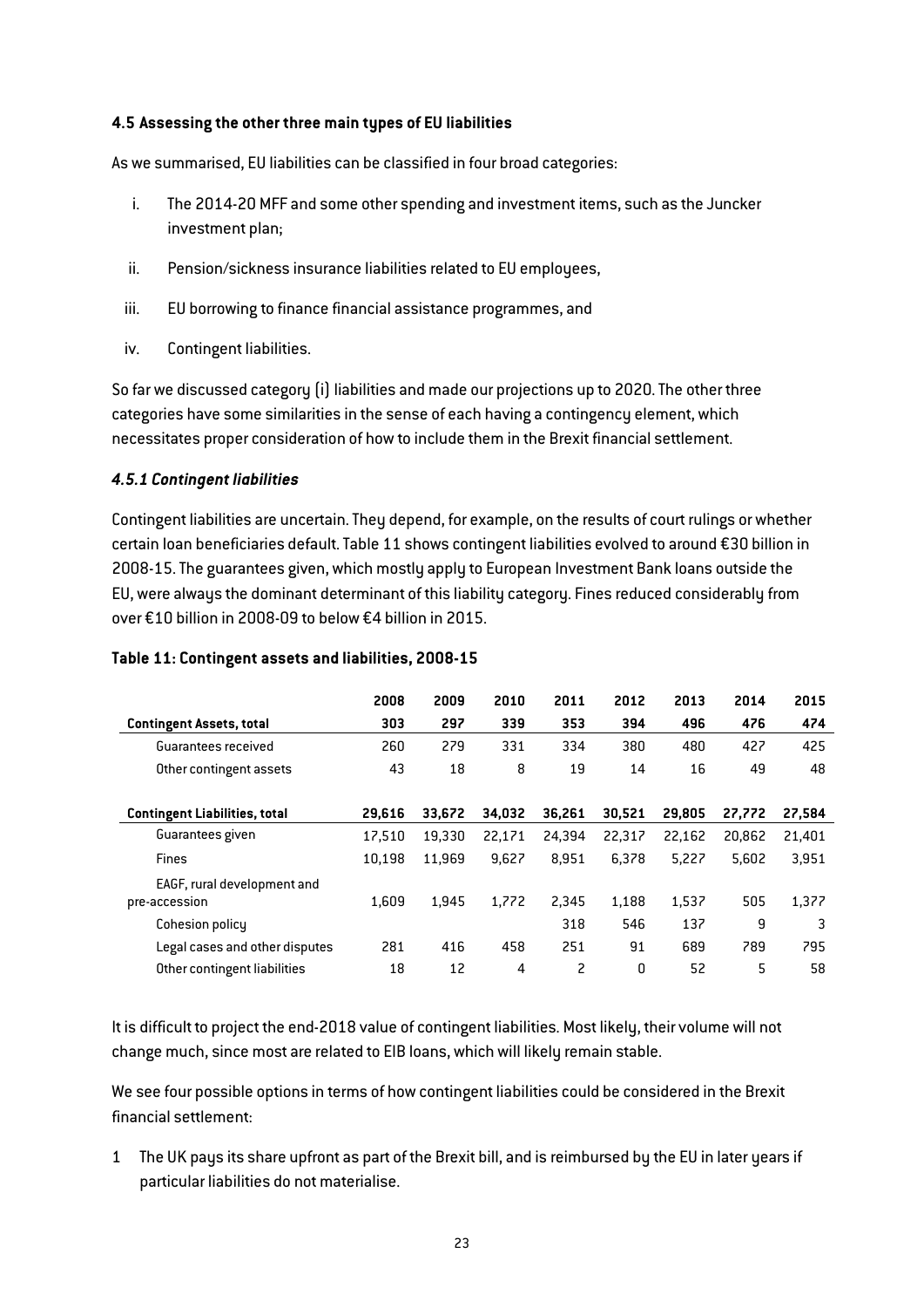### 4.5 Assessing the other three main types of EU liabilities

As we summarised, EU liabilities can be classified in four broad categories:

i. The 2014-20 MFF and some other spending and investment items, such as the Juncker investment plan;
ii. Pension/sickness insurance liabilities related to EU employees,
iii. EU borrowing to finance financial assistance programmes, and
iv. Contingent liabilities.

So far we discussed category (i) liabilities and made our projections up to 2020. The other three categories have some similarities in the sense of each having a contingency element, which necessitates proper consideration of how to include them in the Brexit financial settlement.

#### *4.5.1 Contingent liabilities*

Contingent liabilities are uncertain. They depend, for example, on the results of court rulings or whether certain loan beneficiaries default. Table 11 shows contingent liabilities evolved to around €30 billion in 2008-15. The guarantees given, which mostly apply to European Investment Bank loans outside the EU, were always the dominant determinant of this liability category. Fines reduced considerably from over €10 billion in 2008-09 to below €4 billion in 2015.

**Table 11: Contingent assets and liabilities, 2008-15**

| | 2008 | 2009 | 2010 | 2011 | 2012 | 2013 | 2014 | 2015 |
|---|---|---|---|---|---|---|---|---|
| **Contingent Assets, total** | **303** | **297** | **339** | **353** | **394** | **496** | **476** | **474** |
| Guarantees received | 260 | 279 | 331 | 334 | 380 | 480 | 427 | 425 |
| Other contingent assets | 43 | 18 | 8 | 19 | 14 | 16 | 49 | 48 |
| **Contingent Liabilities, total** | **29,616** | **33,672** | **34,032** | **36,261** | **30,521** | **29,805** | **27,772** | **27,584** |
| Guarantees given | 17,510 | 19,330 | 22,171 | 24,394 | 22,317 | 22,162 | 20,862 | 21,401 |
| Fines | 10,198 | 11,969 | 9,627 | 8,951 | 6,378 | 5,227 | 5,602 | 3,951 |
| EAGF, rural development and pre-accession | 1,609 | 1,945 | 1,772 | 2,345 | 1,188 | 1,537 | 505 | 1,377 |
| Cohesion policy | | | | 318 | 546 | 137 | 9 | 3 |
| Legal cases and other disputes | 281 | 416 | 458 | 251 | 91 | 689 | 789 | 795 |
| Other contingent liabilities | 18 | 12 | 4 | 2 | 0 | 52 | 5 | 58 |

It is difficult to project the end-2018 value of contingent liabilities. Most likely, their volume will not change much, since most are related to EIB loans, which will likely remain stable.

We see four possible options in terms of how contingent liabilities could be considered in the Brexit financial settlement:

1 The UK pays its share upfront as part of the Brexit bill, and is reimbursed by the EU in later years if particular liabilities do not materialise.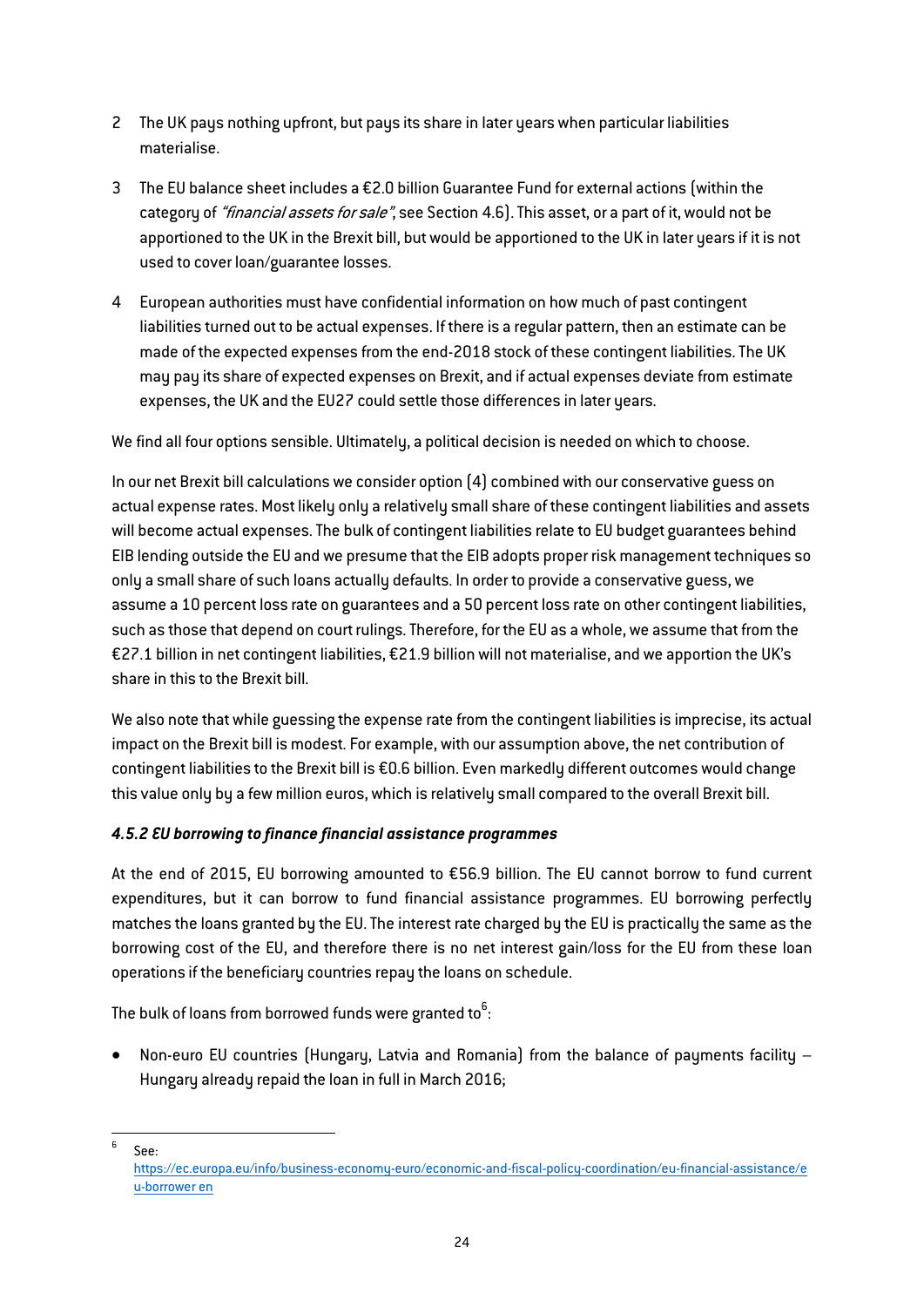2 The UK pays nothing upfront, but pays its share in later years when particular liabilities materialise.

3 The EU balance sheet includes a €2.0 billion Guarantee Fund for external actions (within the category of *"financial assets for sale"*, see Section 4.6). This asset, or a part of it, would not be apportioned to the UK in the Brexit bill, but would be apportioned to the UK in later years if it is not used to cover loan/guarantee losses.

4 European authorities must have confidential information on how much of past contingent liabilities turned out to be actual expenses. If there is a regular pattern, then an estimate can be made of the expected expenses from the end-2018 stock of these contingent liabilities. The UK may pay its share of expected expenses on Brexit, and if actual expenses deviate from estimate expenses, the UK and the EU27 could settle those differences in later years.

We find all four options sensible. Ultimately, a political decision is needed on which to choose.

In our net Brexit bill calculations we consider option (4) combined with our conservative guess on actual expense rates. Most likely only a relatively small share of these contingent liabilities and assets will become actual expenses. The bulk of contingent liabilities relate to EU budget guarantees behind EIB lending outside the EU and we presume that the EIB adopts proper risk management techniques so only a small share of such loans actually defaults. In order to provide a conservative guess, we assume a 10 percent loss rate on guarantees and a 50 percent loss rate on other contingent liabilities, such as those that depend on court rulings. Therefore, for the EU as a whole, we assume that from the €27.1 billion in net contingent liabilities, €21.9 billion will not materialise, and we apportion the UK's share in this to the Brexit bill.

We also note that while guessing the expense rate from the contingent liabilities is imprecise, its actual impact on the Brexit bill is modest. For example, with our assumption above, the net contribution of contingent liabilities to the Brexit bill is €0.6 billion. Even markedly different outcomes would change this value only by a few million euros, which is relatively small compared to the overall Brexit bill.

#### *4.5.2 EU borrowing to finance financial assistance programmes*

At the end of 2015, EU borrowing amounted to €56.9 billion. The EU cannot borrow to fund current expenditures, but it can borrow to fund financial assistance programmes. EU borrowing perfectly matches the loans granted by the EU. The interest rate charged by the EU is practically the same as the borrowing cost of the EU, and therefore there is no net interest gain/loss for the EU from these loan operations if the beneficiary countries repay the loans on schedule.

The bulk of loans from borrowed funds were granted to[6]:

- Non-euro EU countries (Hungary, Latvia and Romania) from the balance of payments facility – Hungary already repaid the loan in full in March 2016;

---

[6] See: https://ec.europa.eu/info/business-economy-euro/economic-and-fiscal-policy-coordination/eu-financial-assistance/eu-borrower_en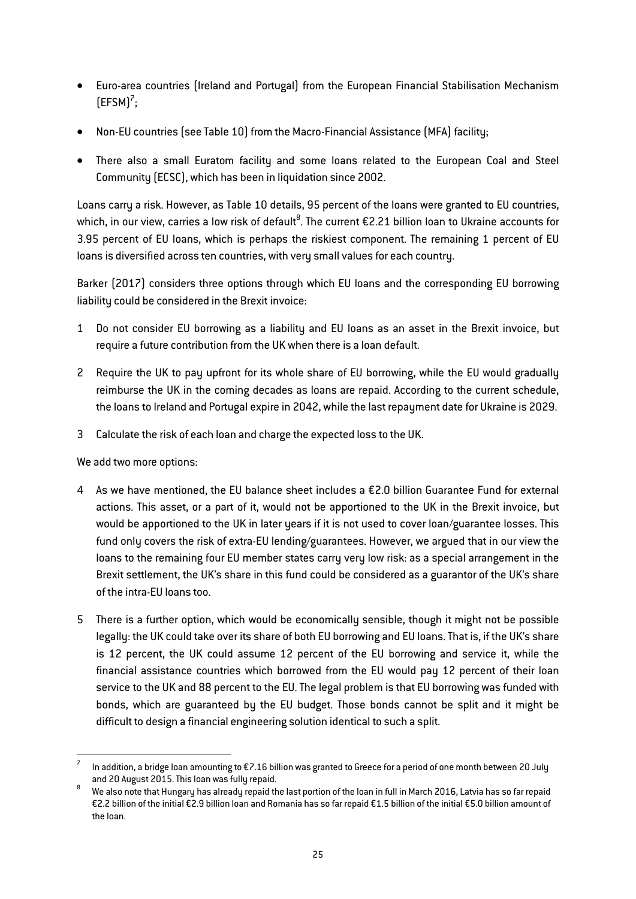- Euro-area countries (Ireland and Portugal) from the European Financial Stabilisation Mechanism (EFSM)[7];
- Non-EU countries (see Table 10) from the Macro-Financial Assistance (MFA) facility;
- There also a small Euratom facility and some loans related to the European Coal and Steel Community (ECSC), which has been in liquidation since 2002.

Loans carry a risk. However, as Table 10 details, 95 percent of the loans were granted to EU countries, which, in our view, carries a low risk of default[8]. The current €2.21 billion loan to Ukraine accounts for 3.95 percent of EU loans, which is perhaps the riskiest component. The remaining 1 percent of EU loans is diversified across ten countries, with very small values for each country.

Barker (2017) considers three options through which EU loans and the corresponding EU borrowing liability could be considered in the Brexit invoice:

1. Do not consider EU borrowing as a liability and EU loans as an asset in the Brexit invoice, but require a future contribution from the UK when there is a loan default.
2. Require the UK to pay upfront for its whole share of EU borrowing, while the EU would gradually reimburse the UK in the coming decades as loans are repaid. According to the current schedule, the loans to Ireland and Portugal expire in 2042, while the last repayment date for Ukraine is 2029.
3. Calculate the risk of each loan and charge the expected loss to the UK.

We add two more options:

4. As we have mentioned, the EU balance sheet includes a €2.0 billion Guarantee Fund for external actions. This asset, or a part of it, would not be apportioned to the UK in the Brexit invoice, but would be apportioned to the UK in later years if it is not used to cover loan/guarantee losses. This fund only covers the risk of extra-EU lending/guarantees. However, we argued that in our view the loans to the remaining four EU member states carry very low risk: as a special arrangement in the Brexit settlement, the UK's share in this fund could be considered as a guarantor of the UK's share of the intra-EU loans too.
5. There is a further option, which would be economically sensible, though it might not be possible legally: the UK could take over its share of both EU borrowing and EU loans. That is, if the UK's share is 12 percent, the UK could assume 12 percent of the EU borrowing and service it, while the financial assistance countries which borrowed from the EU would pay 12 percent of their loan service to the UK and 88 percent to the EU. The legal problem is that EU borrowing was funded with bonds, which are guaranteed by the EU budget. Those bonds cannot be split and it might be difficult to design a financial engineering solution identical to such a split.

---

[7] In addition, a bridge loan amounting to €7.16 billion was granted to Greece for a period of one month between 20 July and 20 August 2015. This loan was fully repaid.

[8] We also note that Hungary has already repaid the last portion of the loan in full in March 2016, Latvia has so far repaid €2.2 billion of the initial €2.9 billion loan and Romania has so far repaid €1.5 billion of the initial €5.0 billion amount of the loan.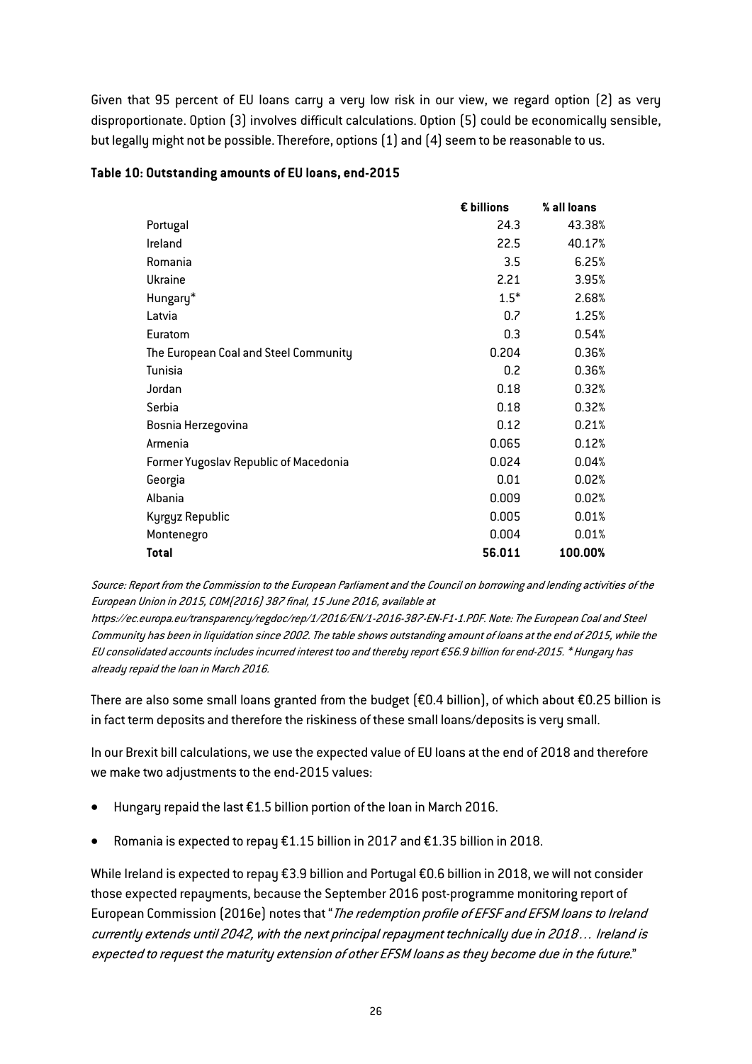Given that 95 percent of EU loans carry a very low risk in our view, we regard option (2) as very disproportionate. Option (3) involves difficult calculations. Option (5) could be economically sensible, but legally might not be possible. Therefore, options (1) and (4) seem to be reasonable to us.

**Table 10: Outstanding amounts of EU loans, end-2015**

| | **€ billions** | **% all loans** |
|---|---|---|
| Portugal | 24.3 | 43.38% |
| Ireland | 22.5 | 40.17% |
| Romania | 3.5 | 6.25% |
| Ukraine | 2.21 | 3.95% |
| Hungary* | 1.5* | 2.68% |
| Latvia | 0.7 | 1.25% |
| Euratom | 0.3 | 0.54% |
| The European Coal and Steel Community | 0.204 | 0.36% |
| Tunisia | 0.2 | 0.36% |
| Jordan | 0.18 | 0.32% |
| Serbia | 0.18 | 0.32% |
| Bosnia Herzegovina | 0.12 | 0.21% |
| Armenia | 0.065 | 0.12% |
| Former Yugoslav Republic of Macedonia | 0.024 | 0.04% |
| Georgia | 0.01 | 0.02% |
| Albania | 0.009 | 0.02% |
| Kyrgyz Republic | 0.005 | 0.01% |
| Montenegro | 0.004 | 0.01% |
| **Total** | **56.011** | **100.00%** |

*Source: Report from the Commission to the European Parliament and the Council on borrowing and lending activities of the European Union in 2015, COM(2016) 387 final, 15 June 2016, available at https://ec.europa.eu/transparency/regdoc/rep/1/2016/EN/1-2016-387-EN-F1-1.PDF. Note: The European Coal and Steel Community has been in liquidation since 2002. The table shows outstanding amount of loans at the end of 2015, while the EU consolidated accounts includes incurred interest too and thereby report €56.9 billion for end-2015. * Hungary has already repaid the loan in March 2016.*

There are also some small loans granted from the budget (€0.4 billion), of which about €0.25 billion is in fact term deposits and therefore the riskiness of these small loans/deposits is very small.

In our Brexit bill calculations, we use the expected value of EU loans at the end of 2018 and therefore we make two adjustments to the end-2015 values:

- Hungary repaid the last €1.5 billion portion of the loan in March 2016.
- Romania is expected to repay €1.15 billion in 2017 and €1.35 billion in 2018.

While Ireland is expected to repay €3.9 billion and Portugal €0.6 billion in 2018, we will not consider those expected repayments, because the September 2016 post-programme monitoring report of European Commission (2016e) notes that "*The redemption profile of EFSF and EFSM loans to Ireland currently extends until 2042, with the next principal repayment technically due in 2018… Ireland is expected to request the maturity extension of other EFSM loans as they become due in the future*."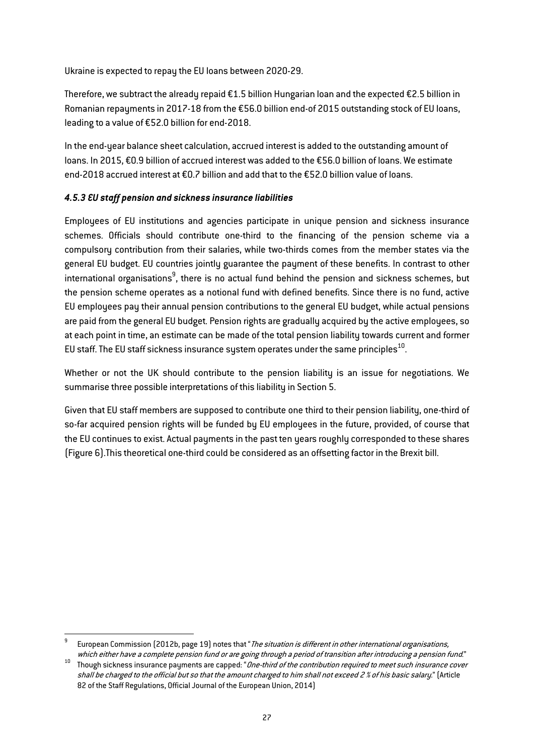Ukraine is expected to repay the EU loans between 2020-29.

Therefore, we subtract the already repaid €1.5 billion Hungarian loan and the expected €2.5 billion in Romanian repayments in 2017-18 from the €56.0 billion end-of 2015 outstanding stock of EU loans, leading to a value of €52.0 billion for end-2018.

In the end-year balance sheet calculation, accrued interest is added to the outstanding amount of loans. In 2015, €0.9 billion of accrued interest was added to the €56.0 billion of loans. We estimate end-2018 accrued interest at €0.7 billion and add that to the €52.0 billion value of loans.

#### *4.5.3 EU staff pension and sickness insurance liabilities*

Employees of EU institutions and agencies participate in unique pension and sickness insurance schemes. Officials should contribute one-third to the financing of the pension scheme via a compulsory contribution from their salaries, while two-thirds comes from the member states via the general EU budget. EU countries jointly guarantee the payment of these benefits. In contrast to other international organisations[9], there is no actual fund behind the pension and sickness schemes, but the pension scheme operates as a notional fund with defined benefits. Since there is no fund, active EU employees pay their annual pension contributions to the general EU budget, while actual pensions are paid from the general EU budget. Pension rights are gradually acquired by the active employees, so at each point in time, an estimate can be made of the total pension liability towards current and former EU staff. The EU staff sickness insurance system operates under the same principles[10].

Whether or not the UK should contribute to the pension liability is an issue for negotiations. We summarise three possible interpretations of this liability in Section 5.

Given that EU staff members are supposed to contribute one third to their pension liability, one-third of so-far acquired pension rights will be funded by EU employees in the future, provided, of course that the EU continues to exist. Actual payments in the past ten years roughly corresponded to these shares (Figure 6).This theoretical one-third could be considered as an offsetting factor in the Brexit bill.

---

[9] European Commission (2012b, page 19) notes that "*The situation is different in other international organisations, which either have a complete pension fund or are going through a period of transition after introducing a pension fund.*"

[10] Though sickness insurance payments are capped: "*One-third of the contribution required to meet such insurance cover shall be charged to the official but so that the amount charged to him shall not exceed 2 % of his basic salary.*" (Article 82 of the Staff Regulations, Official Journal of the European Union, 2014)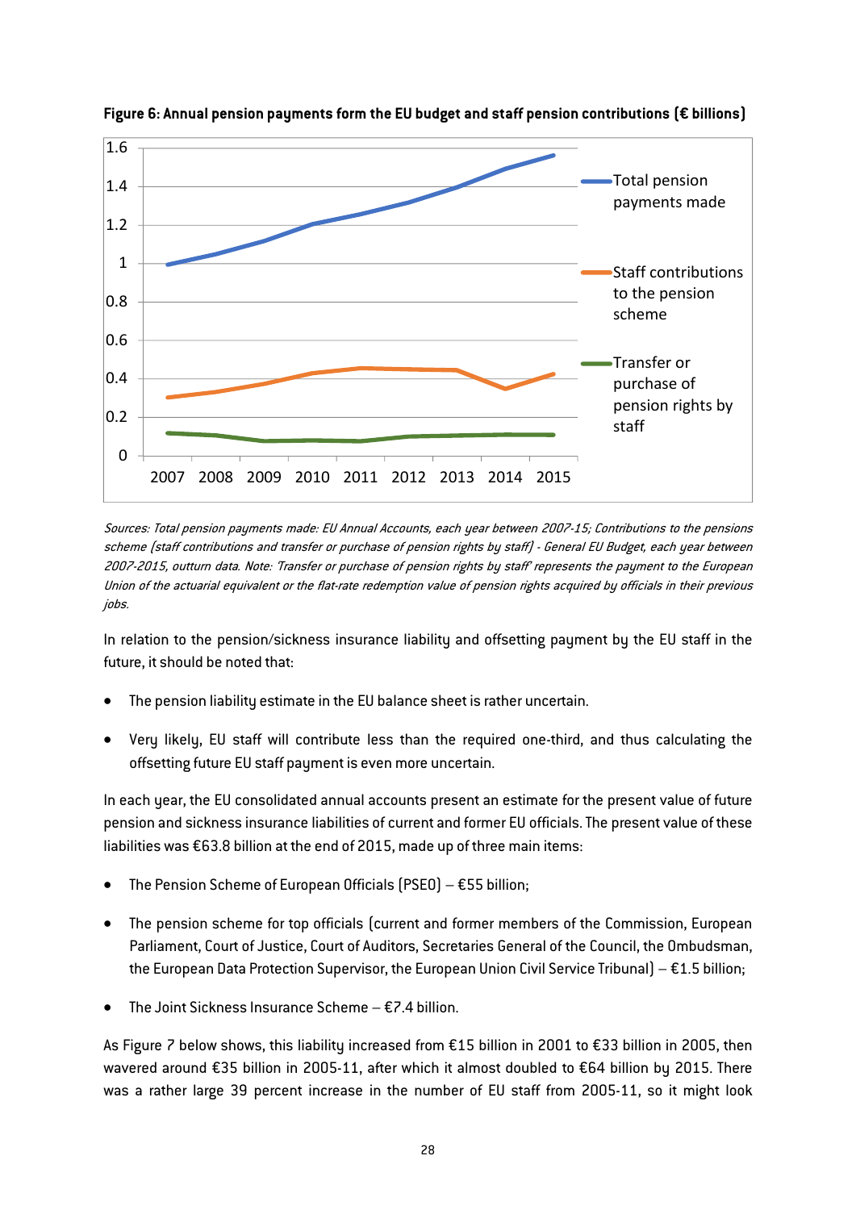**Figure 6: Annual pension payments form the EU budget and staff pension contributions (€ billions)**

*Sources: Total pension payments made: EU Annual Accounts, each year between 2007-15; Contributions to the pensions scheme (staff contributions and transfer or purchase of pension rights by staff) - General EU Budget, each year between 2007-2015, outturn data. Note: 'Transfer or purchase of pension rights by staff' represents the payment to the European Union of the actuarial equivalent or the flat-rate redemption value of pension rights acquired by officials in their previous jobs.*

In relation to the pension/sickness insurance liability and offsetting payment by the EU staff in the future, it should be noted that:

- The pension liability estimate in the EU balance sheet is rather uncertain.
- Very likely, EU staff will contribute less than the required one-third, and thus calculating the offsetting future EU staff payment is even more uncertain.

In each year, the EU consolidated annual accounts present an estimate for the present value of future pension and sickness insurance liabilities of current and former EU officials. The present value of these liabilities was €63.8 billion at the end of 2015, made up of three main items:

- The Pension Scheme of European Officials (PSEO) – €55 billion;
- The pension scheme for top officials (current and former members of the Commission, European Parliament, Court of Justice, Court of Auditors, Secretaries General of the Council, the Ombudsman, the European Data Protection Supervisor, the European Union Civil Service Tribunal) – €1.5 billion;
- The Joint Sickness Insurance Scheme – €7.4 billion.

As Figure 7 below shows, this liability increased from €15 billion in 2001 to €33 billion in 2005, then wavered around €35 billion in 2005-11, after which it almost doubled to €64 billion by 2015. There was a rather large 39 percent increase in the number of EU staff from 2005-11, so it might look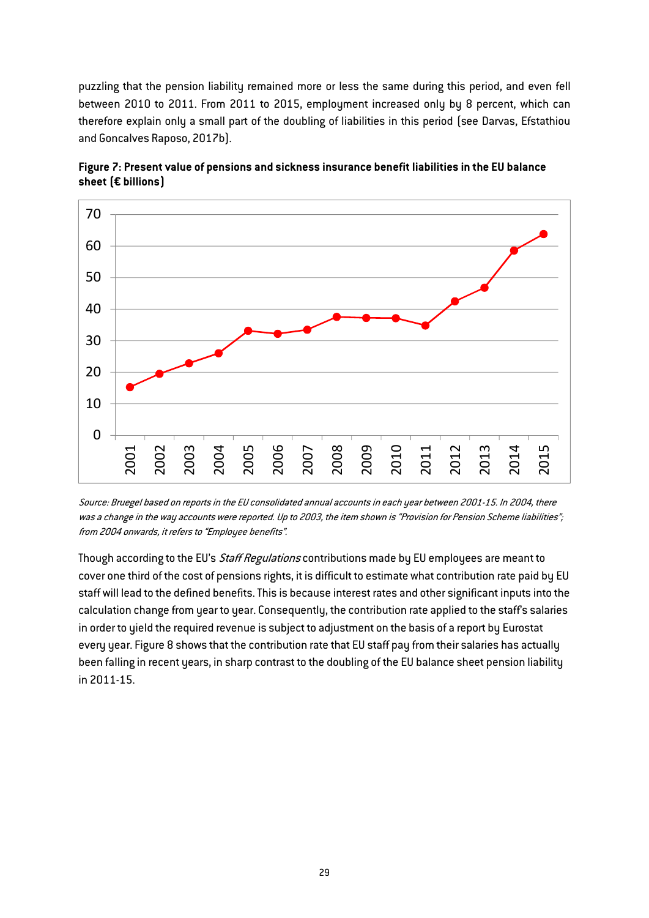puzzling that the pension liability remained more or less the same during this period, and even fell between 2010 to 2011. From 2011 to 2015, employment increased only by 8 percent, which can therefore explain only a small part of the doubling of liabilities in this period (see Darvas, Efstathiou and Goncalves Raposo, 2017b).

**Figure 7: Present value of pensions and sickness insurance benefit liabilities in the EU balance sheet (€ billions)**

*Source: Bruegel based on reports in the EU consolidated annual accounts in each year between 2001-15. In 2004, there was a change in the way accounts were reported. Up to 2003, the item shown is "Provision for Pension Scheme liabilities"; from 2004 onwards, it refers to "Employee benefits".*

Though according to the EU's *Staff Regulations* contributions made by EU employees are meant to cover one third of the cost of pensions rights, it is difficult to estimate what contribution rate paid by EU staff will lead to the defined benefits. This is because interest rates and other significant inputs into the calculation change from year to year. Consequently, the contribution rate applied to the staff's salaries in order to yield the required revenue is subject to adjustment on the basis of a report by Eurostat every year. Figure 8 shows that the contribution rate that EU staff pay from their salaries has actually been falling in recent years, in sharp contrast to the doubling of the EU balance sheet pension liability in 2011-15.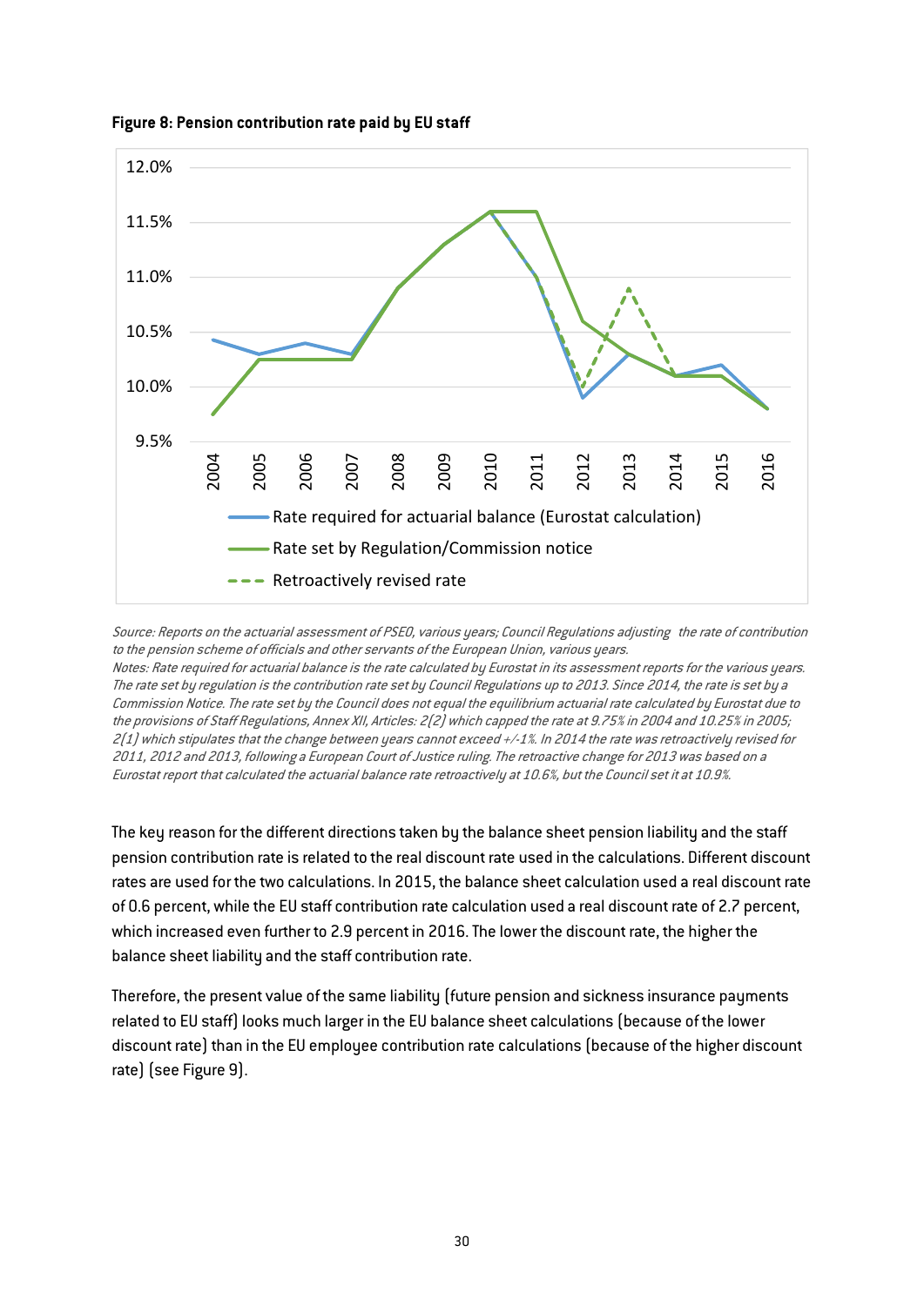**Figure 8: Pension contribution rate paid by EU staff**

*Source: Reports on the actuarial assessment of PSEO, various years; Council Regulations adjusting the rate of contribution to the pension scheme of officials and other servants of the European Union, various years.*
*Notes: Rate required for actuarial balance is the rate calculated by Eurostat in its assessment reports for the various years. The rate set by regulation is the contribution rate set by Council Regulations up to 2013. Since 2014, the rate is set by a Commission Notice. The rate set by the Council does not equal the equilibrium actuarial rate calculated by Eurostat due to the provisions of Staff Regulations, Annex XII, Articles: 2(2) which capped the rate at 9.75% in 2004 and 10.25% in 2005; 2(1) which stipulates that the change between years cannot exceed +/-1%. In 2014 the rate was retroactively revised for 2011, 2012 and 2013, following a European Court of Justice ruling. The retroactive change for 2013 was based on a Eurostat report that calculated the actuarial balance rate retroactively at 10.6%, but the Council set it at 10.9%.*

The key reason for the different directions taken by the balance sheet pension liability and the staff pension contribution rate is related to the real discount rate used in the calculations. Different discount rates are used for the two calculations. In 2015, the balance sheet calculation used a real discount rate of 0.6 percent, while the EU staff contribution rate calculation used a real discount rate of 2.7 percent, which increased even further to 2.9 percent in 2016. The lower the discount rate, the higher the balance sheet liability and the staff contribution rate.

Therefore, the present value of the same liability (future pension and sickness insurance payments related to EU staff) looks much larger in the EU balance sheet calculations (because of the lower discount rate) than in the EU employee contribution rate calculations (because of the higher discount rate) (see Figure 9).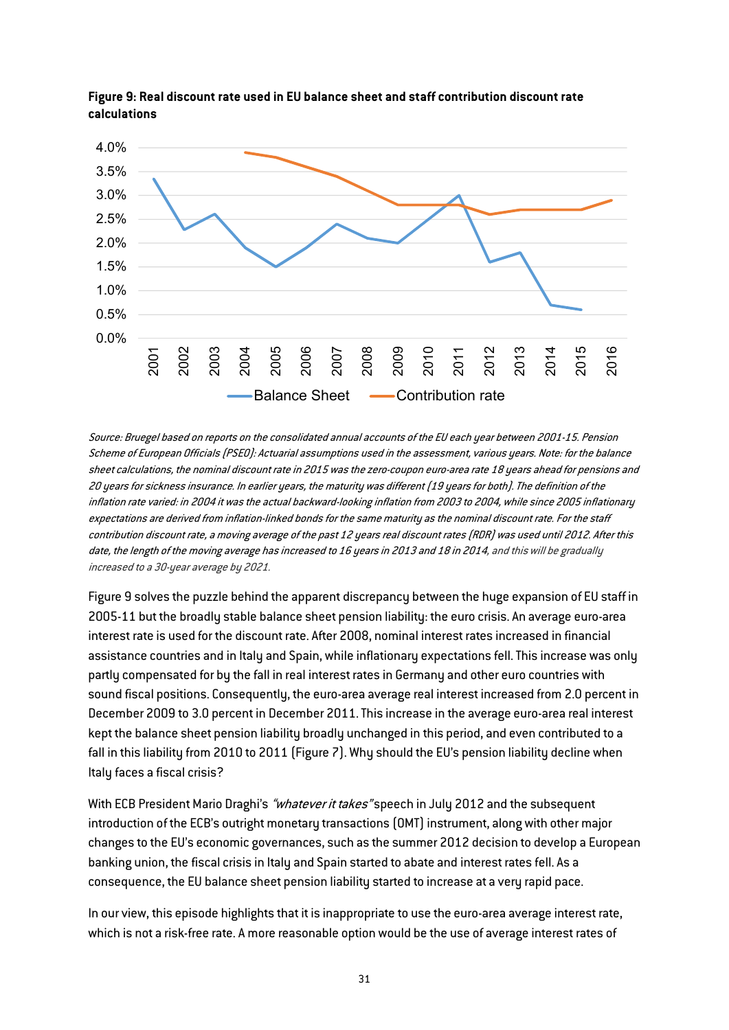**Figure 9: Real discount rate used in EU balance sheet and staff contribution discount rate calculations**

*Source: Bruegel based on reports on the consolidated annual accounts of the EU each year between 2001-15. Pension Scheme of European Officials (PSEO): Actuarial assumptions used in the assessment, various years. Note: for the balance sheet calculations, the nominal discount rate in 2015 was the zero-coupon euro-area rate 18 years ahead for pensions and 20 years for sickness insurance. In earlier years, the maturity was different (19 years for both). The definition of the inflation rate varied: in 2004 it was the actual backward-looking inflation from 2003 to 2004, while since 2005 inflationary expectations are derived from inflation-linked bonds for the same maturity as the nominal discount rate. For the staff contribution discount rate, a moving average of the past 12 years real discount rates (RDR) was used until 2012. After this date, the length of the moving average has increased to 16 years in 2013 and 18 in 2014, and this will be gradually increased to a 30-year average by 2021.*

Figure 9 solves the puzzle behind the apparent discrepancy between the huge expansion of EU staff in 2005-11 but the broadly stable balance sheet pension liability: the euro crisis. An average euro-area interest rate is used for the discount rate. After 2008, nominal interest rates increased in financial assistance countries and in Italy and Spain, while inflationary expectations fell. This increase was only partly compensated for by the fall in real interest rates in Germany and other euro countries with sound fiscal positions. Consequently, the euro-area average real interest increased from 2.0 percent in December 2009 to 3.0 percent in December 2011. This increase in the average euro-area real interest kept the balance sheet pension liability broadly unchanged in this period, and even contributed to a fall in this liability from 2010 to 2011 (Figure 7). Why should the EU's pension liability decline when Italy faces a fiscal crisis?

With ECB President Mario Draghi's *"whatever it takes"* speech in July 2012 and the subsequent introduction of the ECB's outright monetary transactions (OMT) instrument, along with other major changes to the EU's economic governances, such as the summer 2012 decision to develop a European banking union, the fiscal crisis in Italy and Spain started to abate and interest rates fell. As a consequence, the EU balance sheet pension liability started to increase at a very rapid pace.

In our view, this episode highlights that it is inappropriate to use the euro-area average interest rate, which is not a risk-free rate. A more reasonable option would be the use of average interest rates of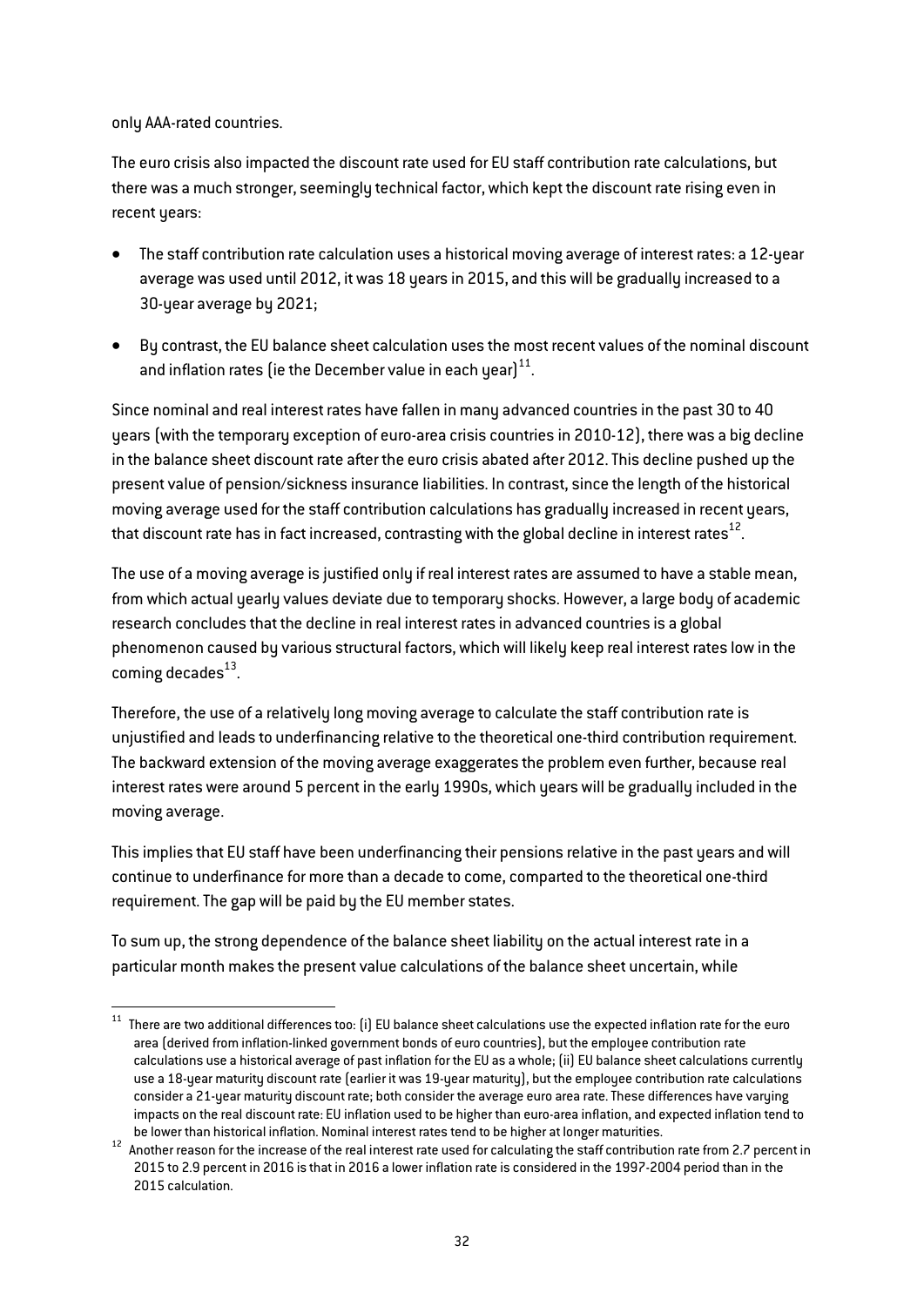only AAA-rated countries.

The euro crisis also impacted the discount rate used for EU staff contribution rate calculations, but there was a much stronger, seemingly technical factor, which kept the discount rate rising even in recent years:

- The staff contribution rate calculation uses a historical moving average of interest rates: a 12-year average was used until 2012, it was 18 years in 2015, and this will be gradually increased to a 30-year average by 2021;
- By contrast, the EU balance sheet calculation uses the most recent values of the nominal discount and inflation rates (ie the December value in each year)[11].

Since nominal and real interest rates have fallen in many advanced countries in the past 30 to 40 years (with the temporary exception of euro-area crisis countries in 2010-12), there was a big decline in the balance sheet discount rate after the euro crisis abated after 2012. This decline pushed up the present value of pension/sickness insurance liabilities. In contrast, since the length of the historical moving average used for the staff contribution calculations has gradually increased in recent years, that discount rate has in fact increased, contrasting with the global decline in interest rates[12].

The use of a moving average is justified only if real interest rates are assumed to have a stable mean, from which actual yearly values deviate due to temporary shocks. However, a large body of academic research concludes that the decline in real interest rates in advanced countries is a global phenomenon caused by various structural factors, which will likely keep real interest rates low in the coming decades[13].

Therefore, the use of a relatively long moving average to calculate the staff contribution rate is unjustified and leads to underfinancing relative to the theoretical one-third contribution requirement. The backward extension of the moving average exaggerates the problem even further, because real interest rates were around 5 percent in the early 1990s, which years will be gradually included in the moving average.

This implies that EU staff have been underfinancing their pensions relative in the past years and will continue to underfinance for more than a decade to come, comparted to the theoretical one-third requirement. The gap will be paid by the EU member states.

To sum up, the strong dependence of the balance sheet liability on the actual interest rate in a particular month makes the present value calculations of the balance sheet uncertain, while

---

[11] There are two additional differences too: (i) EU balance sheet calculations use the expected inflation rate for the euro area (derived from inflation-linked government bonds of euro countries), but the employee contribution rate calculations use a historical average of past inflation for the EU as a whole; (ii) EU balance sheet calculations currently use a 18-year maturity discount rate (earlier it was 19-year maturity), but the employee contribution rate calculations consider a 21-year maturity discount rate; both consider the average euro area rate. These differences have varying impacts on the real discount rate: EU inflation used to be higher than euro-area inflation, and expected inflation tend to be lower than historical inflation. Nominal interest rates tend to be higher at longer maturities.

[12] Another reason for the increase of the real interest rate used for calculating the staff contribution rate from 2.7 percent in 2015 to 2.9 percent in 2016 is that in 2016 a lower inflation rate is considered in the 1997-2004 period than in the 2015 calculation.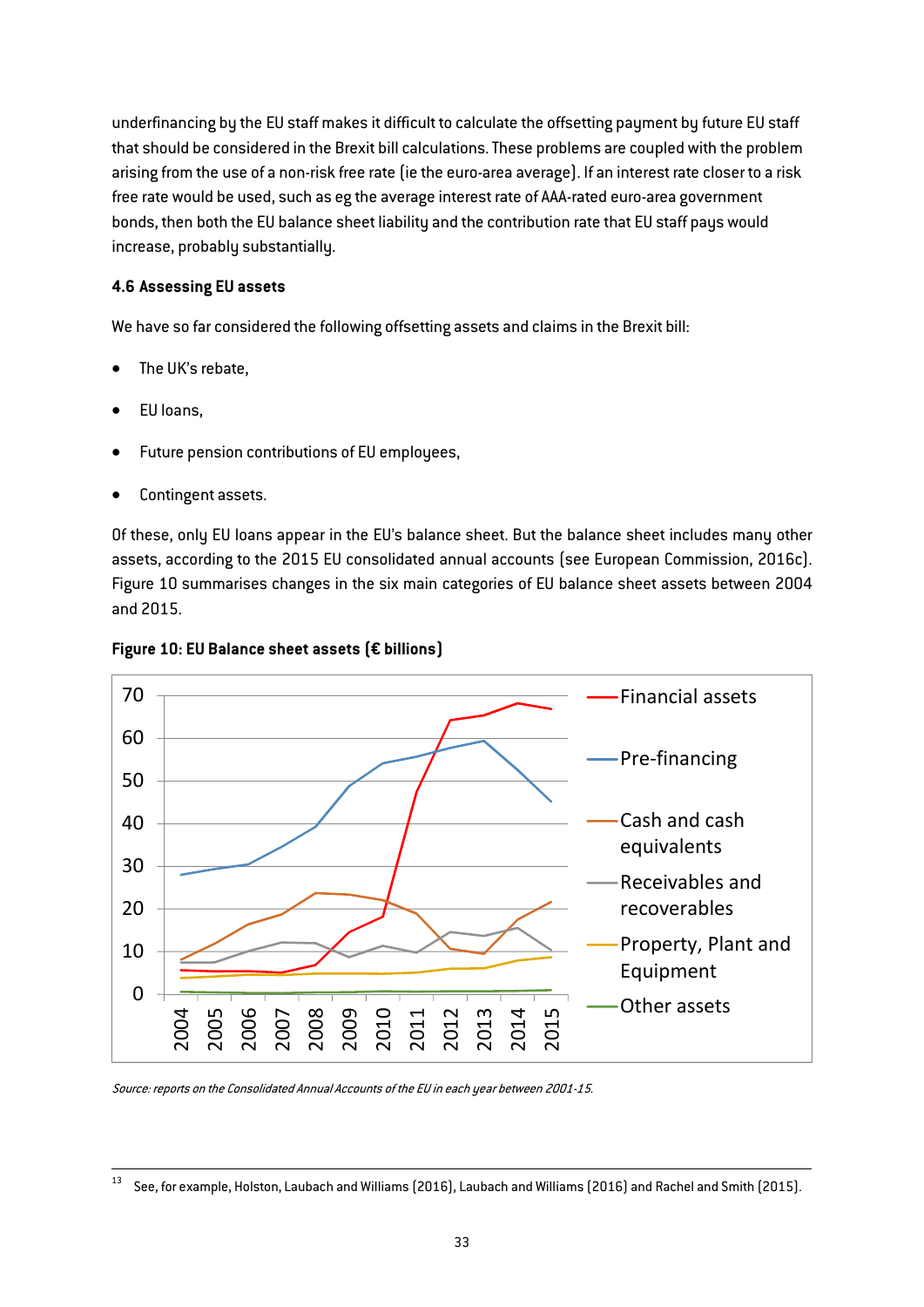underfinancing by the EU staff makes it difficult to calculate the offsetting payment by future EU staff that should be considered in the Brexit bill calculations. These problems are coupled with the problem arising from the use of a non-risk free rate (ie the euro-area average). If an interest rate closer to a risk free rate would be used, such as eg the average interest rate of AAA-rated euro-area government bonds, then both the EU balance sheet liability and the contribution rate that EU staff pays would increase, probably substantially.

### 4.6 Assessing EU assets

We have so far considered the following offsetting assets and claims in the Brexit bill:

- The UK's rebate,
- EU loans,
- Future pension contributions of EU employees,
- Contingent assets.

Of these, only EU loans appear in the EU's balance sheet. But the balance sheet includes many other assets, according to the 2015 EU consolidated annual accounts (see European Commission, 2016c). Figure 10 summarises changes in the six main categories of EU balance sheet assets between 2004 and 2015.

**Figure 10: EU Balance sheet assets (€ billions)**

*Source: reports on the Consolidated Annual Accounts of the EU in each year between 2001-15.*

[13] See, for example, Holston, Laubach and Williams (2016), Laubach and Williams (2016) and Rachel and Smith (2015).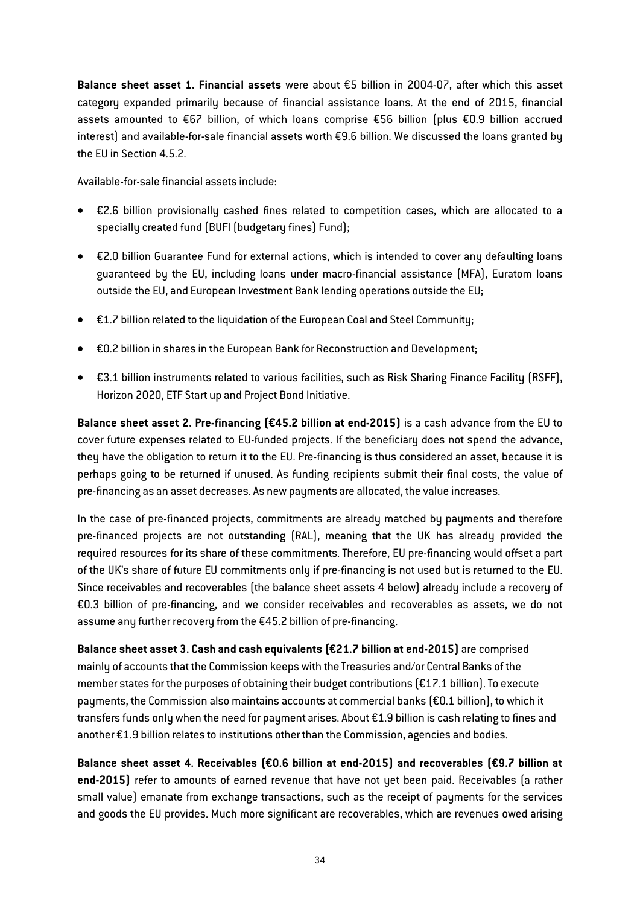**Balance sheet asset 1. Financial assets** were about €5 billion in 2004-07, after which this asset category expanded primarily because of financial assistance loans. At the end of 2015, financial assets amounted to €67 billion, of which loans comprise €56 billion (plus €0.9 billion accrued interest) and available-for-sale financial assets worth €9.6 billion. We discussed the loans granted by the EU in Section 4.5.2.

Available-for-sale financial assets include:

- €2.6 billion provisionally cashed fines related to competition cases, which are allocated to a specially created fund (BUFI (budgetary fines) Fund);
- €2.0 billion Guarantee Fund for external actions, which is intended to cover any defaulting loans guaranteed by the EU, including loans under macro-financial assistance (MFA), Euratom loans outside the EU, and European Investment Bank lending operations outside the EU;
- €1.7 billion related to the liquidation of the European Coal and Steel Community;
- €0.2 billion in shares in the European Bank for Reconstruction and Development;
- €3.1 billion instruments related to various facilities, such as Risk Sharing Finance Facility (RSFF), Horizon 2020, ETF Start up and Project Bond Initiative.

**Balance sheet asset 2. Pre-financing (€45.2 billion at end-2015)** is a cash advance from the EU to cover future expenses related to EU-funded projects. If the beneficiary does not spend the advance, they have the obligation to return it to the EU. Pre-financing is thus considered an asset, because it is perhaps going to be returned if unused. As funding recipients submit their final costs, the value of pre-financing as an asset decreases. As new payments are allocated, the value increases.

In the case of pre-financed projects, commitments are already matched by payments and therefore pre-financed projects are not outstanding (RAL), meaning that the UK has already provided the required resources for its share of these commitments. Therefore, EU pre-financing would offset a part of the UK's share of future EU commitments only if pre-financing is not used but is returned to the EU. Since receivables and recoverables (the balance sheet assets 4 below) already include a recovery of €0.3 billion of pre-financing, and we consider receivables and recoverables as assets, we do not assume any further recovery from the €45.2 billion of pre-financing.

**Balance sheet asset 3. Cash and cash equivalents (€21.7 billion at end-2015)** are comprised mainly of accounts that the Commission keeps with the Treasuries and/or Central Banks of the member states for the purposes of obtaining their budget contributions (€17.1 billion). To execute payments, the Commission also maintains accounts at commercial banks (€0.1 billion), to which it transfers funds only when the need for payment arises. About €1.9 billion is cash relating to fines and another €1.9 billion relates to institutions other than the Commission, agencies and bodies.

**Balance sheet asset 4. Receivables (€0.6 billion at end-2015) and recoverables (€9.7 billion at end-2015)** refer to amounts of earned revenue that have not yet been paid. Receivables (a rather small value) emanate from exchange transactions, such as the receipt of payments for the services and goods the EU provides. Much more significant are recoverables, which are revenues owed arising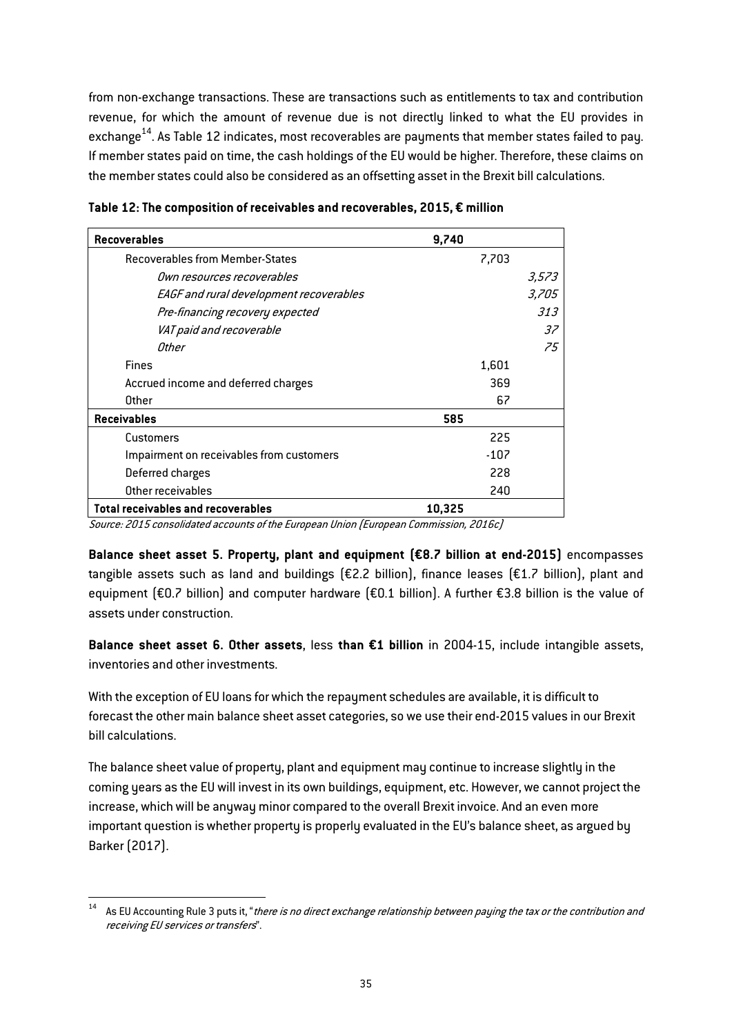from non-exchange transactions. These are transactions such as entitlements to tax and contribution revenue, for which the amount of revenue due is not directly linked to what the EU provides in exchange[14]. As Table 12 indicates, most recoverables are payments that member states failed to pay. If member states paid on time, the cash holdings of the EU would be higher. Therefore, these claims on the member states could also be considered as an offsetting asset in the Brexit bill calculations.

**Table 12: The composition of receivables and recoverables, 2015, € million**

| | | | |
|---|---|---|---|
| **Recoverables** | **9,740** | | |
| Recoverables from Member-States | | 7,703 | |
| *Own resources recoverables* | | | *3,573* |
| *EAGF and rural development recoverables* | | | *3,705* |
| *Pre-financing recovery expected* | | | *313* |
| *VAT paid and recoverable* | | | *37* |
| *Other* | | | *75* |
| Fines | | 1,601 | |
| Accrued income and deferred charges | | 369 | |
| Other | | 67 | |
| **Receivables** | **585** | | |
| Customers | | 225 | |
| Impairment on receivables from customers | | -107 | |
| Deferred charges | | 228 | |
| Other receivables | | 240 | |
| **Total receivables and recoverables** | **10,325** | | |

*Source: 2015 consolidated accounts of the European Union (European Commission, 2016c)*

**Balance sheet asset 5. Property, plant and equipment (€8.7 billion at end-2015)** encompasses tangible assets such as land and buildings (€2.2 billion), finance leases (€1.7 billion), plant and equipment (€0.7 billion) and computer hardware (€0.1 billion). A further €3.8 billion is the value of assets under construction.

**Balance sheet asset 6. Other assets**, less **than €1 billion** in 2004-15, include intangible assets, inventories and other investments.

With the exception of EU loans for which the repayment schedules are available, it is difficult to forecast the other main balance sheet asset categories, so we use their end-2015 values in our Brexit bill calculations.

The balance sheet value of property, plant and equipment may continue to increase slightly in the coming years as the EU will invest in its own buildings, equipment, etc. However, we cannot project the increase, which will be anyway minor compared to the overall Brexit invoice. And an even more important question is whether property is properly evaluated in the EU's balance sheet, as argued by Barker (2017).

[14] As EU Accounting Rule 3 puts it, "*there is no direct exchange relationship between paying the tax or the contribution and receiving EU services or transfers*".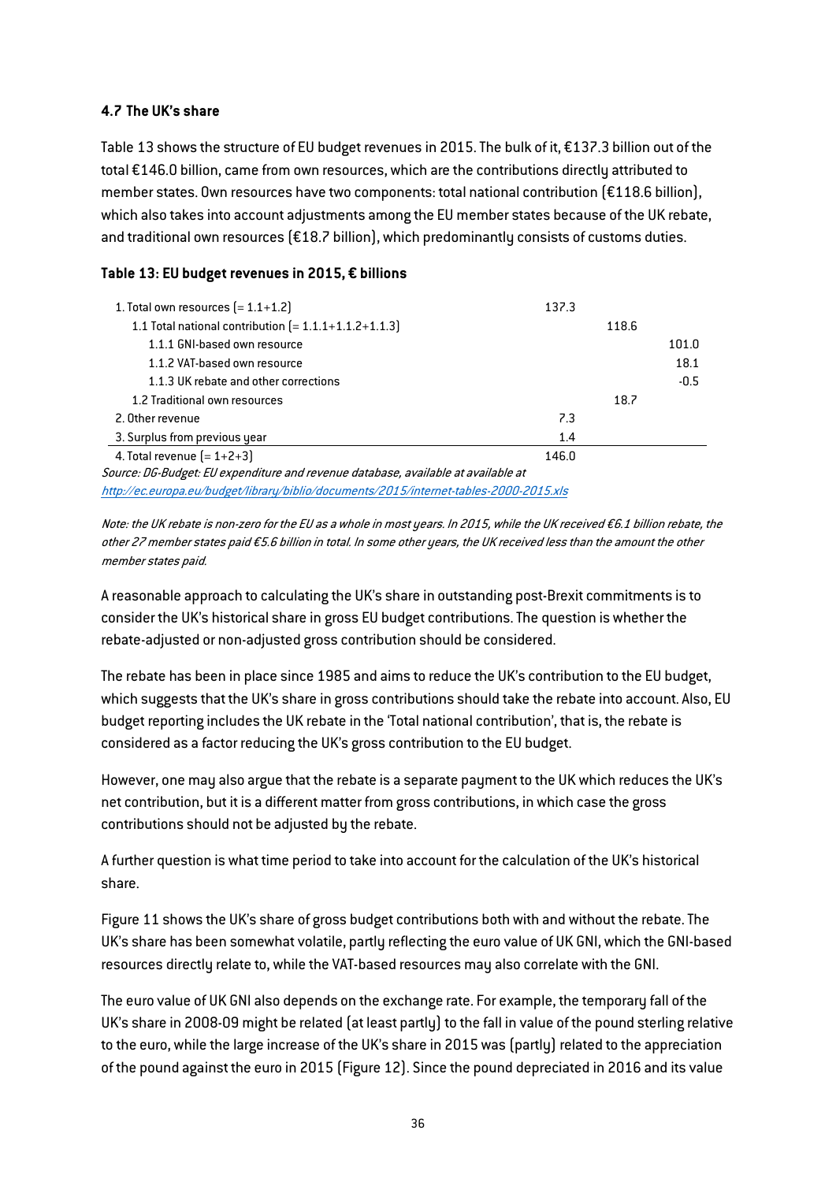### 4.7 The UK's share

Table 13 shows the structure of EU budget revenues in 2015. The bulk of it, €137.3 billion out of the total €146.0 billion, came from own resources, which are the contributions directly attributed to member states. Own resources have two components: total national contribution (€118.6 billion), which also takes into account adjustments among the EU member states because of the UK rebate, and traditional own resources (€18.7 billion), which predominantly consists of customs duties.

**Table 13: EU budget revenues in 2015, € billions**

| | | | |
|---|---|---|---|
| 1. Total own resources (= 1.1+1.2) | 137.3 | | |
| 1.1 Total national contribution (= 1.1.1+1.1.2+1.1.3) | | 118.6 | |
| 1.1.1 GNI-based own resource | | | 101.0 |
| 1.1.2 VAT-based own resource | | | 18.1 |
| 1.1.3 UK rebate and other corrections | | | -0.5 |
| 1.2 Traditional own resources | | 18.7 | |
| 2. Other revenue | 7.3 | | |
| 3. Surplus from previous year | 1.4 | | |
| 4. Total revenue (= 1+2+3) | 146.0 | | |

*Source: DG-Budget: EU expenditure and revenue database, available at available at* http://ec.europa.eu/budget/library/biblio/documents/2015/internet-tables-2000-2015.xls

*Note: the UK rebate is non-zero for the EU as a whole in most years. In 2015, while the UK received €6.1 billion rebate, the other 27 member states paid €5.6 billion in total. In some other years, the UK received less than the amount the other member states paid.*

A reasonable approach to calculating the UK's share in outstanding post-Brexit commitments is to consider the UK's historical share in gross EU budget contributions. The question is whether the rebate-adjusted or non-adjusted gross contribution should be considered.

The rebate has been in place since 1985 and aims to reduce the UK's contribution to the EU budget, which suggests that the UK's share in gross contributions should take the rebate into account. Also, EU budget reporting includes the UK rebate in the 'Total national contribution', that is, the rebate is considered as a factor reducing the UK's gross contribution to the EU budget.

However, one may also argue that the rebate is a separate payment to the UK which reduces the UK's net contribution, but it is a different matter from gross contributions, in which case the gross contributions should not be adjusted by the rebate.

A further question is what time period to take into account for the calculation of the UK's historical share.

Figure 11 shows the UK's share of gross budget contributions both with and without the rebate. The UK's share has been somewhat volatile, partly reflecting the euro value of UK GNI, which the GNI-based resources directly relate to, while the VAT-based resources may also correlate with the GNI.

The euro value of UK GNI also depends on the exchange rate. For example, the temporary fall of the UK's share in 2008-09 might be related (at least partly) to the fall in value of the pound sterling relative to the euro, while the large increase of the UK's share in 2015 was (partly) related to the appreciation of the pound against the euro in 2015 (Figure 12). Since the pound depreciated in 2016 and its value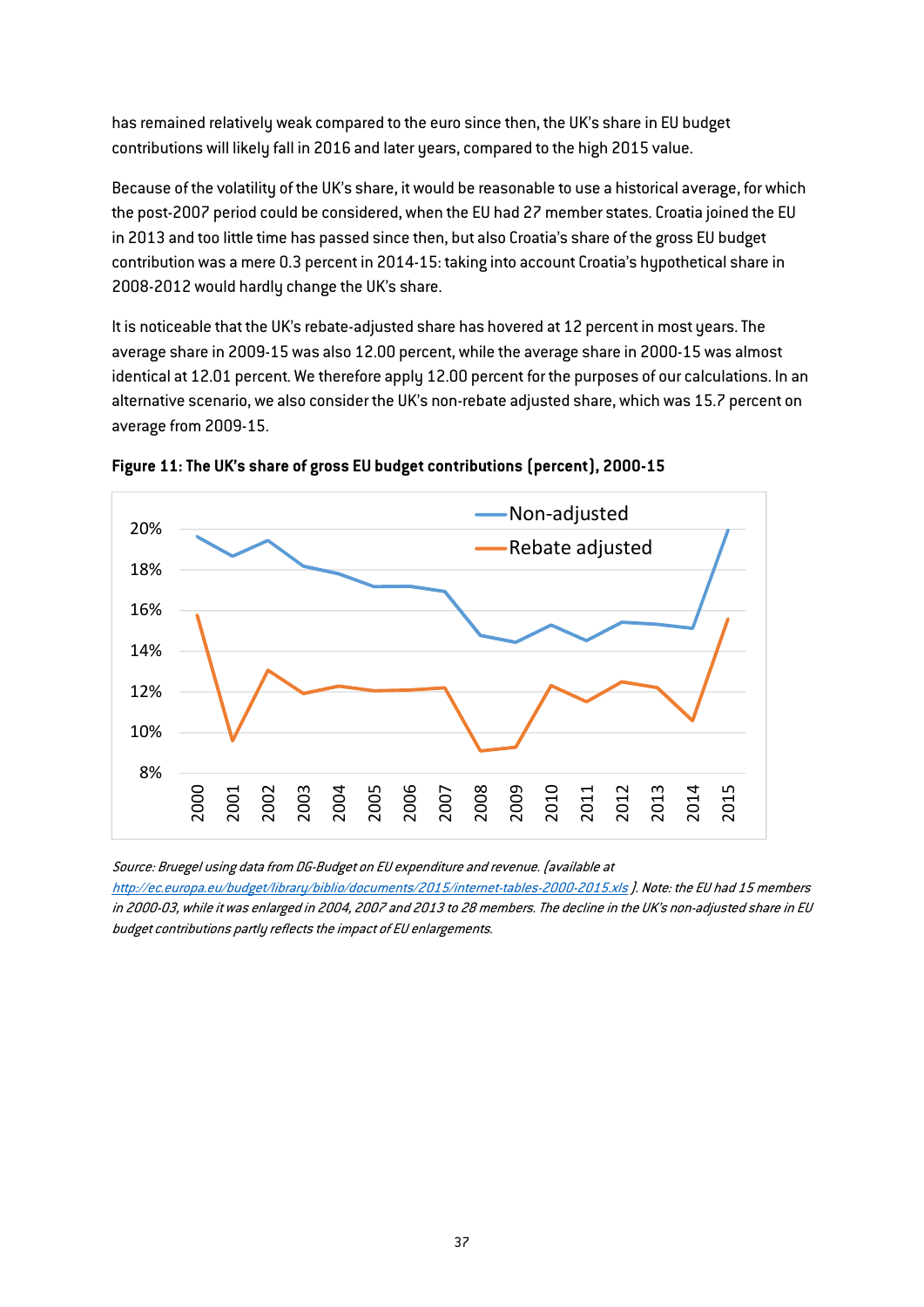has remained relatively weak compared to the euro since then, the UK's share in EU budget contributions will likely fall in 2016 and later years, compared to the high 2015 value.

Because of the volatility of the UK's share, it would be reasonable to use a historical average, for which the post-2007 period could be considered, when the EU had 27 member states. Croatia joined the EU in 2013 and too little time has passed since then, but also Croatia's share of the gross EU budget contribution was a mere 0.3 percent in 2014-15: taking into account Croatia's hypothetical share in 2008-2012 would hardly change the UK's share.

It is noticeable that the UK's rebate-adjusted share has hovered at 12 percent in most years. The average share in 2009-15 was also 12.00 percent, while the average share in 2000-15 was almost identical at 12.01 percent. We therefore apply 12.00 percent for the purposes of our calculations. In an alternative scenario, we also consider the UK's non-rebate adjusted share, which was 15.7 percent on average from 2009-15.

**Figure 11: The UK's share of gross EU budget contributions (percent), 2000-15**

*Source: Bruegel using data from DG-Budget on EU expenditure and revenue. (available at [http://ec.europa.eu/budget/library/biblio/documents/2015/internet-tables-2000-2015.xls](http://ec.europa.eu/budget/library/biblio/documents/2015/internet-tables-2000-2015.xls) ). Note: the EU had 15 members in 2000-03, while it was enlarged in 2004, 2007 and 2013 to 28 members. The decline in the UK's non-adjusted share in EU budget contributions partly reflects the impact of EU enlargements.*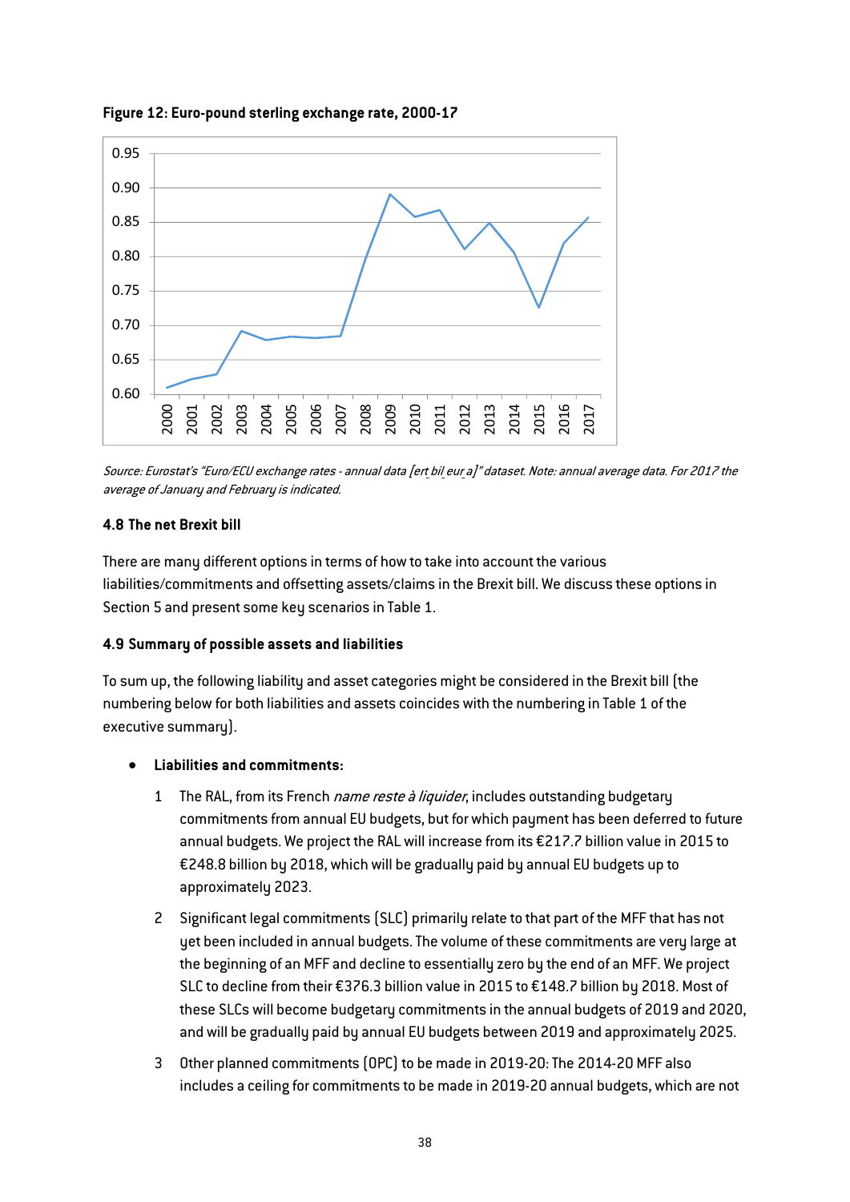**Figure 12: Euro-pound sterling exchange rate, 2000-17**

*Source: Eurostat's "Euro/ECU exchange rates - annual data [ert_bil_eur_a]" dataset. Note: annual average data. For 2017 the average of January and February is indicated.*

#### 4.8 The net Brexit bill

There are many different options in terms of how to take into account the various liabilities/commitments and offsetting assets/claims in the Brexit bill. We discuss these options in Section 5 and present some key scenarios in Table 1.

#### 4.9 Summary of possible assets and liabilities

To sum up, the following liability and asset categories might be considered in the Brexit bill (the numbering below for both liabilities and assets coincides with the numbering in Table 1 of the executive summary).

- **Liabilities and commitments:**
  1. The RAL, from its French *name reste à liquider*, includes outstanding budgetary commitments from annual EU budgets, but for which payment has been deferred to future annual budgets. We project the RAL will increase from its €217.7 billion value in 2015 to €248.8 billion by 2018, which will be gradually paid by annual EU budgets up to approximately 2023.
  2. Significant legal commitments (SLC) primarily relate to that part of the MFF that has not yet been included in annual budgets. The volume of these commitments are very large at the beginning of an MFF and decline to essentially zero by the end of an MFF. We project SLC to decline from their €376.3 billion value in 2015 to €148.7 billion by 2018. Most of these SLCs will become budgetary commitments in the annual budgets of 2019 and 2020, and will be gradually paid by annual EU budgets between 2019 and approximately 2025.
  3. Other planned commitments (OPC) to be made in 2019-20: The 2014-20 MFF also includes a ceiling for commitments to be made in 2019-20 annual budgets, which are not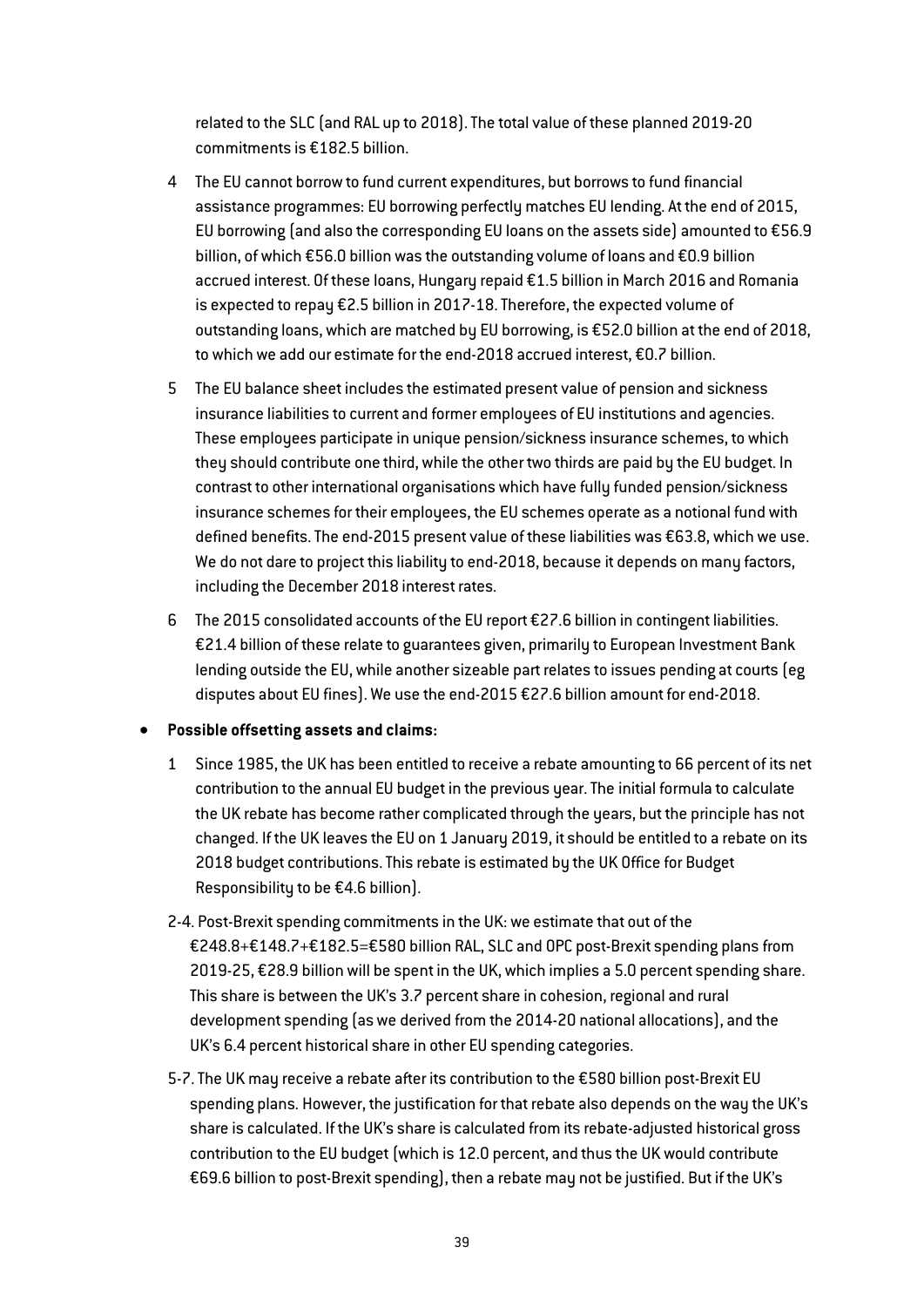related to the SLC (and RAL up to 2018). The total value of these planned 2019-20 commitments is €182.5 billion.

4 The EU cannot borrow to fund current expenditures, but borrows to fund financial assistance programmes: EU borrowing perfectly matches EU lending. At the end of 2015, EU borrowing (and also the corresponding EU loans on the assets side) amounted to €56.9 billion, of which €56.0 billion was the outstanding volume of loans and €0.9 billion accrued interest. Of these loans, Hungary repaid €1.5 billion in March 2016 and Romania is expected to repay €2.5 billion in 2017-18. Therefore, the expected volume of outstanding loans, which are matched by EU borrowing, is €52.0 billion at the end of 2018, to which we add our estimate for the end-2018 accrued interest, €0.7 billion.

5 The EU balance sheet includes the estimated present value of pension and sickness insurance liabilities to current and former employees of EU institutions and agencies. These employees participate in unique pension/sickness insurance schemes, to which they should contribute one third, while the other two thirds are paid by the EU budget. In contrast to other international organisations which have fully funded pension/sickness insurance schemes for their employees, the EU schemes operate as a notional fund with defined benefits. The end-2015 present value of these liabilities was €63.8, which we use. We do not dare to project this liability to end-2018, because it depends on many factors, including the December 2018 interest rates.

6 The 2015 consolidated accounts of the EU report €27.6 billion in contingent liabilities. €21.4 billion of these relate to guarantees given, primarily to European Investment Bank lending outside the EU, while another sizeable part relates to issues pending at courts (eg disputes about EU fines). We use the end-2015 €27.6 billion amount for end-2018.

- **Possible offsetting assets and claims:**

1 Since 1985, the UK has been entitled to receive a rebate amounting to 66 percent of its net contribution to the annual EU budget in the previous year. The initial formula to calculate the UK rebate has become rather complicated through the years, but the principle has not changed. If the UK leaves the EU on 1 January 2019, it should be entitled to a rebate on its 2018 budget contributions. This rebate is estimated by the UK Office for Budget Responsibility to be €4.6 billion).

2-4. Post-Brexit spending commitments in the UK: we estimate that out of the €248.8+€148.7+€182.5=€580 billion RAL, SLC and OPC post-Brexit spending plans from 2019-25, €28.9 billion will be spent in the UK, which implies a 5.0 percent spending share. This share is between the UK's 3.7 percent share in cohesion, regional and rural development spending (as we derived from the 2014-20 national allocations), and the UK's 6.4 percent historical share in other EU spending categories.

5-7. The UK may receive a rebate after its contribution to the €580 billion post-Brexit EU spending plans. However, the justification for that rebate also depends on the way the UK's share is calculated. If the UK's share is calculated from its rebate-adjusted historical gross contribution to the EU budget (which is 12.0 percent, and thus the UK would contribute €69.6 billion to post-Brexit spending), then a rebate may not be justified. But if the UK's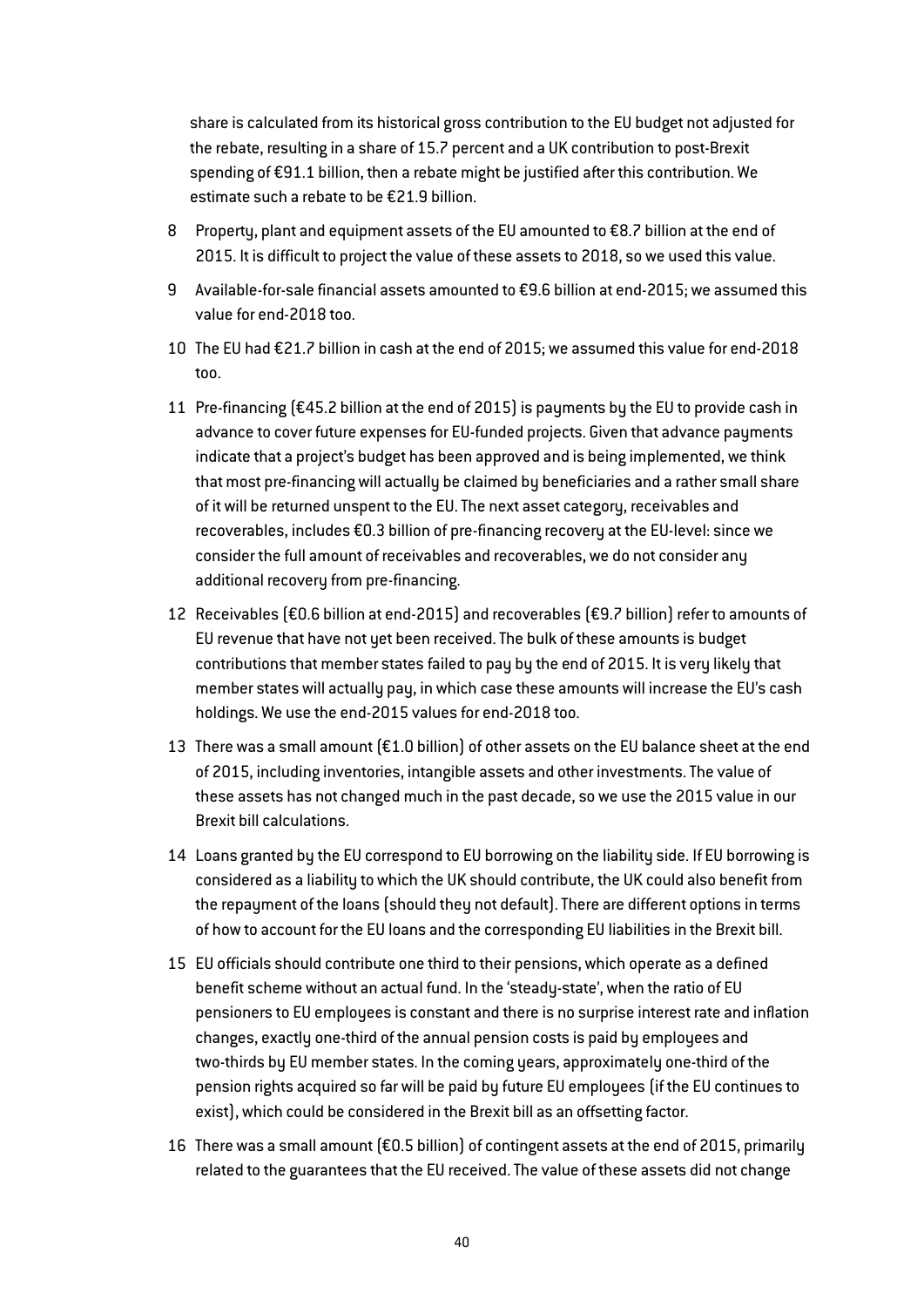share is calculated from its historical gross contribution to the EU budget not adjusted for the rebate, resulting in a share of 15.7 percent and a UK contribution to post-Brexit spending of €91.1 billion, then a rebate might be justified after this contribution. We estimate such a rebate to be €21.9 billion.

8 Property, plant and equipment assets of the EU amounted to €8.7 billion at the end of 2015. It is difficult to project the value of these assets to 2018, so we used this value.

9 Available-for-sale financial assets amounted to €9.6 billion at end-2015; we assumed this value for end-2018 too.

10 The EU had €21.7 billion in cash at the end of 2015; we assumed this value for end-2018 too.

11 Pre-financing (€45.2 billion at the end of 2015) is payments by the EU to provide cash in advance to cover future expenses for EU-funded projects. Given that advance payments indicate that a project's budget has been approved and is being implemented, we think that most pre-financing will actually be claimed by beneficiaries and a rather small share of it will be returned unspent to the EU. The next asset category, receivables and recoverables, includes €0.3 billion of pre-financing recovery at the EU-level: since we consider the full amount of receivables and recoverables, we do not consider any additional recovery from pre-financing.

12 Receivables (€0.6 billion at end-2015) and recoverables (€9.7 billion) refer to amounts of EU revenue that have not yet been received. The bulk of these amounts is budget contributions that member states failed to pay by the end of 2015. It is very likely that member states will actually pay, in which case these amounts will increase the EU's cash holdings. We use the end-2015 values for end-2018 too.

13 There was a small amount (€1.0 billion) of other assets on the EU balance sheet at the end of 2015, including inventories, intangible assets and other investments. The value of these assets has not changed much in the past decade, so we use the 2015 value in our Brexit bill calculations.

14 Loans granted by the EU correspond to EU borrowing on the liability side. If EU borrowing is considered as a liability to which the UK should contribute, the UK could also benefit from the repayment of the loans (should they not default). There are different options in terms of how to account for the EU loans and the corresponding EU liabilities in the Brexit bill.

15 EU officials should contribute one third to their pensions, which operate as a defined benefit scheme without an actual fund. In the 'steady-state', when the ratio of EU pensioners to EU employees is constant and there is no surprise interest rate and inflation changes, exactly one-third of the annual pension costs is paid by employees and two-thirds by EU member states. In the coming years, approximately one-third of the pension rights acquired so far will be paid by future EU employees (if the EU continues to exist), which could be considered in the Brexit bill as an offsetting factor.

16 There was a small amount (€0.5 billion) of contingent assets at the end of 2015, primarily related to the guarantees that the EU received. The value of these assets did not change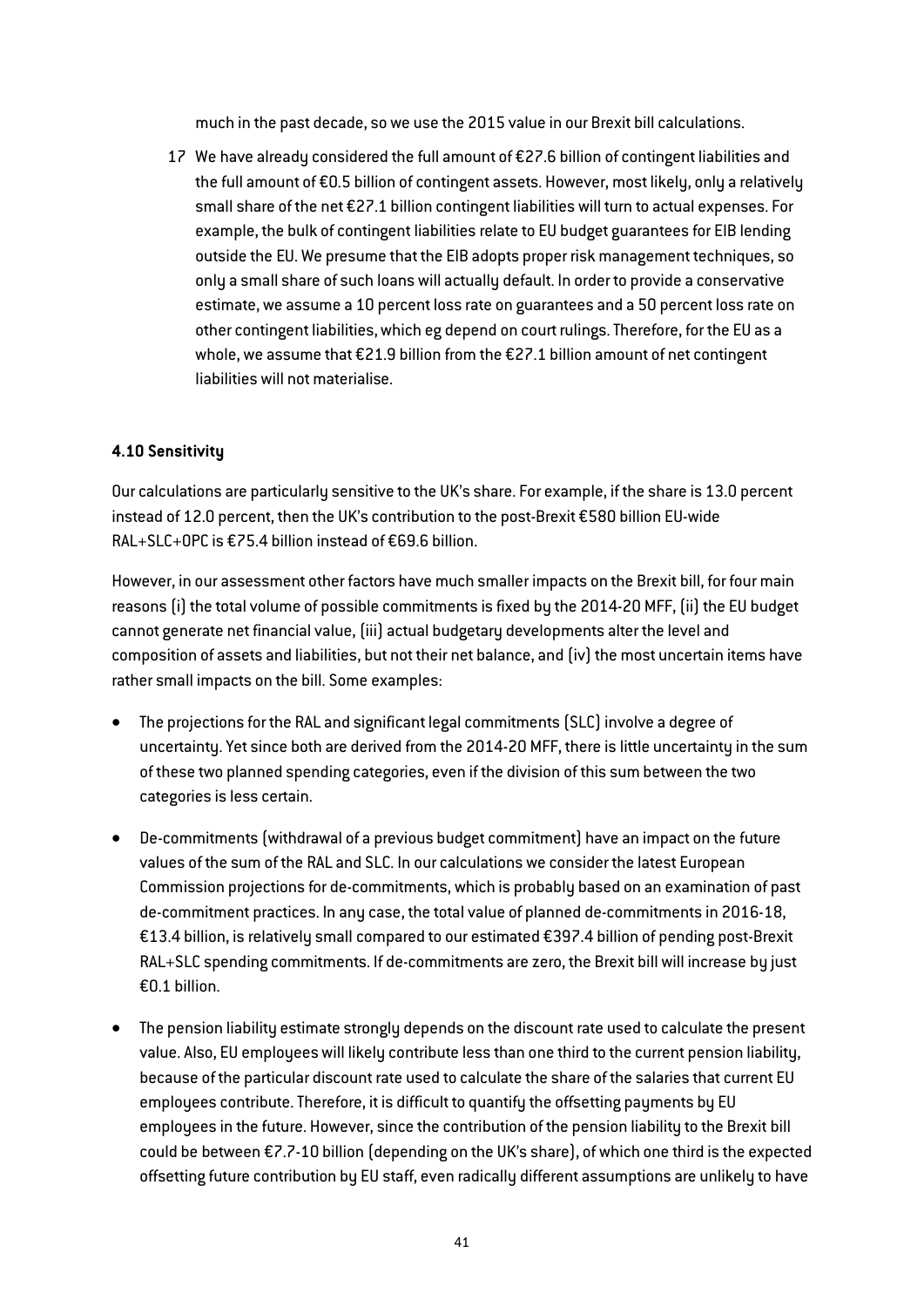much in the past decade, so we use the 2015 value in our Brexit bill calculations.

17 We have already considered the full amount of €27.6 billion of contingent liabilities and the full amount of €0.5 billion of contingent assets. However, most likely, only a relatively small share of the net €27.1 billion contingent liabilities will turn to actual expenses. For example, the bulk of contingent liabilities relate to EU budget guarantees for EIB lending outside the EU. We presume that the EIB adopts proper risk management techniques, so only a small share of such loans will actually default. In order to provide a conservative estimate, we assume a 10 percent loss rate on guarantees and a 50 percent loss rate on other contingent liabilities, which eg depend on court rulings. Therefore, for the EU as a whole, we assume that €21.9 billion from the €27.1 billion amount of net contingent liabilities will not materialise.

#### 4.10 Sensitivity

Our calculations are particularly sensitive to the UK's share. For example, if the share is 13.0 percent instead of 12.0 percent, then the UK's contribution to the post-Brexit €580 billion EU-wide RAL+SLC+OPC is €75.4 billion instead of €69.6 billion.

However, in our assessment other factors have much smaller impacts on the Brexit bill, for four main reasons (i) the total volume of possible commitments is fixed by the 2014-20 MFF, (ii) the EU budget cannot generate net financial value, (iii) actual budgetary developments alter the level and composition of assets and liabilities, but not their net balance, and (iv) the most uncertain items have rather small impacts on the bill. Some examples:

- The projections for the RAL and significant legal commitments (SLC) involve a degree of uncertainty. Yet since both are derived from the 2014-20 MFF, there is little uncertainty in the sum of these two planned spending categories, even if the division of this sum between the two categories is less certain.
- De-commitments (withdrawal of a previous budget commitment) have an impact on the future values of the sum of the RAL and SLC. In our calculations we consider the latest European Commission projections for de-commitments, which is probably based on an examination of past de-commitment practices. In any case, the total value of planned de-commitments in 2016-18, €13.4 billion, is relatively small compared to our estimated €397.4 billion of pending post-Brexit RAL+SLC spending commitments. If de-commitments are zero, the Brexit bill will increase by just €0.1 billion.
- The pension liability estimate strongly depends on the discount rate used to calculate the present value. Also, EU employees will likely contribute less than one third to the current pension liability, because of the particular discount rate used to calculate the share of the salaries that current EU employees contribute. Therefore, it is difficult to quantify the offsetting payments by EU employees in the future. However, since the contribution of the pension liability to the Brexit bill could be between €7.7-10 billion (depending on the UK's share), of which one third is the expected offsetting future contribution by EU staff, even radically different assumptions are unlikely to have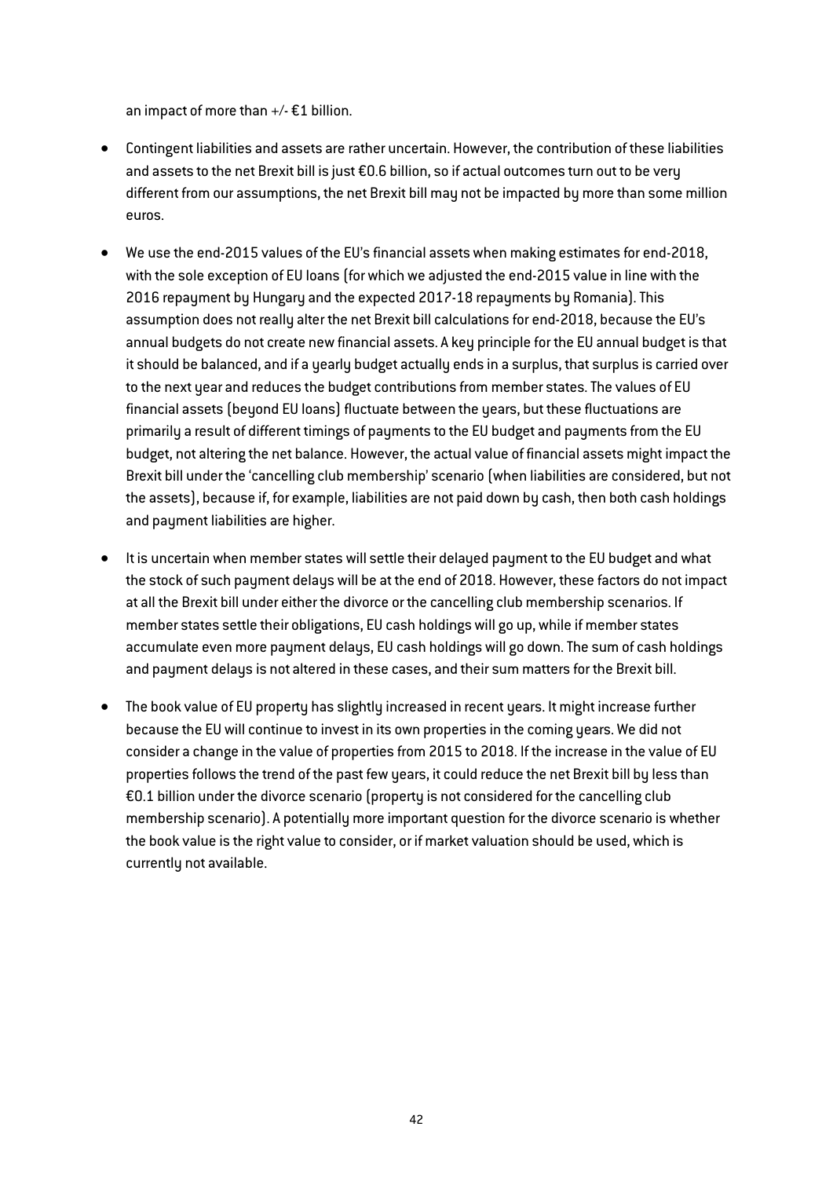an impact of more than +/- €1 billion.

- Contingent liabilities and assets are rather uncertain. However, the contribution of these liabilities and assets to the net Brexit bill is just €0.6 billion, so if actual outcomes turn out to be very different from our assumptions, the net Brexit bill may not be impacted by more than some million euros.

- We use the end-2015 values of the EU's financial assets when making estimates for end-2018, with the sole exception of EU loans (for which we adjusted the end-2015 value in line with the 2016 repayment by Hungary and the expected 2017-18 repayments by Romania). This assumption does not really alter the net Brexit bill calculations for end-2018, because the EU's annual budgets do not create new financial assets. A key principle for the EU annual budget is that it should be balanced, and if a yearly budget actually ends in a surplus, that surplus is carried over to the next year and reduces the budget contributions from member states. The values of EU financial assets (beyond EU loans) fluctuate between the years, but these fluctuations are primarily a result of different timings of payments to the EU budget and payments from the EU budget, not altering the net balance. However, the actual value of financial assets might impact the Brexit bill under the 'cancelling club membership' scenario (when liabilities are considered, but not the assets), because if, for example, liabilities are not paid down by cash, then both cash holdings and payment liabilities are higher.

- It is uncertain when member states will settle their delayed payment to the EU budget and what the stock of such payment delays will be at the end of 2018. However, these factors do not impact at all the Brexit bill under either the divorce or the cancelling club membership scenarios. If member states settle their obligations, EU cash holdings will go up, while if member states accumulate even more payment delays, EU cash holdings will go down. The sum of cash holdings and payment delays is not altered in these cases, and their sum matters for the Brexit bill.

- The book value of EU property has slightly increased in recent years. It might increase further because the EU will continue to invest in its own properties in the coming years. We did not consider a change in the value of properties from 2015 to 2018. If the increase in the value of EU properties follows the trend of the past few years, it could reduce the net Brexit bill by less than €0.1 billion under the divorce scenario (property is not considered for the cancelling club membership scenario). A potentially more important question for the divorce scenario is whether the book value is the right value to consider, or if market valuation should be used, which is currently not available.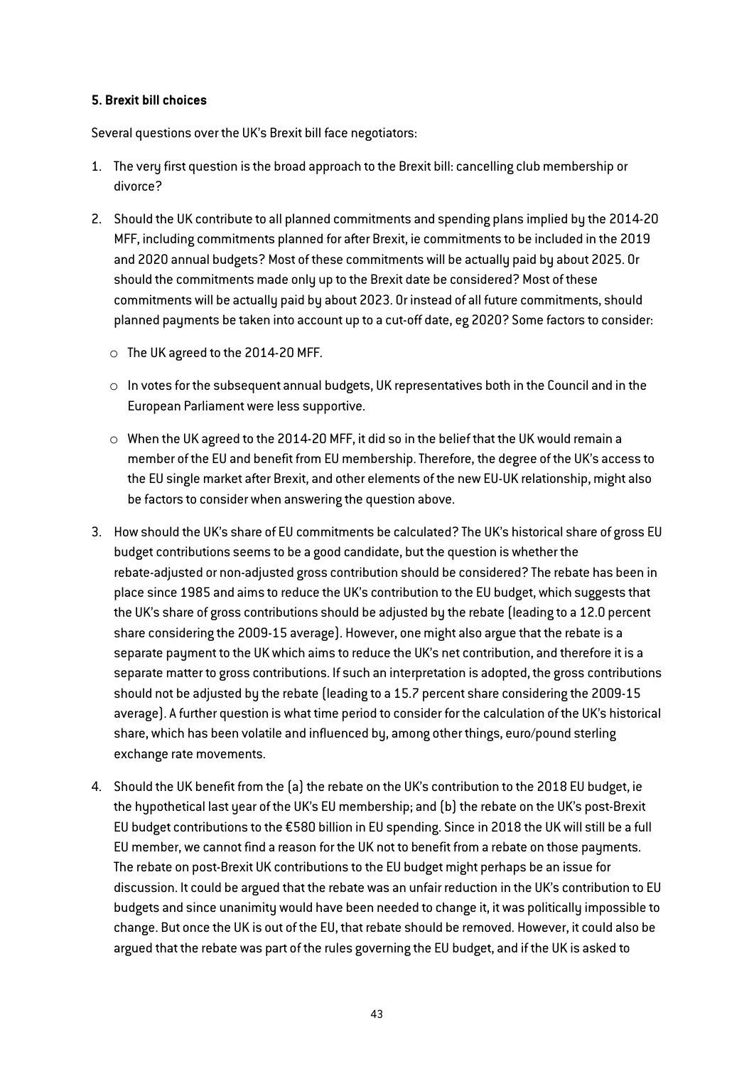#### 5. Brexit bill choices

Several questions over the UK's Brexit bill face negotiators:

1. The very first question is the broad approach to the Brexit bill: cancelling club membership or divorce?

2. Should the UK contribute to all planned commitments and spending plans implied by the 2014-20 MFF, including commitments planned for after Brexit, ie commitments to be included in the 2019 and 2020 annual budgets? Most of these commitments will be actually paid by about 2025. Or should the commitments made only up to the Brexit date be considered? Most of these commitments will be actually paid by about 2023. Or instead of all future commitments, should planned payments be taken into account up to a cut-off date, eg 2020? Some factors to consider:

   - The UK agreed to the 2014-20 MFF.
   - In votes for the subsequent annual budgets, UK representatives both in the Council and in the European Parliament were less supportive.
   - When the UK agreed to the 2014-20 MFF, it did so in the belief that the UK would remain a member of the EU and benefit from EU membership. Therefore, the degree of the UK's access to the EU single market after Brexit, and other elements of the new EU-UK relationship, might also be factors to consider when answering the question above.

3. How should the UK's share of EU commitments be calculated? The UK's historical share of gross EU budget contributions seems to be a good candidate, but the question is whether the rebate-adjusted or non-adjusted gross contribution should be considered? The rebate has been in place since 1985 and aims to reduce the UK's contribution to the EU budget, which suggests that the UK's share of gross contributions should be adjusted by the rebate (leading to a 12.0 percent share considering the 2009-15 average). However, one might also argue that the rebate is a separate payment to the UK which aims to reduce the UK's net contribution, and therefore it is a separate matter to gross contributions. If such an interpretation is adopted, the gross contributions should not be adjusted by the rebate (leading to a 15.7 percent share considering the 2009-15 average). A further question is what time period to consider for the calculation of the UK's historical share, which has been volatile and influenced by, among other things, euro/pound sterling exchange rate movements.

4. Should the UK benefit from the (a) the rebate on the UK's contribution to the 2018 EU budget, ie the hypothetical last year of the UK's EU membership; and (b) the rebate on the UK's post-Brexit EU budget contributions to the €580 billion in EU spending. Since in 2018 the UK will still be a full EU member, we cannot find a reason for the UK not to benefit from a rebate on those payments. The rebate on post-Brexit UK contributions to the EU budget might perhaps be an issue for discussion. It could be argued that the rebate was an unfair reduction in the UK's contribution to EU budgets and since unanimity would have been needed to change it, it was politically impossible to change. But once the UK is out of the EU, that rebate should be removed. However, it could also be argued that the rebate was part of the rules governing the EU budget, and if the UK is asked to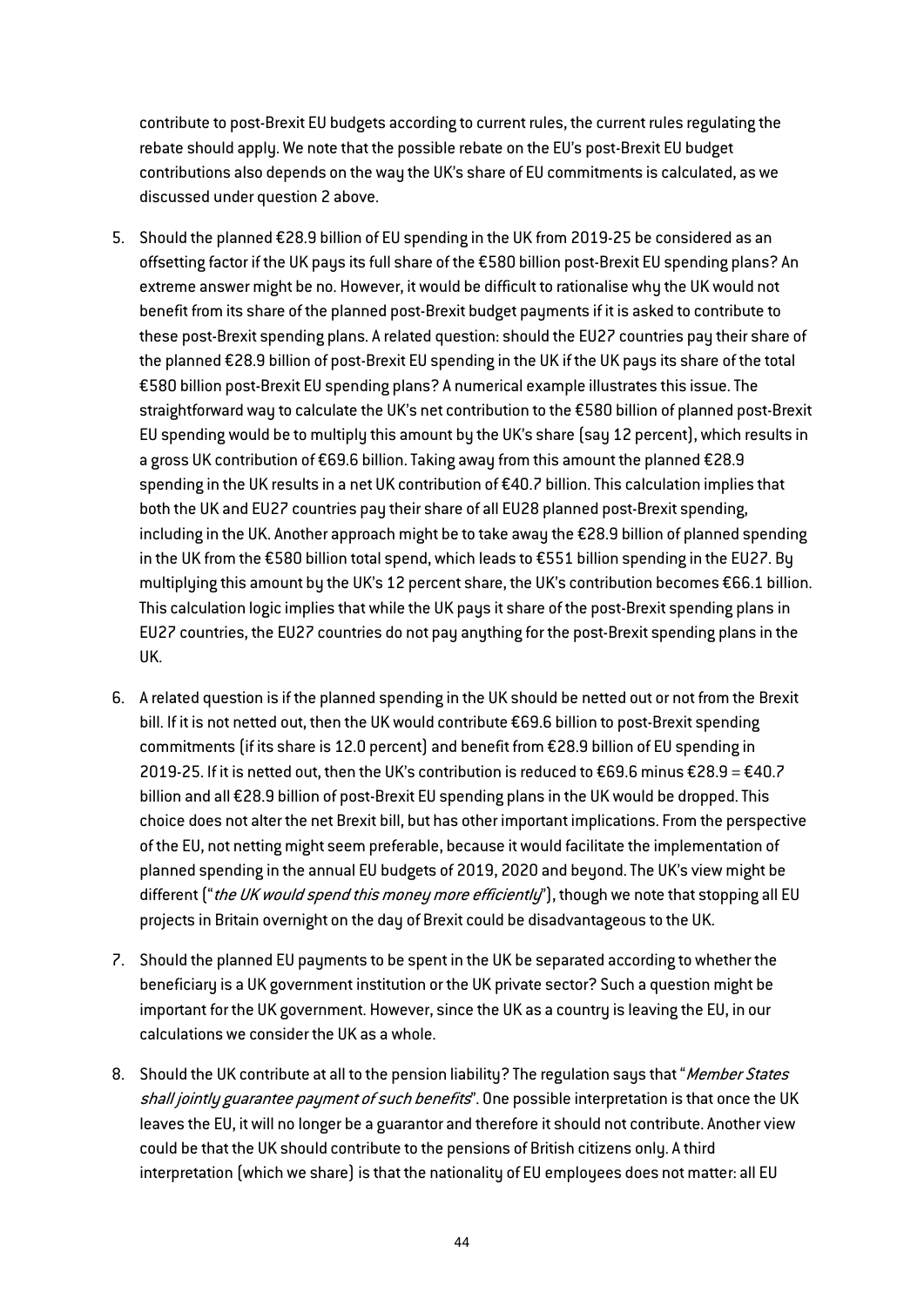contribute to post-Brexit EU budgets according to current rules, the current rules regulating the rebate should apply. We note that the possible rebate on the EU's post-Brexit EU budget contributions also depends on the way the UK's share of EU commitments is calculated, as we discussed under question 2 above.

5. Should the planned €28.9 billion of EU spending in the UK from 2019-25 be considered as an offsetting factor if the UK pays its full share of the €580 billion post-Brexit EU spending plans? An extreme answer might be no. However, it would be difficult to rationalise why the UK would not benefit from its share of the planned post-Brexit budget payments if it is asked to contribute to these post-Brexit spending plans. A related question: should the EU27 countries pay their share of the planned €28.9 billion of post-Brexit EU spending in the UK if the UK pays its share of the total €580 billion post-Brexit EU spending plans? A numerical example illustrates this issue. The straightforward way to calculate the UK's net contribution to the €580 billion of planned post-Brexit EU spending would be to multiply this amount by the UK's share (say 12 percent), which results in a gross UK contribution of €69.6 billion. Taking away from this amount the planned €28.9 spending in the UK results in a net UK contribution of €40.7 billion. This calculation implies that both the UK and EU27 countries pay their share of all EU28 planned post-Brexit spending, including in the UK. Another approach might be to take away the €28.9 billion of planned spending in the UK from the €580 billion total spend, which leads to €551 billion spending in the EU27. By multiplying this amount by the UK's 12 percent share, the UK's contribution becomes €66.1 billion. This calculation logic implies that while the UK pays it share of the post-Brexit spending plans in EU27 countries, the EU27 countries do not pay anything for the post-Brexit spending plans in the UK.

6. A related question is if the planned spending in the UK should be netted out or not from the Brexit bill. If it is not netted out, then the UK would contribute €69.6 billion to post-Brexit spending commitments (if its share is 12.0 percent) and benefit from €28.9 billion of EU spending in 2019-25. If it is netted out, then the UK's contribution is reduced to €69.6 minus €28.9 = €40.7 billion and all €28.9 billion of post-Brexit EU spending plans in the UK would be dropped. This choice does not alter the net Brexit bill, but has other important implications. From the perspective of the EU, not netting might seem preferable, because it would facilitate the implementation of planned spending in the annual EU budgets of 2019, 2020 and beyond. The UK's view might be different ("*the UK would spend this money more efficiently*"), though we note that stopping all EU projects in Britain overnight on the day of Brexit could be disadvantageous to the UK.

7. Should the planned EU payments to be spent in the UK be separated according to whether the beneficiary is a UK government institution or the UK private sector? Such a question might be important for the UK government. However, since the UK as a country is leaving the EU, in our calculations we consider the UK as a whole.

8. Should the UK contribute at all to the pension liability? The regulation says that "*Member States shall jointly guarantee payment of such benefits*". One possible interpretation is that once the UK leaves the EU, it will no longer be a guarantor and therefore it should not contribute. Another view could be that the UK should contribute to the pensions of British citizens only. A third interpretation (which we share) is that the nationality of EU employees does not matter: all EU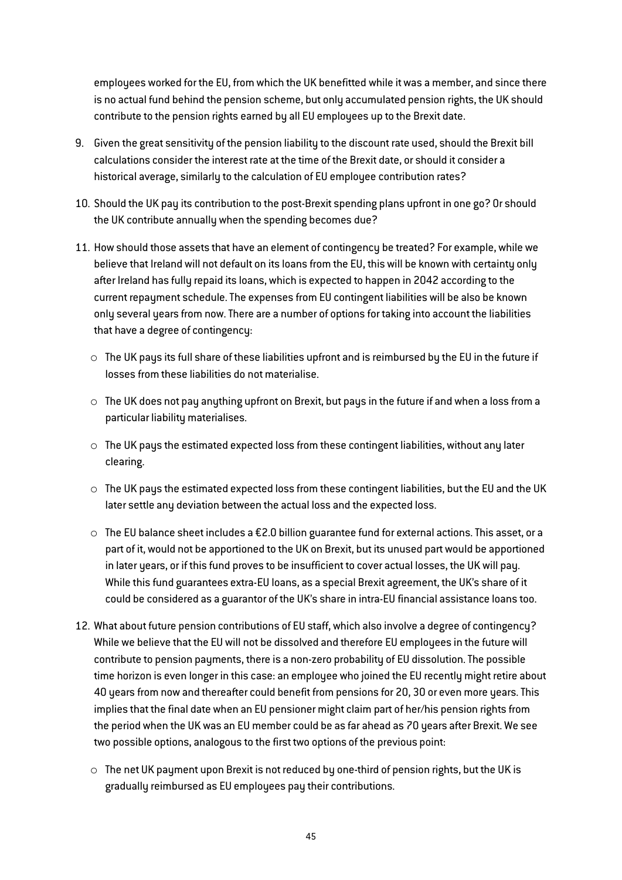employees worked for the EU, from which the UK benefitted while it was a member, and since there is no actual fund behind the pension scheme, but only accumulated pension rights, the UK should contribute to the pension rights earned by all EU employees up to the Brexit date.

9. Given the great sensitivity of the pension liability to the discount rate used, should the Brexit bill calculations consider the interest rate at the time of the Brexit date, or should it consider a historical average, similarly to the calculation of EU employee contribution rates?

10. Should the UK pay its contribution to the post-Brexit spending plans upfront in one go? Or should the UK contribute annually when the spending becomes due?

11. How should those assets that have an element of contingency be treated? For example, while we believe that Ireland will not default on its loans from the EU, this will be known with certainty only after Ireland has fully repaid its loans, which is expected to happen in 2042 according to the current repayment schedule. The expenses from EU contingent liabilities will be also be known only several years from now. There are a number of options for taking into account the liabilities that have a degree of contingency:

    - The UK pays its full share of these liabilities upfront and is reimbursed by the EU in the future if losses from these liabilities do not materialise.
    - The UK does not pay anything upfront on Brexit, but pays in the future if and when a loss from a particular liability materialises.
    - The UK pays the estimated expected loss from these contingent liabilities, without any later clearing.
    - The UK pays the estimated expected loss from these contingent liabilities, but the EU and the UK later settle any deviation between the actual loss and the expected loss.
    - The EU balance sheet includes a €2.0 billion guarantee fund for external actions. This asset, or a part of it, would not be apportioned to the UK on Brexit, but its unused part would be apportioned in later years, or if this fund proves to be insufficient to cover actual losses, the UK will pay. While this fund guarantees extra-EU loans, as a special Brexit agreement, the UK's share of it could be considered as a guarantor of the UK's share in intra-EU financial assistance loans too.

12. What about future pension contributions of EU staff, which also involve a degree of contingency? While we believe that the EU will not be dissolved and therefore EU employees in the future will contribute to pension payments, there is a non-zero probability of EU dissolution. The possible time horizon is even longer in this case: an employee who joined the EU recently might retire about 40 years from now and thereafter could benefit from pensions for 20, 30 or even more years. This implies that the final date when an EU pensioner might claim part of her/his pension rights from the period when the UK was an EU member could be as far ahead as 70 years after Brexit. We see two possible options, analogous to the first two options of the previous point:

    - The net UK payment upon Brexit is not reduced by one-third of pension rights, but the UK is gradually reimbursed as EU employees pay their contributions.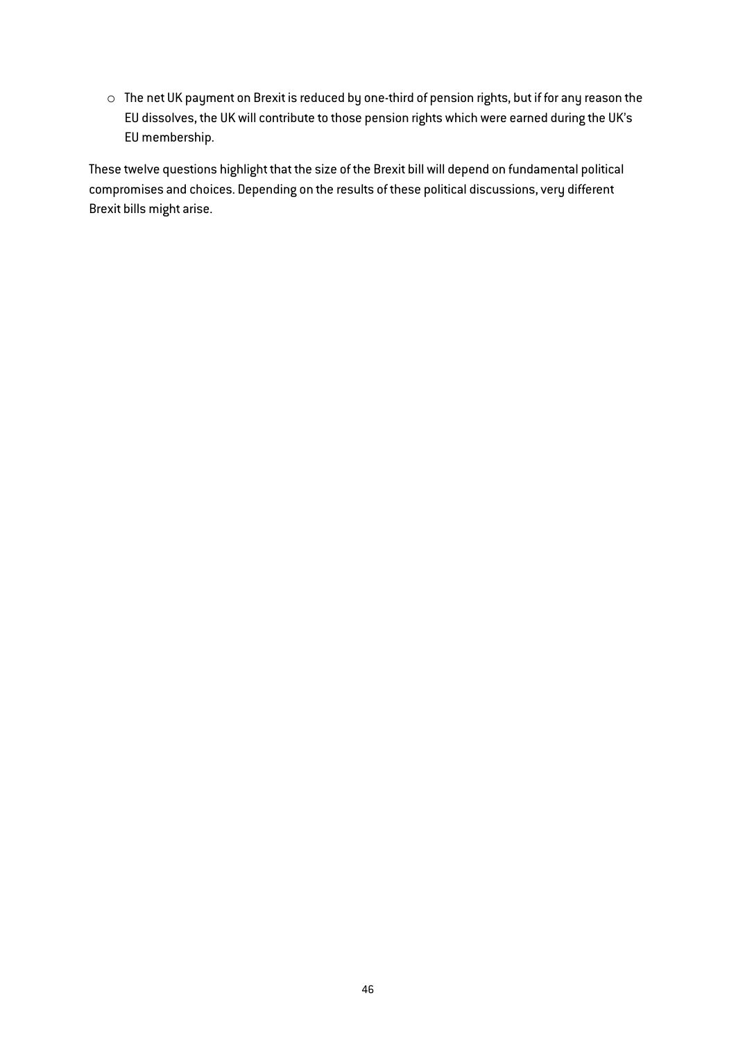- The net UK payment on Brexit is reduced by one-third of pension rights, but if for any reason the EU dissolves, the UK will contribute to those pension rights which were earned during the UK's EU membership.

These twelve questions highlight that the size of the Brexit bill will depend on fundamental political compromises and choices. Depending on the results of these political discussions, very different Brexit bills might arise.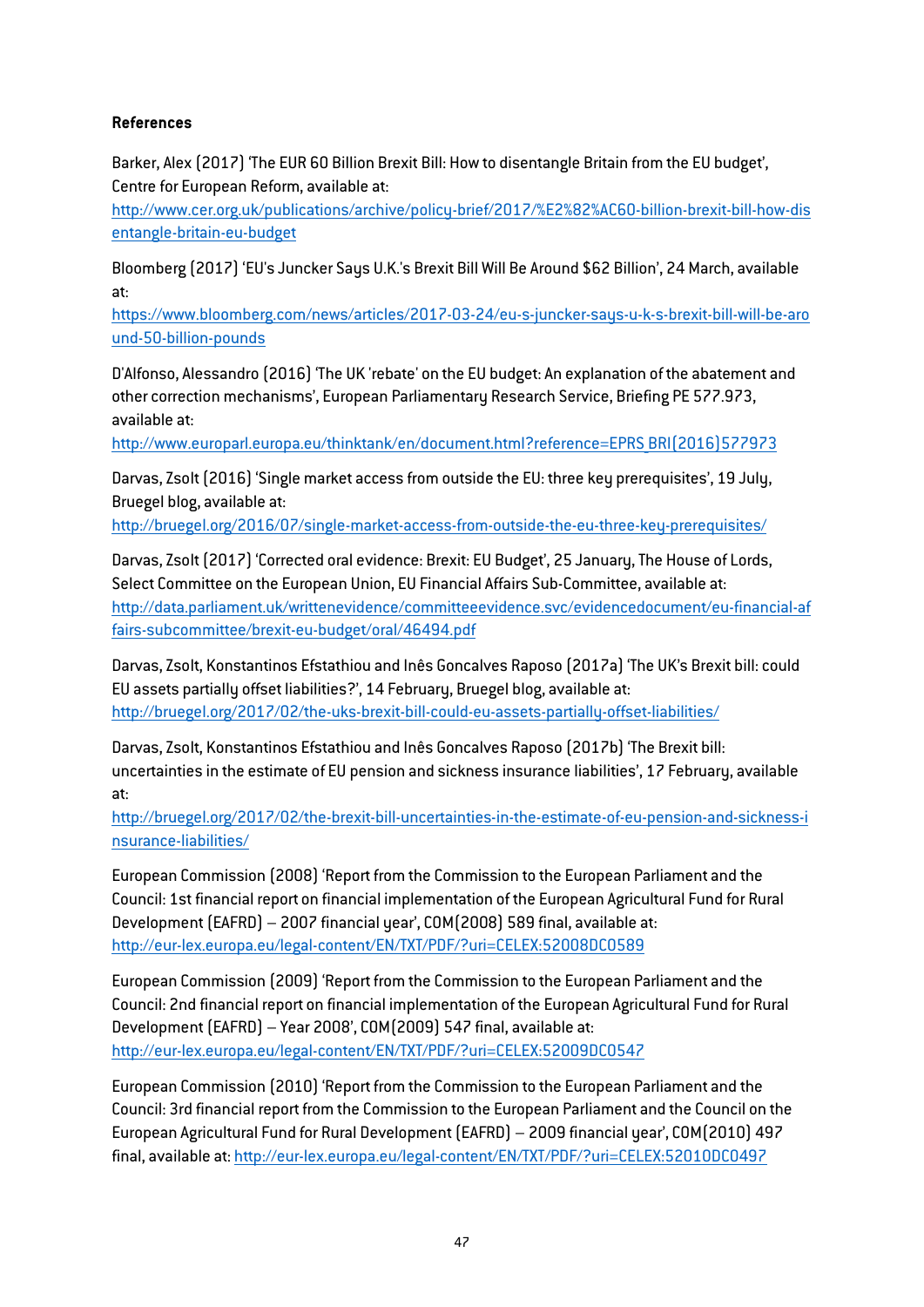**References**

Barker, Alex (2017) 'The EUR 60 Billion Brexit Bill: How to disentangle Britain from the EU budget', Centre for European Reform, available at: http://www.cer.org.uk/publications/archive/policy-brief/2017/%E2%82%AC60-billion-brexit-bill-how-disentangle-britain-eu-budget

Bloomberg (2017) 'EU's Juncker Says U.K.'s Brexit Bill Will Be Around $62 Billion', 24 March, available at: https://www.bloomberg.com/news/articles/2017-03-24/eu-s-juncker-says-u-k-s-brexit-bill-will-be-around-50-billion-pounds

D'Alfonso, Alessandro (2016) 'The UK 'rebate' on the EU budget: An explanation of the abatement and other correction mechanisms', European Parliamentary Research Service, Briefing PE 577.973, available at: http://www.europarl.europa.eu/thinktank/en/document.html?reference=EPRS_BRI(2016)577973

Darvas, Zsolt (2016) 'Single market access from outside the EU: three key prerequisites', 19 July, Bruegel blog, available at: http://bruegel.org/2016/07/single-market-access-from-outside-the-eu-three-key-prerequisites/

Darvas, Zsolt (2017) 'Corrected oral evidence: Brexit: EU Budget', 25 January, The House of Lords, Select Committee on the European Union, EU Financial Affairs Sub-Committee, available at: http://data.parliament.uk/writtenevidence/committeeevidence.svc/evidencedocument/eu-financial-affairs-subcommittee/brexit-eu-budget/oral/46494.pdf

Darvas, Zsolt, Konstantinos Efstathiou and Inês Goncalves Raposo (2017a) 'The UK's Brexit bill: could EU assets partially offset liabilities?', 14 February, Bruegel blog, available at: http://bruegel.org/2017/02/the-uks-brexit-bill-could-eu-assets-partially-offset-liabilities/

Darvas, Zsolt, Konstantinos Efstathiou and Inês Goncalves Raposo (2017b) 'The Brexit bill: uncertainties in the estimate of EU pension and sickness insurance liabilities', 17 February, available at: http://bruegel.org/2017/02/the-brexit-bill-uncertainties-in-the-estimate-of-eu-pension-and-sickness-insurance-liabilities/

European Commission (2008) 'Report from the Commission to the European Parliament and the Council: 1st financial report on financial implementation of the European Agricultural Fund for Rural Development (EAFRD) – 2007 financial year', COM(2008) 589 final, available at: http://eur-lex.europa.eu/legal-content/EN/TXT/PDF/?uri=CELEX:52008DC0589

European Commission (2009) 'Report from the Commission to the European Parliament and the Council: 2nd financial report on financial implementation of the European Agricultural Fund for Rural Development (EAFRD) – Year 2008', COM(2009) 547 final, available at: http://eur-lex.europa.eu/legal-content/EN/TXT/PDF/?uri=CELEX:52009DC0547

European Commission (2010) 'Report from the Commission to the European Parliament and the Council: 3rd financial report from the Commission to the European Parliament and the Council on the European Agricultural Fund for Rural Development (EAFRD) – 2009 financial year', COM(2010) 497 final, available at: http://eur-lex.europa.eu/legal-content/EN/TXT/PDF/?uri=CELEX:52010DC0497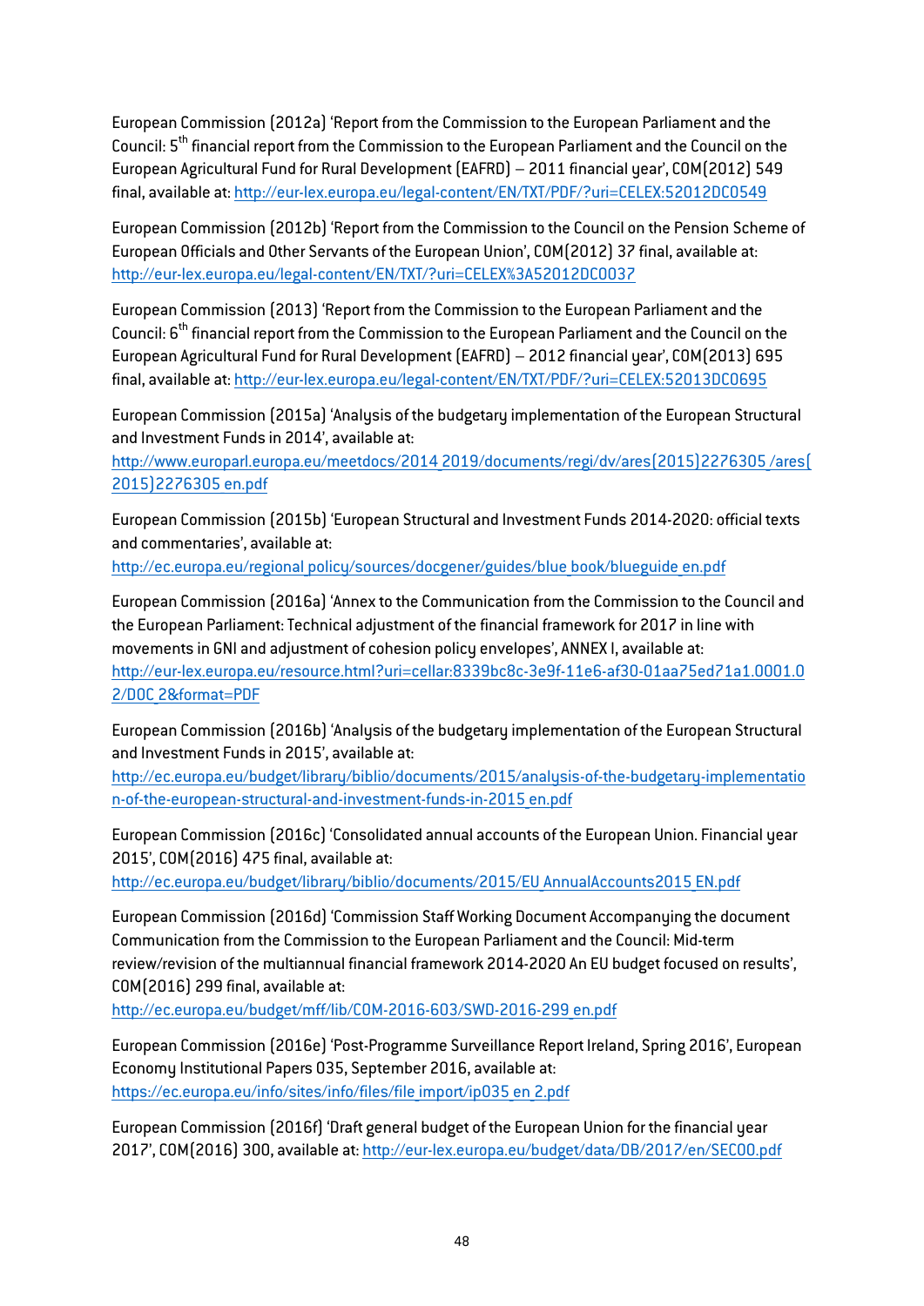European Commission (2012a) 'Report from the Commission to the European Parliament and the Council: 5th financial report from the Commission to the European Parliament and the Council on the European Agricultural Fund for Rural Development (EAFRD) – 2011 financial year', COM(2012) 549 final, available at: http://eur-lex.europa.eu/legal-content/EN/TXT/PDF/?uri=CELEX:52012DC0549

European Commission (2012b) 'Report from the Commission to the Council on the Pension Scheme of European Officials and Other Servants of the European Union', COM(2012) 37 final, available at: http://eur-lex.europa.eu/legal-content/EN/TXT/?uri=CELEX%3A52012DC0037

European Commission (2013) 'Report from the Commission to the European Parliament and the Council: 6th financial report from the Commission to the European Parliament and the Council on the European Agricultural Fund for Rural Development (EAFRD) – 2012 financial year', COM(2013) 695 final, available at: http://eur-lex.europa.eu/legal-content/EN/TXT/PDF/?uri=CELEX:52013DC0695

European Commission (2015a) 'Analysis of the budgetary implementation of the European Structural and Investment Funds in 2014', available at: http://www.europarl.europa.eu/meetdocs/2014_2019/documents/regi/dv/ares(2015)2276305_/ares(2015)2276305_en.pdf

European Commission (2015b) 'European Structural and Investment Funds 2014-2020: official texts and commentaries', available at: http://ec.europa.eu/regional_policy/sources/docgener/guides/blue_book/blueguide_en.pdf

European Commission (2016a) 'Annex to the Communication from the Commission to the Council and the European Parliament: Technical adjustment of the financial framework for 2017 in line with movements in GNI and adjustment of cohesion policy envelopes', ANNEX I, available at: http://eur-lex.europa.eu/resource.html?uri=cellar:8339bc8c-3e9f-11e6-af30-01aa75ed71a1.0001.02/DOC_2&format=PDF

European Commission (2016b) 'Analysis of the budgetary implementation of the European Structural and Investment Funds in 2015', available at: http://ec.europa.eu/budget/library/biblio/documents/2015/analysis-of-the-budgetary-implementation-of-the-european-structural-and-investment-funds-in-2015_en.pdf

European Commission (2016c) 'Consolidated annual accounts of the European Union. Financial year 2015', COM(2016) 475 final, available at: http://ec.europa.eu/budget/library/biblio/documents/2015/EU_AnnualAccounts2015_EN.pdf

European Commission (2016d) 'Commission Staff Working Document Accompanying the document Communication from the Commission to the European Parliament and the Council: Mid-term review/revision of the multiannual financial framework 2014-2020 An EU budget focused on results', COM(2016) 299 final, available at: http://ec.europa.eu/budget/mff/lib/COM-2016-603/SWD-2016-299_en.pdf

European Commission (2016e) 'Post-Programme Surveillance Report Ireland, Spring 2016', European Economy Institutional Papers 035, September 2016, available at: https://ec.europa.eu/info/sites/info/files/file_import/ip035_en_2.pdf

European Commission (2016f) 'Draft general budget of the European Union for the financial year 2017', COM(2016) 300, available at: http://eur-lex.europa.eu/budget/data/DB/2017/en/SEC00.pdf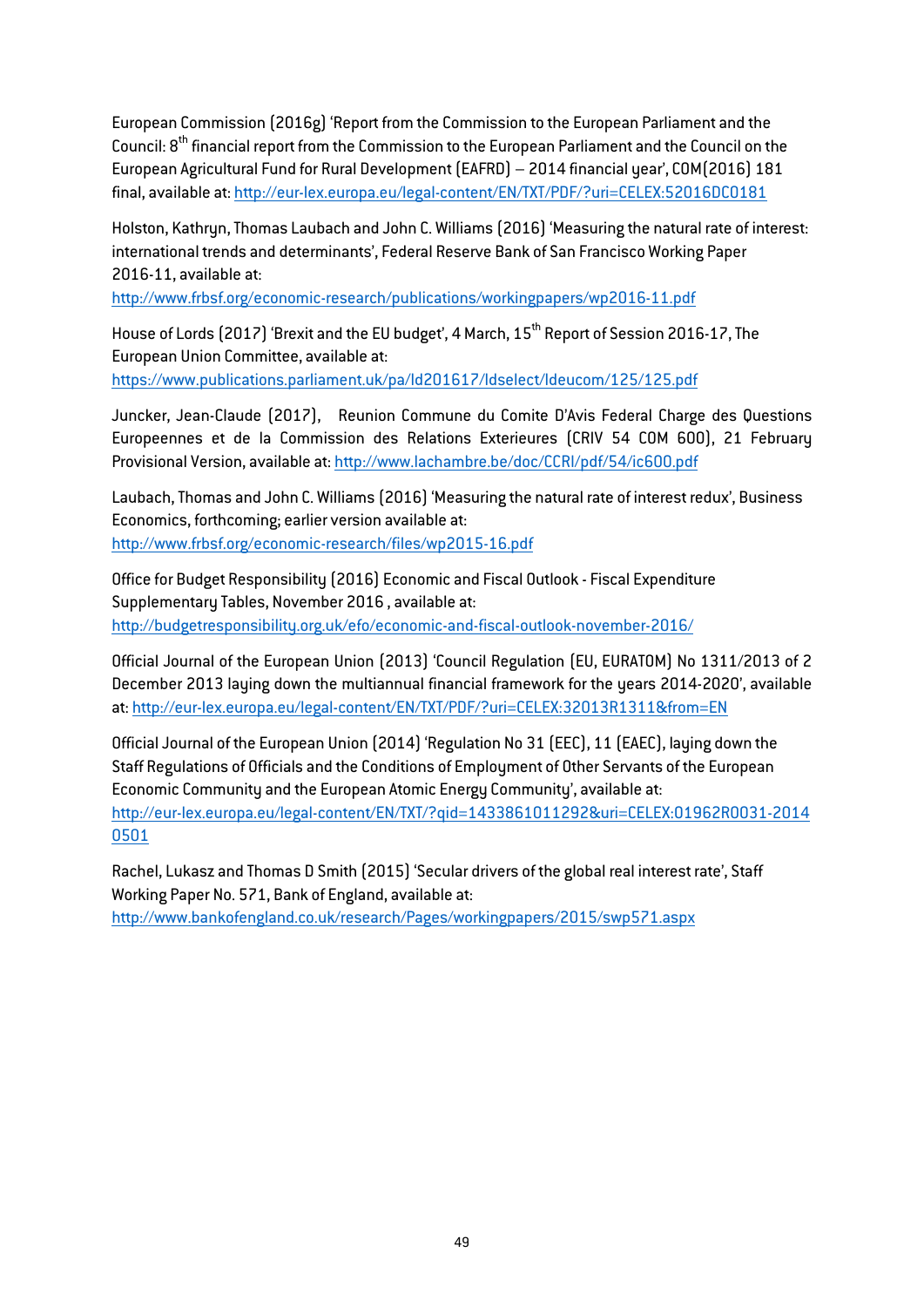European Commission (2016g) 'Report from the Commission to the European Parliament and the Council: 8th financial report from the Commission to the European Parliament and the Council on the European Agricultural Fund for Rural Development (EAFRD) – 2014 financial year', COM(2016) 181 final, available at: http://eur-lex.europa.eu/legal-content/EN/TXT/PDF/?uri=CELEX:52016DC0181

Holston, Kathryn, Thomas Laubach and John C. Williams (2016) 'Measuring the natural rate of interest: international trends and determinants', Federal Reserve Bank of San Francisco Working Paper 2016-11, available at: http://www.frbsf.org/economic-research/publications/workingpapers/wp2016-11.pdf

House of Lords (2017) 'Brexit and the EU budget', 4 March, 15th Report of Session 2016-17, The European Union Committee, available at: https://www.publications.parliament.uk/pa/ld201617/ldselect/ldeucom/125/125.pdf

Juncker, Jean-Claude (2017), Reunion Commune du Comite D'Avis Federal Charge des Questions Europeennes et de la Commission des Relations Exterieures (CRIV 54 COM 600), 21 February Provisional Version, available at: http://www.lachambre.be/doc/CCRI/pdf/54/ic600.pdf

Laubach, Thomas and John C. Williams (2016) 'Measuring the natural rate of interest redux', Business Economics, forthcoming; earlier version available at: http://www.frbsf.org/economic-research/files/wp2015-16.pdf

Office for Budget Responsibility (2016) Economic and Fiscal Outlook - Fiscal Expenditure Supplementary Tables, November 2016 , available at: http://budgetresponsibility.org.uk/efo/economic-and-fiscal-outlook-november-2016/

Official Journal of the European Union (2013) 'Council Regulation (EU, EURATOM) No 1311/2013 of 2 December 2013 laying down the multiannual financial framework for the years 2014-2020', available at: http://eur-lex.europa.eu/legal-content/EN/TXT/PDF/?uri=CELEX:32013R1311&from=EN

Official Journal of the European Union (2014) 'Regulation No 31 (EEC), 11 (EAEC), laying down the Staff Regulations of Officials and the Conditions of Employment of Other Servants of the European Economic Community and the European Atomic Energy Community', available at: http://eur-lex.europa.eu/legal-content/EN/TXT/?qid=1433861011292&uri=CELEX:01962R0031-20140501

Rachel, Lukasz and Thomas D Smith (2015) 'Secular drivers of the global real interest rate', Staff Working Paper No. 571, Bank of England, available at: http://www.bankofengland.co.uk/research/Pages/workingpapers/2015/swp571.aspx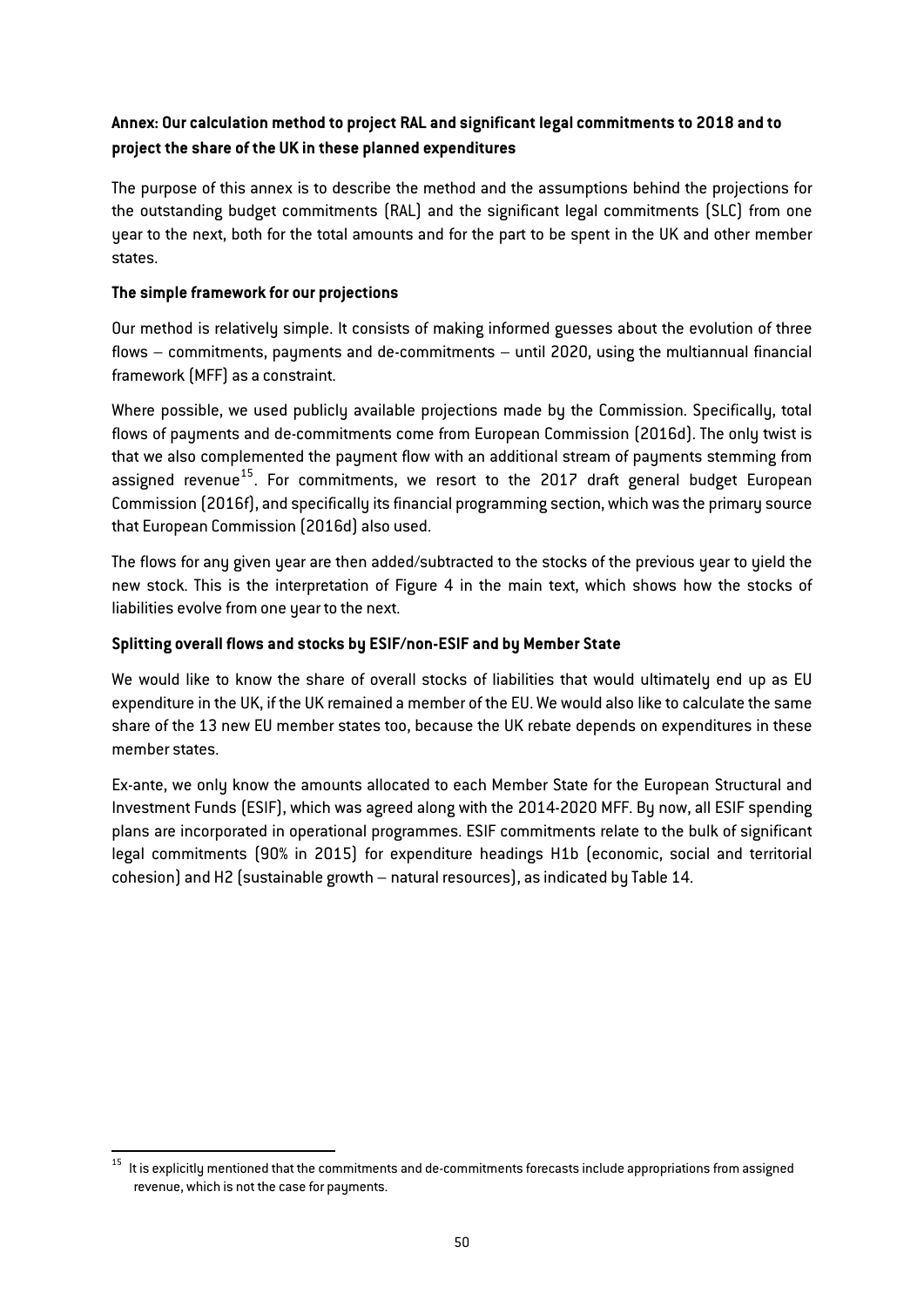## Annex: Our calculation method to project RAL and significant legal commitments to 2018 and to project the share of the UK in these planned expenditures

The purpose of this annex is to describe the method and the assumptions behind the projections for the outstanding budget commitments (RAL) and the significant legal commitments (SLC) from one year to the next, both for the total amounts and for the part to be spent in the UK and other member states.

### The simple framework for our projections

Our method is relatively simple. It consists of making informed guesses about the evolution of three flows – commitments, payments and de-commitments – until 2020, using the multiannual financial framework (MFF) as a constraint.

Where possible, we used publicly available projections made by the Commission. Specifically, total flows of payments and de-commitments come from European Commission (2016d). The only twist is that we also complemented the payment flow with an additional stream of payments stemming from assigned revenue[15]. For commitments, we resort to the 2017 draft general budget European Commission (2016f), and specifically its financial programming section, which was the primary source that European Commission (2016d) also used.

The flows for any given year are then added/subtracted to the stocks of the previous year to yield the new stock. This is the interpretation of Figure 4 in the main text, which shows how the stocks of liabilities evolve from one year to the next.

### Splitting overall flows and stocks by ESIF/non-ESIF and by Member State

We would like to know the share of overall stocks of liabilities that would ultimately end up as EU expenditure in the UK, if the UK remained a member of the EU. We would also like to calculate the same share of the 13 new EU member states too, because the UK rebate depends on expenditures in these member states.

Ex-ante, we only know the amounts allocated to each Member State for the European Structural and Investment Funds (ESIF), which was agreed along with the 2014-2020 MFF. By now, all ESIF spending plans are incorporated in operational programmes. ESIF commitments relate to the bulk of significant legal commitments (90% in 2015) for expenditure headings H1b (economic, social and territorial cohesion) and H2 (sustainable growth – natural resources), as indicated by Table 14.

---

[15] It is explicitly mentioned that the commitments and de-commitments forecasts include appropriations from assigned revenue, which is not the case for payments.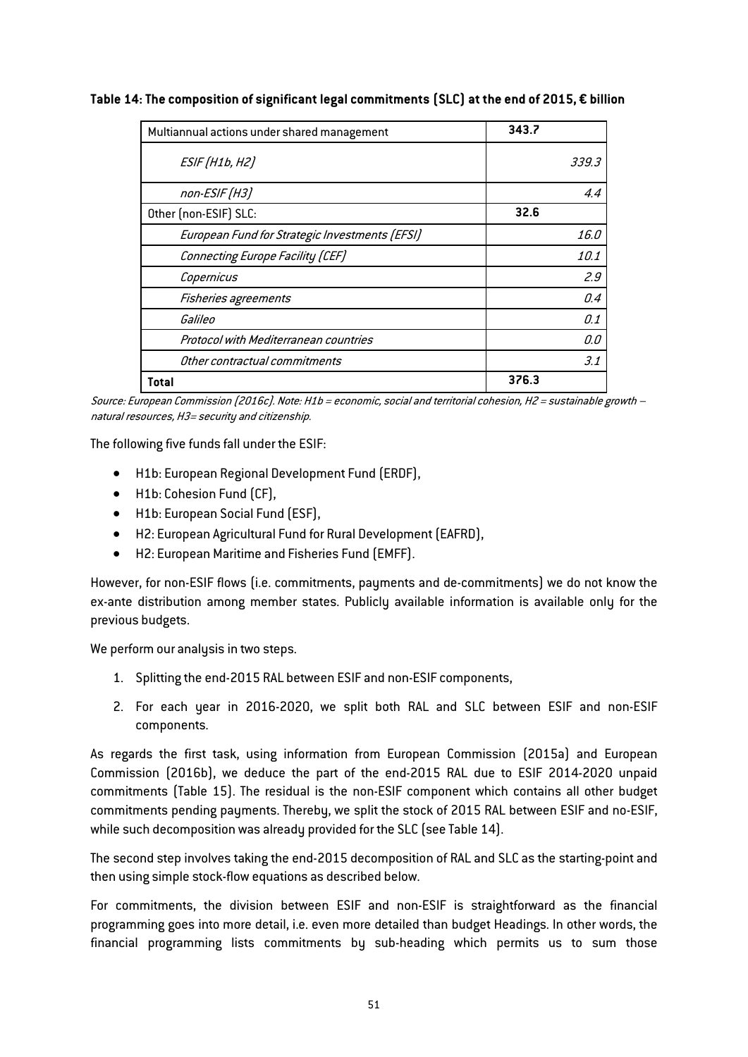**Table 14: The composition of significant legal commitments (SLC) at the end of 2015, € billion**

| Multiannual actions under shared management | 343.7 |
|---|---|
| *ESIF (H1b, H2)* | *339.3* |
| *non-ESIF (H3)* | *4.4* |
| Other (non-ESIF) SLC: | **32.6** |
| *European Fund for Strategic Investments (EFSI)* | *16.0* |
| *Connecting Europe Facility (CEF)* | *10.1* |
| *Copernicus* | *2.9* |
| *Fisheries agreements* | *0.4* |
| *Galileo* | *0.1* |
| *Protocol with Mediterranean countries* | *0.0* |
| *Other contractual commitments* | *3.1* |
| **Total** | **376.3** |

*Source: European Commission (2016c). Note: H1b = economic, social and territorial cohesion, H2 = sustainable growth – natural resources, H3= security and citizenship.*

The following five funds fall under the ESIF:

- H1b: European Regional Development Fund (ERDF),
- H1b: Cohesion Fund (CF),
- H1b: European Social Fund (ESF),
- H2: European Agricultural Fund for Rural Development (EAFRD),
- H2: European Maritime and Fisheries Fund (EMFF).

However, for non-ESIF flows (i.e. commitments, payments and de-commitments) we do not know the ex-ante distribution among member states. Publicly available information is available only for the previous budgets.

We perform our analysis in two steps.

1. Splitting the end-2015 RAL between ESIF and non-ESIF components,
2. For each year in 2016-2020, we split both RAL and SLC between ESIF and non-ESIF components.

As regards the first task, using information from European Commission (2015a) and European Commission (2016b), we deduce the part of the end-2015 RAL due to ESIF 2014-2020 unpaid commitments (Table 15). The residual is the non-ESIF component which contains all other budget commitments pending payments. Thereby, we split the stock of 2015 RAL between ESIF and no-ESIF, while such decomposition was already provided for the SLC (see Table 14).

The second step involves taking the end-2015 decomposition of RAL and SLC as the starting-point and then using simple stock-flow equations as described below.

For commitments, the division between ESIF and non-ESIF is straightforward as the financial programming goes into more detail, i.e. even more detailed than budget Headings. In other words, the financial programming lists commitments by sub-heading which permits us to sum those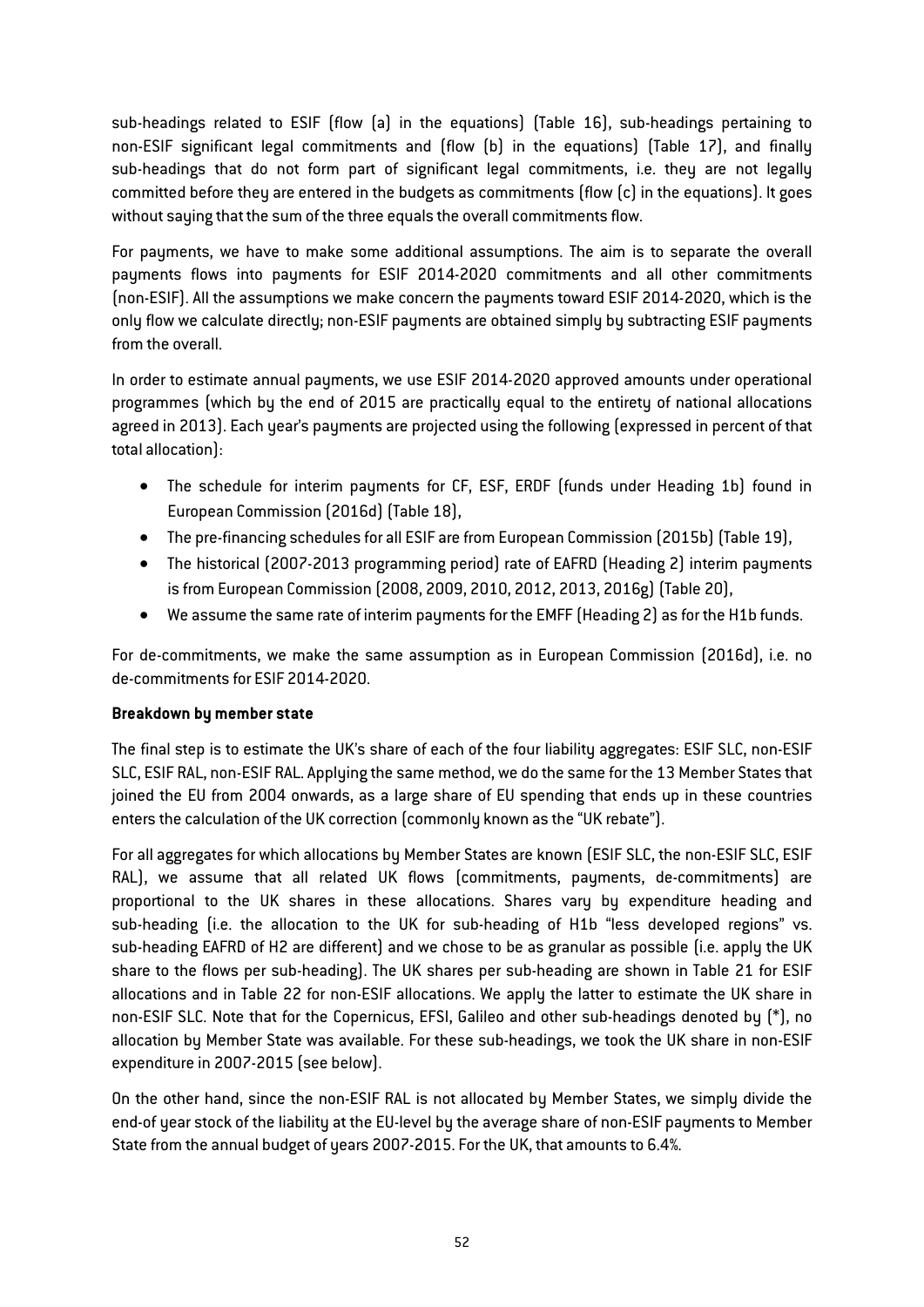sub-headings related to ESIF (flow (a) in the equations) (Table 16), sub-headings pertaining to non-ESIF significant legal commitments and (flow (b) in the equations) (Table 17), and finally sub-headings that do not form part of significant legal commitments, i.e. they are not legally committed before they are entered in the budgets as commitments (flow (c) in the equations). It goes without saying that the sum of the three equals the overall commitments flow.

For payments, we have to make some additional assumptions. The aim is to separate the overall payments flows into payments for ESIF 2014-2020 commitments and all other commitments (non-ESIF). All the assumptions we make concern the payments toward ESIF 2014-2020, which is the only flow we calculate directly; non-ESIF payments are obtained simply by subtracting ESIF payments from the overall.

In order to estimate annual payments, we use ESIF 2014-2020 approved amounts under operational programmes (which by the end of 2015 are practically equal to the entirety of national allocations agreed in 2013). Each year's payments are projected using the following (expressed in percent of that total allocation):

- The schedule for interim payments for CF, ESF, ERDF (funds under Heading 1b) found in European Commission (2016d) (Table 18),
- The pre-financing schedules for all ESIF are from European Commission (2015b) (Table 19),
- The historical (2007-2013 programming period) rate of EAFRD (Heading 2) interim payments is from European Commission (2008, 2009, 2010, 2012, 2013, 2016g) (Table 20),
- We assume the same rate of interim payments for the EMFF (Heading 2) as for the H1b funds.

For de-commitments, we make the same assumption as in European Commission (2016d), i.e. no de-commitments for ESIF 2014-2020.

**Breakdown by member state**

The final step is to estimate the UK's share of each of the four liability aggregates: ESIF SLC, non-ESIF SLC, ESIF RAL, non-ESIF RAL. Applying the same method, we do the same for the 13 Member States that joined the EU from 2004 onwards, as a large share of EU spending that ends up in these countries enters the calculation of the UK correction (commonly known as the "UK rebate").

For all aggregates for which allocations by Member States are known (ESIF SLC, the non-ESIF SLC, ESIF RAL), we assume that all related UK flows (commitments, payments, de-commitments) are proportional to the UK shares in these allocations. Shares vary by expenditure heading and sub-heading (i.e. the allocation to the UK for sub-heading of H1b "less developed regions" vs. sub-heading EAFRD of H2 are different) and we chose to be as granular as possible (i.e. apply the UK share to the flows per sub-heading). The UK shares per sub-heading are shown in Table 21 for ESIF allocations and in Table 22 for non-ESIF allocations. We apply the latter to estimate the UK share in non-ESIF SLC. Note that for the Copernicus, EFSI, Galileo and other sub-headings denoted by (*), no allocation by Member State was available. For these sub-headings, we took the UK share in non-ESIF expenditure in 2007-2015 (see below).

On the other hand, since the non-ESIF RAL is not allocated by Member States, we simply divide the end-of year stock of the liability at the EU-level by the average share of non-ESIF payments to Member State from the annual budget of years 2007-2015. For the UK, that amounts to 6.4%.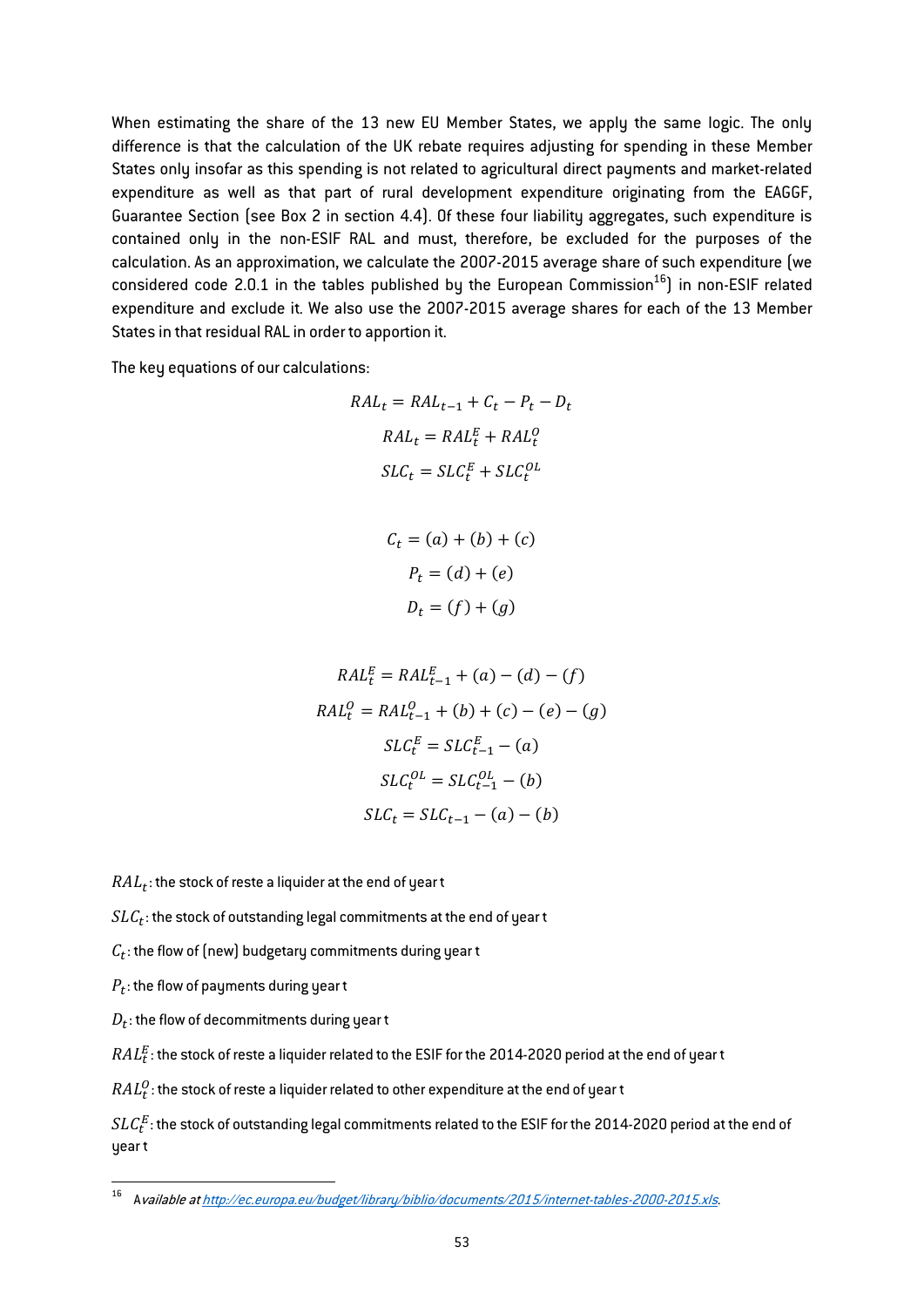When estimating the share of the 13 new EU Member States, we apply the same logic. The only difference is that the calculation of the UK rebate requires adjusting for spending in these Member States only insofar as this spending is not related to agricultural direct payments and market-related expenditure as well as that part of rural development expenditure originating from the EAGGF, Guarantee Section (see Box 2 in section 4.4). Of these four liability aggregates, such expenditure is contained only in the non-ESIF RAL and must, therefore, be excluded for the purposes of the calculation. As an approximation, we calculate the 2007-2015 average share of such expenditure (we considered code 2.0.1 in the tables published by the European Commission[16]) in non-ESIF related expenditure and exclude it. We also use the 2007-2015 average shares for each of the 13 Member States in that residual RAL in order to apportion it.

The key equations of our calculations:

$$RAL_t = RAL_{t-1} + C_t - P_t - D_t$$

$$RAL_t = RAL_t^E + RAL_t^O$$

$$SLC_t = SLC_t^E + SLC_t^{OL}$$

$$C_t = (a) + (b) + (c)$$

$$P_t = (d) + (e)$$

$$D_t = (f) + (g)$$

$$RAL_t^E = RAL_{t-1}^E + (a) - (d) - (f)$$

$$RAL_t^O = RAL_{t-1}^O + (b) + (c) - (e) - (g)$$

$$SLC_t^E = SLC_{t-1}^E - (a)$$

$$SLC_t^{OL} = SLC_{t-1}^{OL} - (b)$$

$$SLC_t = SLC_{t-1} - (a) - (b)$$

$RAL_t$: the stock of reste a liquider at the end of year t

$SLC_t$: the stock of outstanding legal commitments at the end of year t

$C_t$: the flow of (new) budgetary commitments during year t

$P_t$: the flow of payments during year t

$D_t$: the flow of decommitments during year t

$RAL_t^E$: the stock of reste a liquider related to the ESIF for the 2014-2020 period at the end of year t

$RAL_t^O$: the stock of reste a liquider related to other expenditure at the end of year t

$SLC_t^E$: the stock of outstanding legal commitments related to the ESIF for the 2014-2020 period at the end of year t

---

[16] *Available at [http://ec.europa.eu/budget/library/biblio/documents/2015/internet-tables-2000-2015.xls](http://ec.europa.eu/budget/library/biblio/documents/2015/internet-tables-2000-2015.xls).*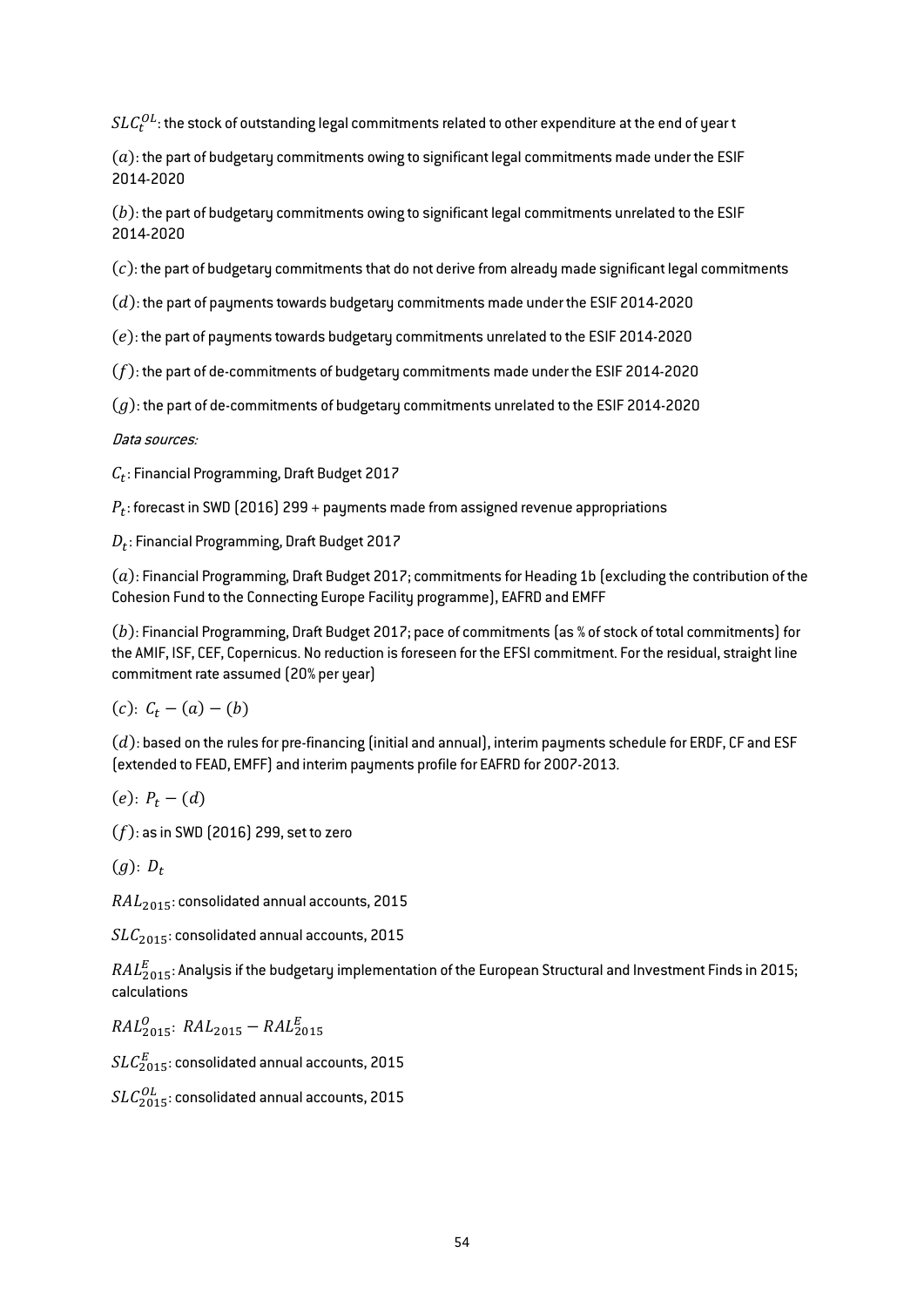$SLC_t^{OL}$: the stock of outstanding legal commitments related to other expenditure at the end of year t

$(a)$: the part of budgetary commitments owing to significant legal commitments made under the ESIF 2014-2020

$(b)$: the part of budgetary commitments owing to significant legal commitments unrelated to the ESIF 2014-2020

$(c)$: the part of budgetary commitments that do not derive from already made significant legal commitments

$(d)$: the part of payments towards budgetary commitments made under the ESIF 2014-2020

$(e)$: the part of payments towards budgetary commitments unrelated to the ESIF 2014-2020

$(f)$: the part of de-commitments of budgetary commitments made under the ESIF 2014-2020

$(g)$: the part of de-commitments of budgetary commitments unrelated to the ESIF 2014-2020

*Data sources:*

$C_t$: Financial Programming, Draft Budget 2017

$P_t$: forecast in SWD (2016) 299 + payments made from assigned revenue appropriations

$D_t$: Financial Programming, Draft Budget 2017

$(a)$: Financial Programming, Draft Budget 2017; commitments for Heading 1b (excluding the contribution of the Cohesion Fund to the Connecting Europe Facility programme), EAFRD and EMFF

$(b)$: Financial Programming, Draft Budget 2017; pace of commitments (as % of stock of total commitments) for the AMIF, ISF, CEF, Copernicus. No reduction is foreseen for the EFSI commitment. For the residual, straight line commitment rate assumed (20% per year)

$(c)$: $C_t - (a) - (b)$

$(d)$: based on the rules for pre-financing (initial and annual), interim payments schedule for ERDF, CF and ESF (extended to FEAD, EMFF) and interim payments profile for EAFRD for 2007-2013.

$(e)$: $P_t - (d)$

$(f)$: as in SWD (2016) 299, set to zero

$(g)$: $D_t$

$RAL_{2015}$: consolidated annual accounts, 2015

$SLC_{2015}$: consolidated annual accounts, 2015

$RAL_{2015}^{E}$: Analysis if the budgetary implementation of the European Structural and Investment Finds in 2015; calculations

$RAL_{2015}^{O}$: $RAL_{2015} - RAL_{2015}^{E}$

$SLC_{2015}^{E}$: consolidated annual accounts, 2015

$SLC_{2015}^{OL}$: consolidated annual accounts, 2015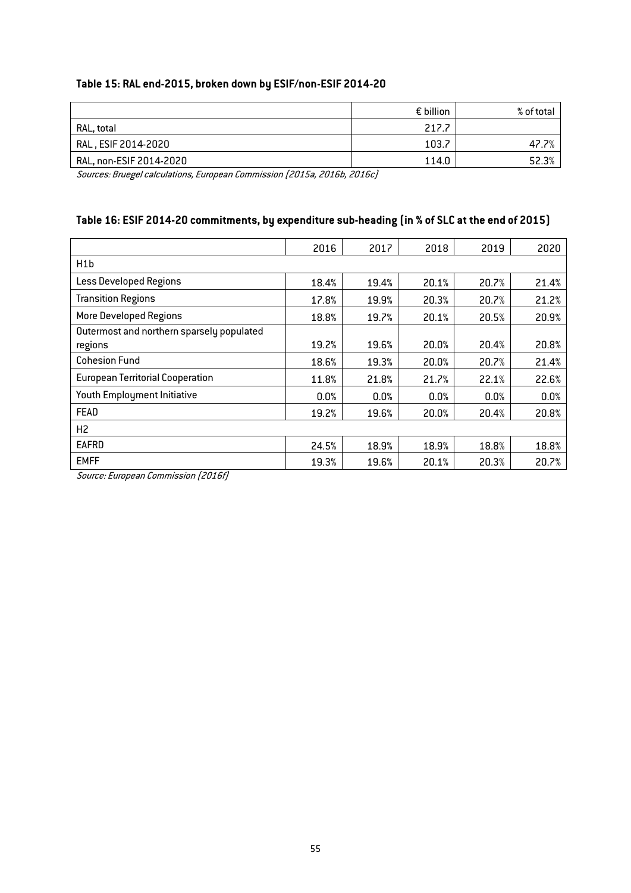**Table 15: RAL end-2015, broken down by ESIF/non-ESIF 2014-20**

| | € billion | % of total |
|---|---|---|
| RAL, total | 217.7 | |
| RAL , ESIF 2014-2020 | 103.7 | 47.7% |
| RAL, non-ESIF 2014-2020 | 114.0 | 52.3% |

*Sources: Bruegel calculations, European Commission (2015a, 2016b, 2016c)*

**Table 16: ESIF 2014-20 commitments, by expenditure sub-heading (in % of SLC at the end of 2015)**

| | 2016 | 2017 | 2018 | 2019 | 2020 |
|---|---|---|---|---|---|
| H1b | | | | | |
| Less Developed Regions | 18.4% | 19.4% | 20.1% | 20.7% | 21.4% |
| Transition Regions | 17.8% | 19.9% | 20.3% | 20.7% | 21.2% |
| More Developed Regions | 18.8% | 19.7% | 20.1% | 20.5% | 20.9% |
| Outermost and northern sparsely populated regions | 19.2% | 19.6% | 20.0% | 20.4% | 20.8% |
| Cohesion Fund | 18.6% | 19.3% | 20.0% | 20.7% | 21.4% |
| European Territorial Cooperation | 11.8% | 21.8% | 21.7% | 22.1% | 22.6% |
| Youth Employment Initiative | 0.0% | 0.0% | 0.0% | 0.0% | 0.0% |
| FEAD | 19.2% | 19.6% | 20.0% | 20.4% | 20.8% |
| H2 | | | | | |
| EAFRD | 24.5% | 18.9% | 18.9% | 18.8% | 18.8% |
| EMFF | 19.3% | 19.6% | 20.1% | 20.3% | 20.7% |

*Source: European Commission (2016f)*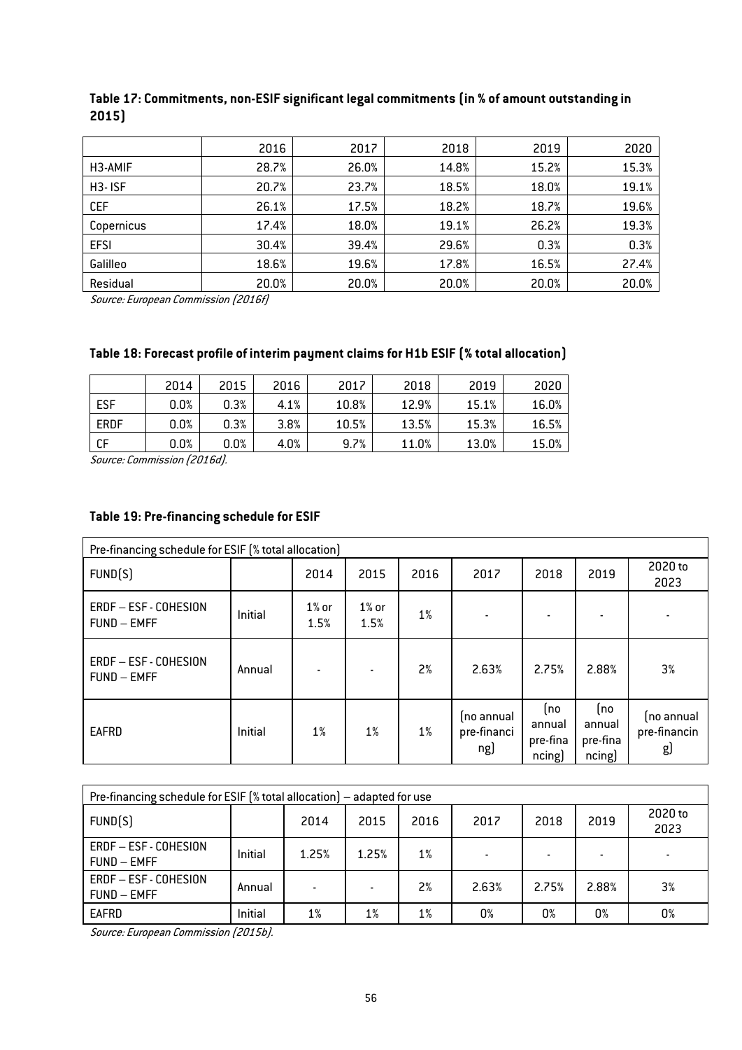**Table 17: Commitments, non-ESIF significant legal commitments (in % of amount outstanding in 2015)**

| | 2016 | 2017 | 2018 | 2019 | 2020 |
|---|---|---|---|---|---|
| H3-AMIF | 28.7% | 26.0% | 14.8% | 15.2% | 15.3% |
| H3- ISF | 20.7% | 23.7% | 18.5% | 18.0% | 19.1% |
| CEF | 26.1% | 17.5% | 18.2% | 18.7% | 19.6% |
| Copernicus | 17.4% | 18.0% | 19.1% | 26.2% | 19.3% |
| EFSI | 30.4% | 39.4% | 29.6% | 0.3% | 0.3% |
| Galilleo | 18.6% | 19.6% | 17.8% | 16.5% | 27.4% |
| Residual | 20.0% | 20.0% | 20.0% | 20.0% | 20.0% |

*Source: European Commission (2016f)*

**Table 18: Forecast profile of interim payment claims for H1b ESIF (% total allocation)**

| | 2014 | 2015 | 2016 | 2017 | 2018 | 2019 | 2020 |
|---|---|---|---|---|---|---|---|
| ESF | 0.0% | 0.3% | 4.1% | 10.8% | 12.9% | 15.1% | 16.0% |
| ERDF | 0.0% | 0.3% | 3.8% | 10.5% | 13.5% | 15.3% | 16.5% |
| CF | 0.0% | 0.0% | 4.0% | 9.7% | 11.0% | 13.0% | 15.0% |

*Source: Commission (2016d).*

**Table 19: Pre-financing schedule for ESIF**

| Pre-financing schedule for ESIF (% total allocation) | | | | | | | | |
|---|---|---|---|---|---|---|---|---|
| FUND(S) | | 2014 | 2015 | 2016 | 2017 | 2018 | 2019 | 2020 to 2023 |
| ERDF – ESF - COHESION FUND – EMFF | Initial | 1% or 1.5% | 1% or 1.5% | 1% | - | - | - | - |
| ERDF – ESF - COHESION FUND – EMFF | Annual | - | - | 2% | 2.63% | 2.75% | 2.88% | 3% |
| EAFRD | Initial | 1% | 1% | 1% | (no annual pre-financing) | (no annual pre-financing) | (no annual pre-financing) | (no annual pre-financing) |

| Pre-financing schedule for ESIF (% total allocation) – adapted for use | | | | | | | | |
|---|---|---|---|---|---|---|---|---|
| FUND(S) | | 2014 | 2015 | 2016 | 2017 | 2018 | 2019 | 2020 to 2023 |
| ERDF – ESF - COHESION FUND – EMFF | Initial | 1.25% | 1.25% | 1% | - | - | - | - |
| ERDF – ESF - COHESION FUND – EMFF | Annual | - | - | 2% | 2.63% | 2.75% | 2.88% | 3% |
| EAFRD | Initial | 1% | 1% | 1% | 0% | 0% | 0% | 0% |

*Source: European Commission (2015b).*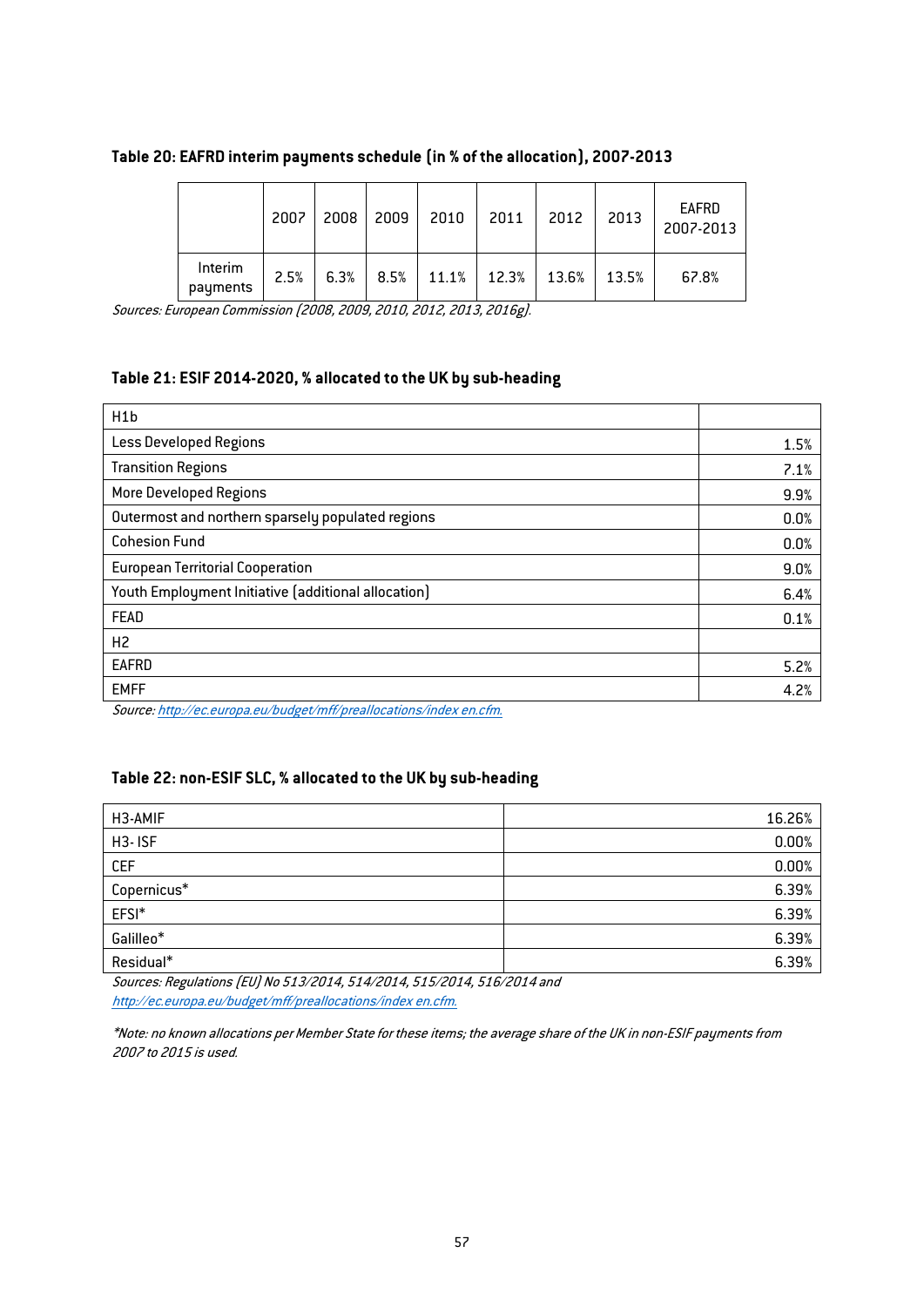**Table 20: EAFRD interim payments schedule (in % of the allocation), 2007-2013**

| | 2007 | 2008 | 2009 | 2010 | 2011 | 2012 | 2013 | EAFRD 2007-2013 |
|---|---|---|---|---|---|---|---|---|
| Interim payments | 2.5% | 6.3% | 8.5% | 11.1% | 12.3% | 13.6% | 13.5% | 67.8% |

*Sources: European Commission (2008, 2009, 2010, 2012, 2013, 2016g).*

**Table 21: ESIF 2014-2020, % allocated to the UK by sub-heading**

| | |
|---|---|
| H1b | |
| Less Developed Regions | 1.5% |
| Transition Regions | 7.1% |
| More Developed Regions | 9.9% |
| Outermost and northern sparsely populated regions | 0.0% |
| Cohesion Fund | 0.0% |
| European Territorial Cooperation | 9.0% |
| Youth Employment Initiative (additional allocation) | 6.4% |
| FEAD | 0.1% |
| H2 | |
| EAFRD | 5.2% |
| EMFF | 4.2% |

*Source: http://ec.europa.eu/budget/mff/preallocations/index en.cfm.*

**Table 22: non-ESIF SLC, % allocated to the UK by sub-heading**

| | |
|---|---|
| H3-AMIF | 16.26% |
| H3- ISF | 0.00% |
| CEF | 0.00% |
| Copernicus* | 6.39% |
| EFSI* | 6.39% |
| Galilleo* | 6.39% |
| Residual* | 6.39% |

*Sources: Regulations (EU) No 513/2014, 514/2014, 515/2014, 516/2014 and http://ec.europa.eu/budget/mff/preallocations/index en.cfm.*

*\*Note: no known allocations per Member State for these items; the average share of the UK in non-ESIF payments from 2007 to 2015 is used.*